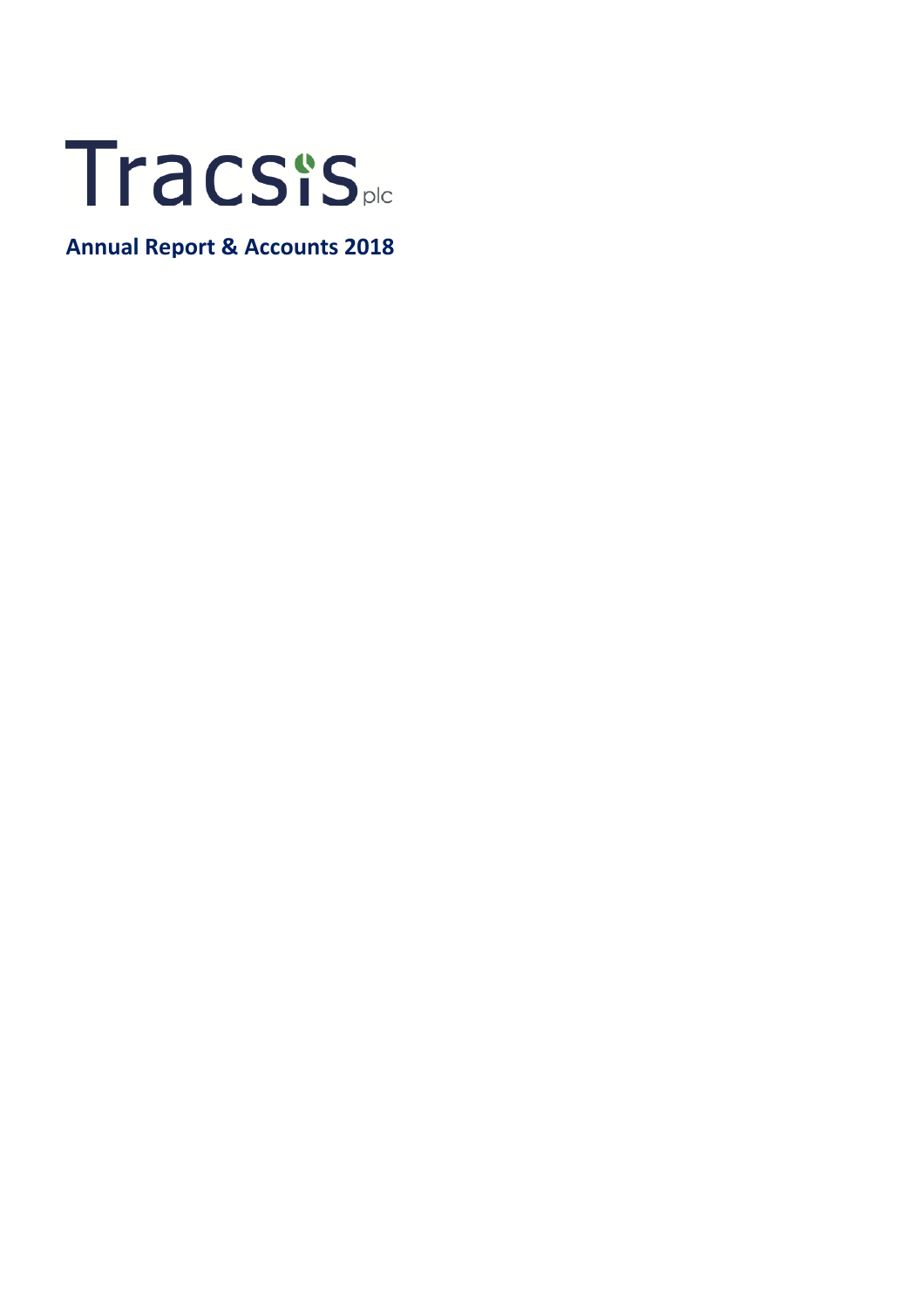# Tracsis plc

## Annual Report & Accounts 2018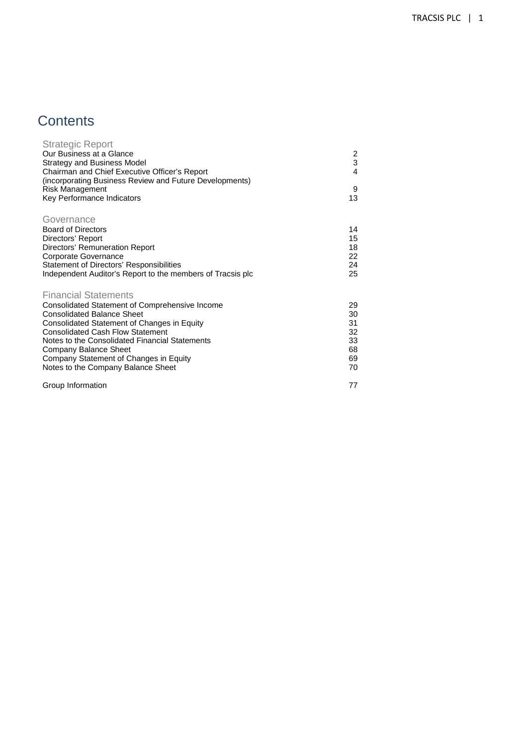# Contents

| Strategic Report | |
|---|---|
| Our Business at a Glance | 2 |
| Strategy and Business Model | 3 |
| Chairman and Chief Executive Officer's Report (incorporating Business Review and Future Developments) | 4 |
| Risk Management | 9 |
| Key Performance Indicators | 13 |

| Governance | |
|---|---|
| Board of Directors | 14 |
| Directors' Report | 15 |
| Directors' Remuneration Report | 18 |
| Corporate Governance | 22 |
| Statement of Directors' Responsibilities | 24 |
| Independent Auditor's Report to the members of Tracsis plc | 25 |

| Financial Statements | |
|---|---|
| Consolidated Statement of Comprehensive Income | 29 |
| Consolidated Balance Sheet | 30 |
| Consolidated Statement of Changes in Equity | 31 |
| Consolidated Cash Flow Statement | 32 |
| Notes to the Consolidated Financial Statements | 33 |
| Company Balance Sheet | 68 |
| Company Statement of Changes in Equity | 69 |
| Notes to the Company Balance Sheet | 70 |
| Group Information | 77 |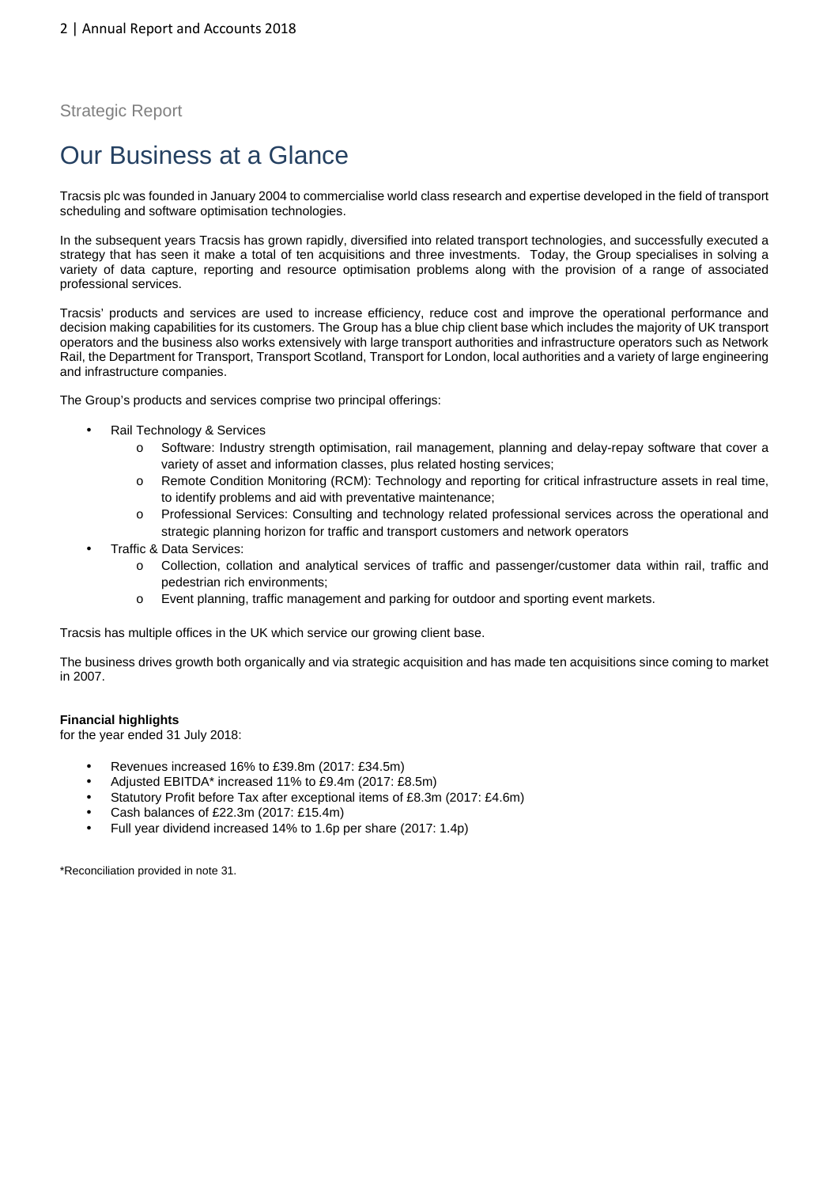Strategic Report

# Our Business at a Glance

Tracsis plc was founded in January 2004 to commercialise world class research and expertise developed in the field of transport scheduling and software optimisation technologies.

In the subsequent years Tracsis has grown rapidly, diversified into related transport technologies, and successfully executed a strategy that has seen it make a total of ten acquisitions and three investments. Today, the Group specialises in solving a variety of data capture, reporting and resource optimisation problems along with the provision of a range of associated professional services.

Tracsis' products and services are used to increase efficiency, reduce cost and improve the operational performance and decision making capabilities for its customers. The Group has a blue chip client base which includes the majority of UK transport operators and the business also works extensively with large transport authorities and infrastructure operators such as Network Rail, the Department for Transport, Transport Scotland, Transport for London, local authorities and a variety of large engineering and infrastructure companies.

The Group's products and services comprise two principal offerings:

- Rail Technology & Services
  - Software: Industry strength optimisation, rail management, planning and delay-repay software that cover a variety of asset and information classes, plus related hosting services;
  - Remote Condition Monitoring (RCM): Technology and reporting for critical infrastructure assets in real time, to identify problems and aid with preventative maintenance;
  - Professional Services: Consulting and technology related professional services across the operational and strategic planning horizon for traffic and transport customers and network operators
- Traffic & Data Services:
  - Collection, collation and analytical services of traffic and passenger/customer data within rail, traffic and pedestrian rich environments;
  - Event planning, traffic management and parking for outdoor and sporting event markets.

Tracsis has multiple offices in the UK which service our growing client base.

The business drives growth both organically and via strategic acquisition and has made ten acquisitions since coming to market in 2007.

**Financial highlights**
for the year ended 31 July 2018:

- Revenues increased 16% to £39.8m (2017: £34.5m)
- Adjusted EBITDA* increased 11% to £9.4m (2017: £8.5m)
- Statutory Profit before Tax after exceptional items of £8.3m (2017: £4.6m)
- Cash balances of £22.3m (2017: £15.4m)
- Full year dividend increased 14% to 1.6p per share (2017: 1.4p)

*Reconciliation provided in note 31.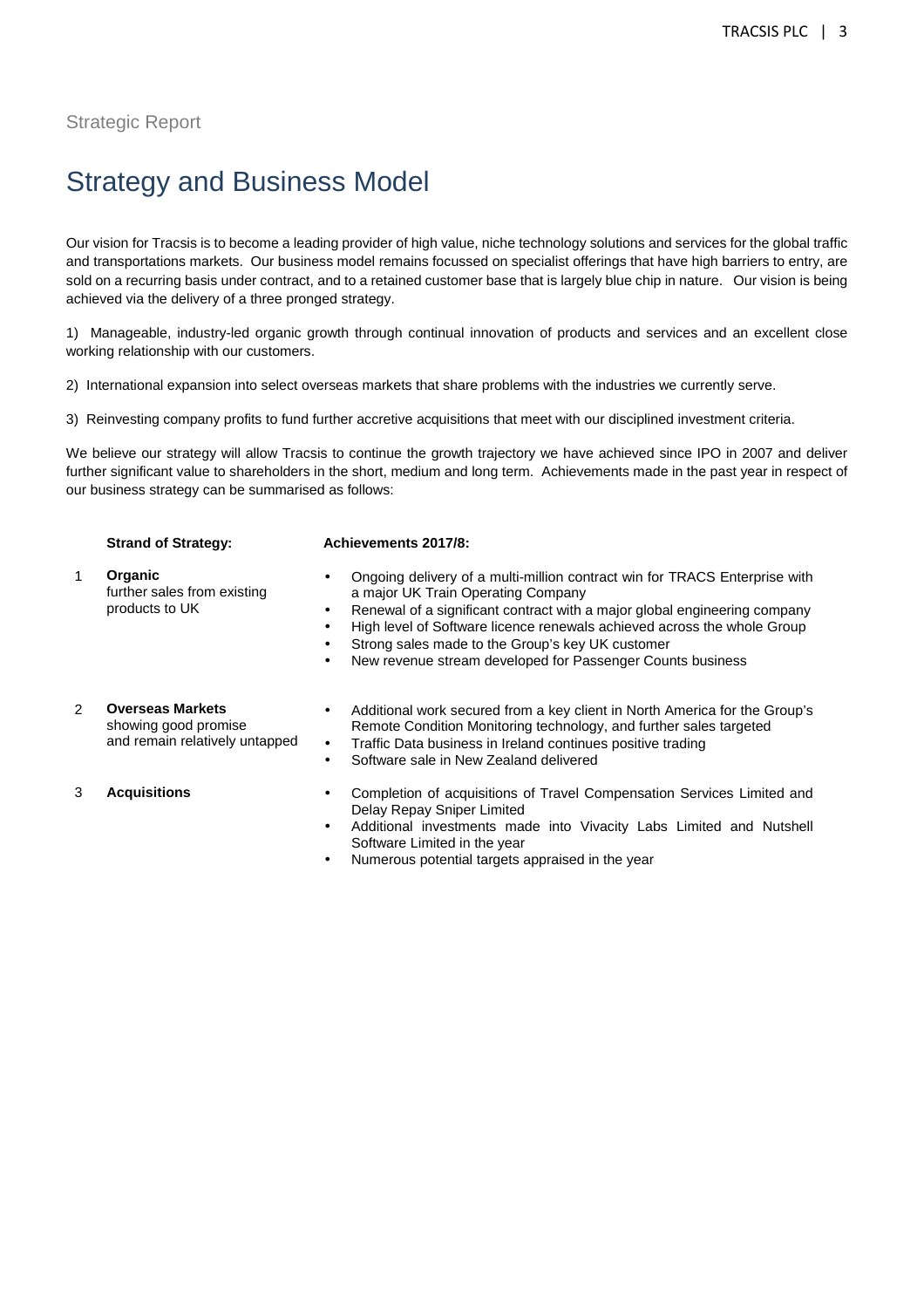Strategic Report

# Strategy and Business Model

Our vision for Tracsis is to become a leading provider of high value, niche technology solutions and services for the global traffic and transportations markets. Our business model remains focussed on specialist offerings that have high barriers to entry, are sold on a recurring basis under contract, and to a retained customer base that is largely blue chip in nature. Our vision is being achieved via the delivery of a three pronged strategy.

1) Manageable, industry-led organic growth through continual innovation of products and services and an excellent close working relationship with our customers.

2) International expansion into select overseas markets that share problems with the industries we currently serve.

3) Reinvesting company profits to fund further accretive acquisitions that meet with our disciplined investment criteria.

We believe our strategy will allow Tracsis to continue the growth trajectory we have achieved since IPO in 2007 and deliver further significant value to shareholders in the short, medium and long term. Achievements made in the past year in respect of our business strategy can be summarised as follows:

| | Strand of Strategy: | Achievements 2017/8: |
|---|---|---|
| 1 | **Organic** further sales from existing products to UK | • Ongoing delivery of a multi-million contract win for TRACS Enterprise with a major UK Train Operating Company<br>• Renewal of a significant contract with a major global engineering company<br>• High level of Software licence renewals achieved across the whole Group<br>• Strong sales made to the Group's key UK customer<br>• New revenue stream developed for Passenger Counts business |
| 2 | **Overseas Markets** showing good promise and remain relatively untapped | • Additional work secured from a key client in North America for the Group's Remote Condition Monitoring technology, and further sales targeted<br>• Traffic Data business in Ireland continues positive trading<br>• Software sale in New Zealand delivered |
| 3 | **Acquisitions** | • Completion of acquisitions of Travel Compensation Services Limited and Delay Repay Sniper Limited<br>• Additional investments made into Vivacity Labs Limited and Nutshell Software Limited in the year<br>• Numerous potential targets appraised in the year |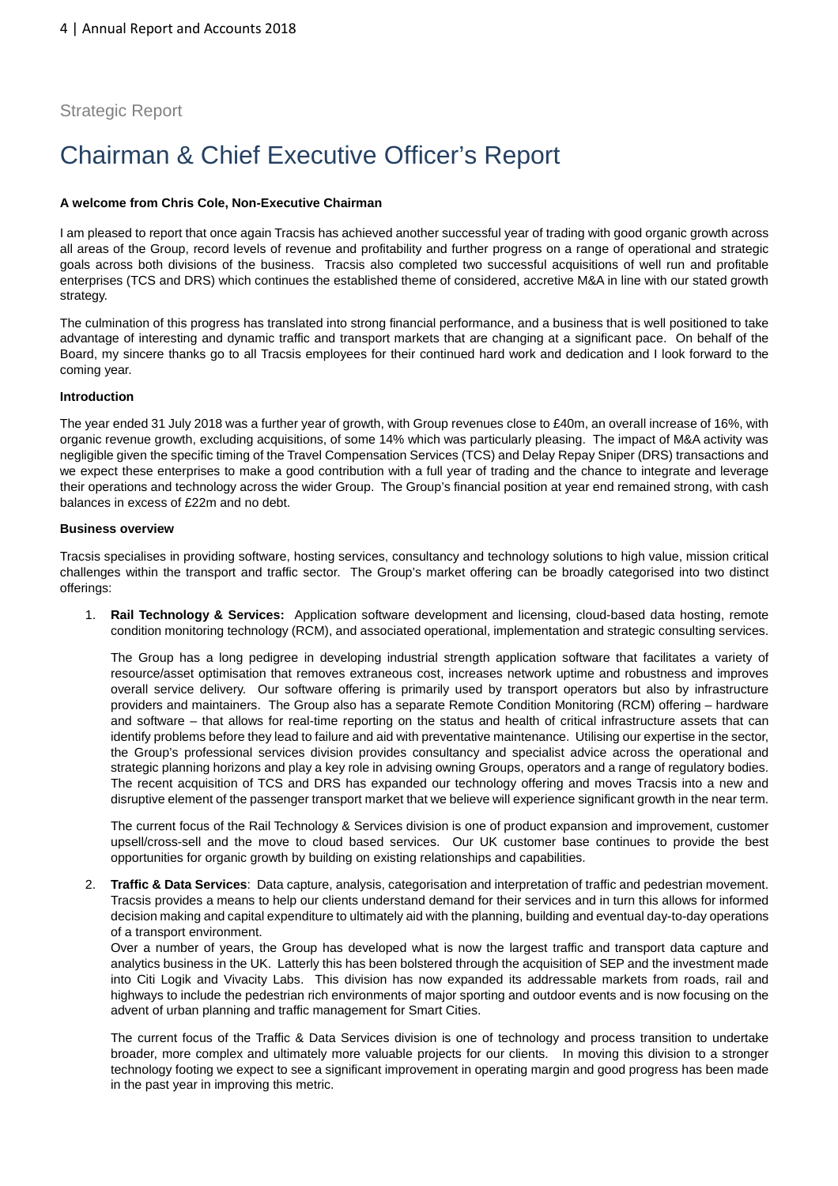Strategic Report

# Chairman & Chief Executive Officer's Report

**A welcome from Chris Cole, Non-Executive Chairman**

I am pleased to report that once again Tracsis has achieved another successful year of trading with good organic growth across all areas of the Group, record levels of revenue and profitability and further progress on a range of operational and strategic goals across both divisions of the business. Tracsis also completed two successful acquisitions of well run and profitable enterprises (TCS and DRS) which continues the established theme of considered, accretive M&A in line with our stated growth strategy.

The culmination of this progress has translated into strong financial performance, and a business that is well positioned to take advantage of interesting and dynamic traffic and transport markets that are changing at a significant pace. On behalf of the Board, my sincere thanks go to all Tracsis employees for their continued hard work and dedication and I look forward to the coming year.

**Introduction**

The year ended 31 July 2018 was a further year of growth, with Group revenues close to £40m, an overall increase of 16%, with organic revenue growth, excluding acquisitions, of some 14% which was particularly pleasing. The impact of M&A activity was negligible given the specific timing of the Travel Compensation Services (TCS) and Delay Repay Sniper (DRS) transactions and we expect these enterprises to make a good contribution with a full year of trading and the chance to integrate and leverage their operations and technology across the wider Group. The Group's financial position at year end remained strong, with cash balances in excess of £22m and no debt.

**Business overview**

Tracsis specialises in providing software, hosting services, consultancy and technology solutions to high value, mission critical challenges within the transport and traffic sector. The Group's market offering can be broadly categorised into two distinct offerings:

1. **Rail Technology & Services:** Application software development and licensing, cloud-based data hosting, remote condition monitoring technology (RCM), and associated operational, implementation and strategic consulting services.

   The Group has a long pedigree in developing industrial strength application software that facilitates a variety of resource/asset optimisation that removes extraneous cost, increases network uptime and robustness and improves overall service delivery. Our software offering is primarily used by transport operators but also by infrastructure providers and maintainers. The Group also has a separate Remote Condition Monitoring (RCM) offering – hardware and software – that allows for real-time reporting on the status and health of critical infrastructure assets that can identify problems before they lead to failure and aid with preventative maintenance. Utilising our expertise in the sector, the Group's professional services division provides consultancy and specialist advice across the operational and strategic planning horizons and play a key role in advising owning Groups, operators and a range of regulatory bodies. The recent acquisition of TCS and DRS has expanded our technology offering and moves Tracsis into a new and disruptive element of the passenger transport market that we believe will experience significant growth in the near term.

   The current focus of the Rail Technology & Services division is one of product expansion and improvement, customer upsell/cross-sell and the move to cloud based services. Our UK customer base continues to provide the best opportunities for organic growth by building on existing relationships and capabilities.

2. **Traffic & Data Services**: Data capture, analysis, categorisation and interpretation of traffic and pedestrian movement. Tracsis provides a means to help our clients understand demand for their services and in turn this allows for informed decision making and capital expenditure to ultimately aid with the planning, building and eventual day-to-day operations of a transport environment.

   Over a number of years, the Group has developed what is now the largest traffic and transport data capture and analytics business in the UK. Latterly this has been bolstered through the acquisition of SEP and the investment made into Citi Logik and Vivacity Labs. This division has now expanded its addressable markets from roads, rail and highways to include the pedestrian rich environments of major sporting and outdoor events and is now focusing on the advent of urban planning and traffic management for Smart Cities.

   The current focus of the Traffic & Data Services division is one of technology and process transition to undertake broader, more complex and ultimately more valuable projects for our clients. In moving this division to a stronger technology footing we expect to see a significant improvement in operating margin and good progress has been made in the past year in improving this metric.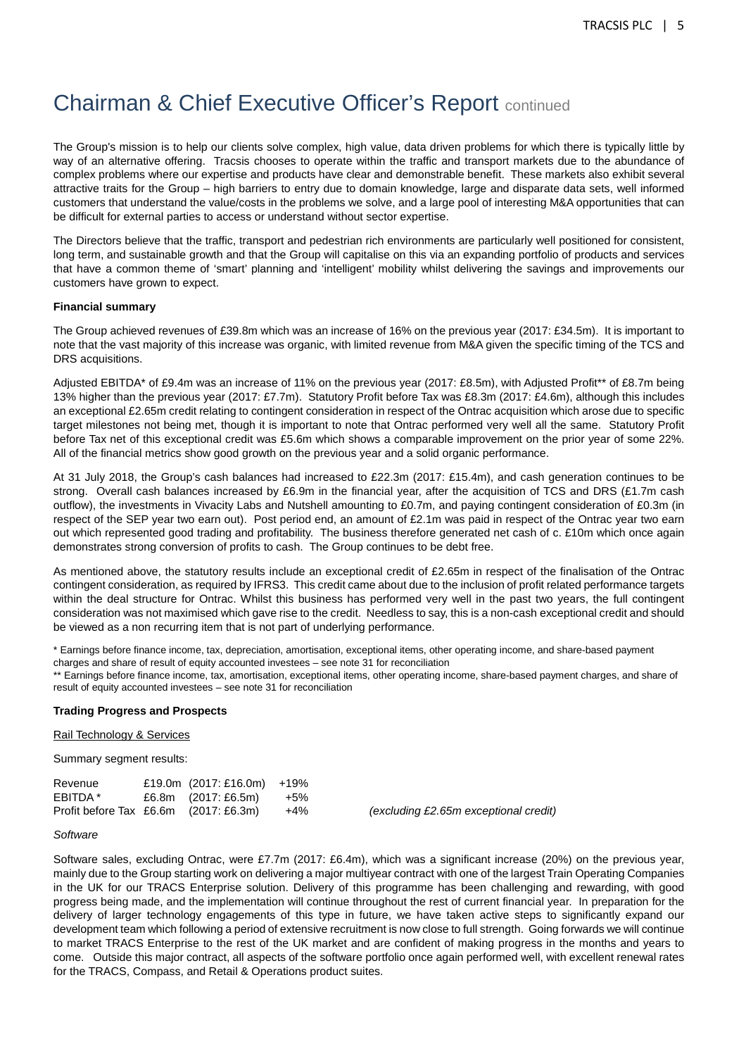# Chairman & Chief Executive Officer's Report continued

The Group's mission is to help our clients solve complex, high value, data driven problems for which there is typically little by way of an alternative offering. Tracsis chooses to operate within the traffic and transport markets due to the abundance of complex problems where our expertise and products have clear and demonstrable benefit. These markets also exhibit several attractive traits for the Group – high barriers to entry due to domain knowledge, large and disparate data sets, well informed customers that understand the value/costs in the problems we solve, and a large pool of interesting M&A opportunities that can be difficult for external parties to access or understand without sector expertise.

The Directors believe that the traffic, transport and pedestrian rich environments are particularly well positioned for consistent, long term, and sustainable growth and that the Group will capitalise on this via an expanding portfolio of products and services that have a common theme of 'smart' planning and 'intelligent' mobility whilst delivering the savings and improvements our customers have grown to expect.

**Financial summary**

The Group achieved revenues of £39.8m which was an increase of 16% on the previous year (2017: £34.5m). It is important to note that the vast majority of this increase was organic, with limited revenue from M&A given the specific timing of the TCS and DRS acquisitions.

Adjusted EBITDA* of £9.4m was an increase of 11% on the previous year (2017: £8.5m), with Adjusted Profit** of £8.7m being 13% higher than the previous year (2017: £7.7m). Statutory Profit before Tax was £8.3m (2017: £4.6m), although this includes an exceptional £2.65m credit relating to contingent consideration in respect of the Ontrac acquisition which arose due to specific target milestones not being met, though it is important to note that Ontrac performed very well all the same. Statutory Profit before Tax net of this exceptional credit was £5.6m which shows a comparable improvement on the prior year of some 22%. All of the financial metrics show good growth on the previous year and a solid organic performance.

At 31 July 2018, the Group's cash balances had increased to £22.3m (2017: £15.4m), and cash generation continues to be strong. Overall cash balances increased by £6.9m in the financial year, after the acquisition of TCS and DRS (£1.7m cash outflow), the investments in Vivacity Labs and Nutshell amounting to £0.7m, and paying contingent consideration of £0.3m (in respect of the SEP year two earn out). Post period end, an amount of £2.1m was paid in respect of the Ontrac year two earn out which represented good trading and profitability. The business therefore generated net cash of c. £10m which once again demonstrates strong conversion of profits to cash. The Group continues to be debt free.

As mentioned above, the statutory results include an exceptional credit of £2.65m in respect of the finalisation of the Ontrac contingent consideration, as required by IFRS3. This credit came about due to the inclusion of profit related performance targets within the deal structure for Ontrac. Whilst this business has performed very well in the past two years, the full contingent consideration was not maximised which gave rise to the credit. Needless to say, this is a non-cash exceptional credit and should be viewed as a non recurring item that is not part of underlying performance.

\* Earnings before finance income, tax, depreciation, amortisation, exceptional items, other operating income, and share-based payment charges and share of result of equity accounted investees – see note 31 for reconciliation

\*\* Earnings before finance income, tax, amortisation, exceptional items, other operating income, share-based payment charges, and share of result of equity accounted investees – see note 31 for reconciliation

**Trading Progress and Prospects**

Rail Technology & Services

Summary segment results:

| | | | | |
|---|---|---|---|---|
| Revenue | £19.0m | (2017: £16.0m) | +19% | |
| EBITDA * | £6.8m | (2017: £6.5m) | +5% | |
| Profit before Tax | £6.6m | (2017: £6.3m) | +4% | *(excluding £2.65m exceptional credit)* |

*Software*

Software sales, excluding Ontrac, were £7.7m (2017: £6.4m), which was a significant increase (20%) on the previous year, mainly due to the Group starting work on delivering a major multiyear contract with one of the largest Train Operating Companies in the UK for our TRACS Enterprise solution. Delivery of this programme has been challenging and rewarding, with good progress being made, and the implementation will continue throughout the rest of current financial year. In preparation for the delivery of larger technology engagements of this type in future, we have taken active steps to significantly expand our development team which following a period of extensive recruitment is now close to full strength. Going forwards we will continue to market TRACS Enterprise to the rest of the UK market and are confident of making progress in the months and years to come. Outside this major contract, all aspects of the software portfolio once again performed well, with excellent renewal rates for the TRACS, Compass, and Retail & Operations product suites.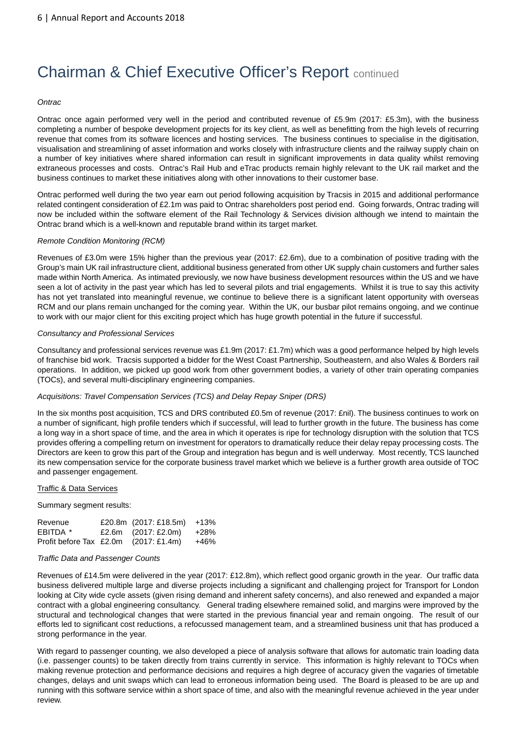# Chairman & Chief Executive Officer's Report continued

*Ontrac*

Ontrac once again performed very well in the period and contributed revenue of £5.9m (2017: £5.3m), with the business completing a number of bespoke development projects for its key client, as well as benefitting from the high levels of recurring revenue that comes from its software licences and hosting services. The business continues to specialise in the digitisation, visualisation and streamlining of asset information and works closely with infrastructure clients and the railway supply chain on a number of key initiatives where shared information can result in significant improvements in data quality whilst removing extraneous processes and costs. Ontrac's Rail Hub and eTrac products remain highly relevant to the UK rail market and the business continues to market these initiatives along with other innovations to their customer base.

Ontrac performed well during the two year earn out period following acquisition by Tracsis in 2015 and additional performance related contingent consideration of £2.1m was paid to Ontrac shareholders post period end. Going forwards, Ontrac trading will now be included within the software element of the Rail Technology & Services division although we intend to maintain the Ontrac brand which is a well-known and reputable brand within its target market.

*Remote Condition Monitoring (RCM)*

Revenues of £3.0m were 15% higher than the previous year (2017: £2.6m), due to a combination of positive trading with the Group's main UK rail infrastructure client, additional business generated from other UK supply chain customers and further sales made within North America. As intimated previously, we now have business development resources within the US and we have seen a lot of activity in the past year which has led to several pilots and trial engagements. Whilst it is true to say this activity has not yet translated into meaningful revenue, we continue to believe there is a significant latent opportunity with overseas RCM and our plans remain unchanged for the coming year. Within the UK, our busbar pilot remains ongoing, and we continue to work with our major client for this exciting project which has huge growth potential in the future if successful.

*Consultancy and Professional Services*

Consultancy and professional services revenue was £1.9m (2017: £1.7m) which was a good performance helped by high levels of franchise bid work. Tracsis supported a bidder for the West Coast Partnership, Southeastern, and also Wales & Borders rail operations. In addition, we picked up good work from other government bodies, a variety of other train operating companies (TOCs), and several multi-disciplinary engineering companies.

*Acquisitions: Travel Compensation Services (TCS) and Delay Repay Sniper (DRS)*

In the six months post acquisition, TCS and DRS contributed £0.5m of revenue (2017: £nil). The business continues to work on a number of significant, high profile tenders which if successful, will lead to further growth in the future. The business has come a long way in a short space of time, and the area in which it operates is ripe for technology disruption with the solution that TCS provides offering a compelling return on investment for operators to dramatically reduce their delay repay processing costs. The Directors are keen to grow this part of the Group and integration has begun and is well underway. Most recently, TCS launched its new compensation service for the corporate business travel market which we believe is a further growth area outside of TOC and passenger engagement.

Traffic & Data Services

Summary segment results:

| | | | |
|---|---|---|---|
| Revenue | £20.8m | (2017: £18.5m) | +13% |
| EBITDA * | £2.6m | (2017: £2.0m) | +28% |
| Profit before Tax | £2.0m | (2017: £1.4m) | +46% |

*Traffic Data and Passenger Counts*

Revenues of £14.5m were delivered in the year (2017: £12.8m), which reflect good organic growth in the year. Our traffic data business delivered multiple large and diverse projects including a significant and challenging project for Transport for London looking at City wide cycle assets (given rising demand and inherent safety concerns), and also renewed and expanded a major contract with a global engineering consultancy. General trading elsewhere remained solid, and margins were improved by the structural and technological changes that were started in the previous financial year and remain ongoing. The result of our efforts led to significant cost reductions, a refocussed management team, and a streamlined business unit that has produced a strong performance in the year.

With regard to passenger counting, we also developed a piece of analysis software that allows for automatic train loading data (i.e. passenger counts) to be taken directly from trains currently in service. This information is highly relevant to TOCs when making revenue protection and performance decisions and requires a high degree of accuracy given the vagaries of timetable changes, delays and unit swaps which can lead to erroneous information being used. The Board is pleased to be are up and running with this software service within a short space of time, and also with the meaningful revenue achieved in the year under review.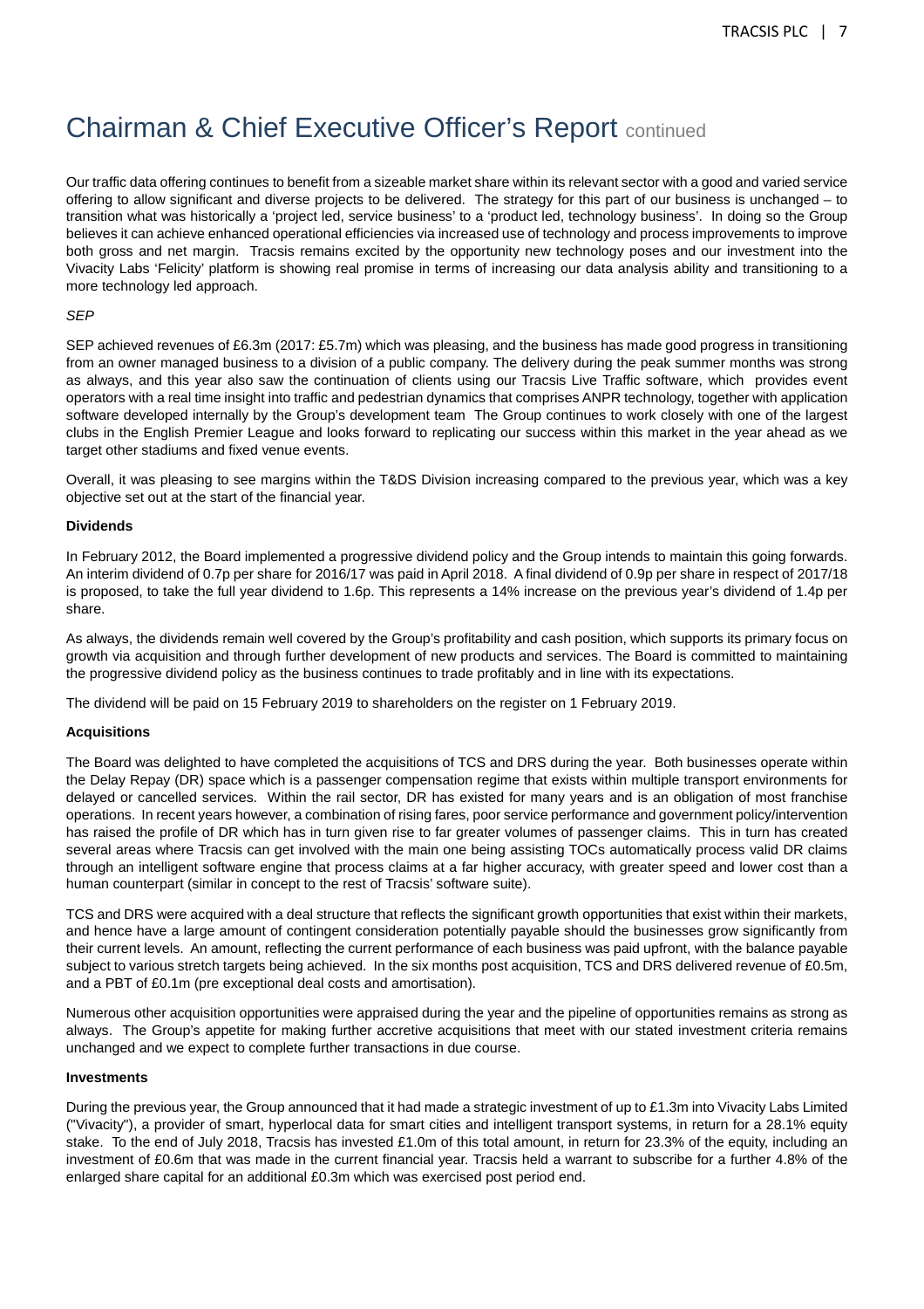# Chairman & Chief Executive Officer's Report continued

Our traffic data offering continues to benefit from a sizeable market share within its relevant sector with a good and varied service offering to allow significant and diverse projects to be delivered. The strategy for this part of our business is unchanged – to transition what was historically a 'project led, service business' to a 'product led, technology business'. In doing so the Group believes it can achieve enhanced operational efficiencies via increased use of technology and process improvements to improve both gross and net margin. Tracsis remains excited by the opportunity new technology poses and our investment into the Vivacity Labs 'Felicity' platform is showing real promise in terms of increasing our data analysis ability and transitioning to a more technology led approach.

*SEP*

SEP achieved revenues of £6.3m (2017: £5.7m) which was pleasing, and the business has made good progress in transitioning from an owner managed business to a division of a public company. The delivery during the peak summer months was strong as always, and this year also saw the continuation of clients using our Tracsis Live Traffic software, which provides event operators with a real time insight into traffic and pedestrian dynamics that comprises ANPR technology, together with application software developed internally by the Group's development team The Group continues to work closely with one of the largest clubs in the English Premier League and looks forward to replicating our success within this market in the year ahead as we target other stadiums and fixed venue events.

Overall, it was pleasing to see margins within the T&DS Division increasing compared to the previous year, which was a key objective set out at the start of the financial year.

**Dividends**

In February 2012, the Board implemented a progressive dividend policy and the Group intends to maintain this going forwards. An interim dividend of 0.7p per share for 2016/17 was paid in April 2018. A final dividend of 0.9p per share in respect of 2017/18 is proposed, to take the full year dividend to 1.6p. This represents a 14% increase on the previous year's dividend of 1.4p per share.

As always, the dividends remain well covered by the Group's profitability and cash position, which supports its primary focus on growth via acquisition and through further development of new products and services. The Board is committed to maintaining the progressive dividend policy as the business continues to trade profitably and in line with its expectations.

The dividend will be paid on 15 February 2019 to shareholders on the register on 1 February 2019.

**Acquisitions**

The Board was delighted to have completed the acquisitions of TCS and DRS during the year. Both businesses operate within the Delay Repay (DR) space which is a passenger compensation regime that exists within multiple transport environments for delayed or cancelled services. Within the rail sector, DR has existed for many years and is an obligation of most franchise operations. In recent years however, a combination of rising fares, poor service performance and government policy/intervention has raised the profile of DR which has in turn given rise to far greater volumes of passenger claims. This in turn has created several areas where Tracsis can get involved with the main one being assisting TOCs automatically process valid DR claims through an intelligent software engine that process claims at a far higher accuracy, with greater speed and lower cost than a human counterpart (similar in concept to the rest of Tracsis' software suite).

TCS and DRS were acquired with a deal structure that reflects the significant growth opportunities that exist within their markets, and hence have a large amount of contingent consideration potentially payable should the businesses grow significantly from their current levels. An amount, reflecting the current performance of each business was paid upfront, with the balance payable subject to various stretch targets being achieved. In the six months post acquisition, TCS and DRS delivered revenue of £0.5m, and a PBT of £0.1m (pre exceptional deal costs and amortisation).

Numerous other acquisition opportunities were appraised during the year and the pipeline of opportunities remains as strong as always. The Group's appetite for making further accretive acquisitions that meet with our stated investment criteria remains unchanged and we expect to complete further transactions in due course.

**Investments**

During the previous year, the Group announced that it had made a strategic investment of up to £1.3m into Vivacity Labs Limited ("Vivacity"), a provider of smart, hyperlocal data for smart cities and intelligent transport systems, in return for a 28.1% equity stake. To the end of July 2018, Tracsis has invested £1.0m of this total amount, in return for 23.3% of the equity, including an investment of £0.6m that was made in the current financial year. Tracsis held a warrant to subscribe for a further 4.8% of the enlarged share capital for an additional £0.3m which was exercised post period end.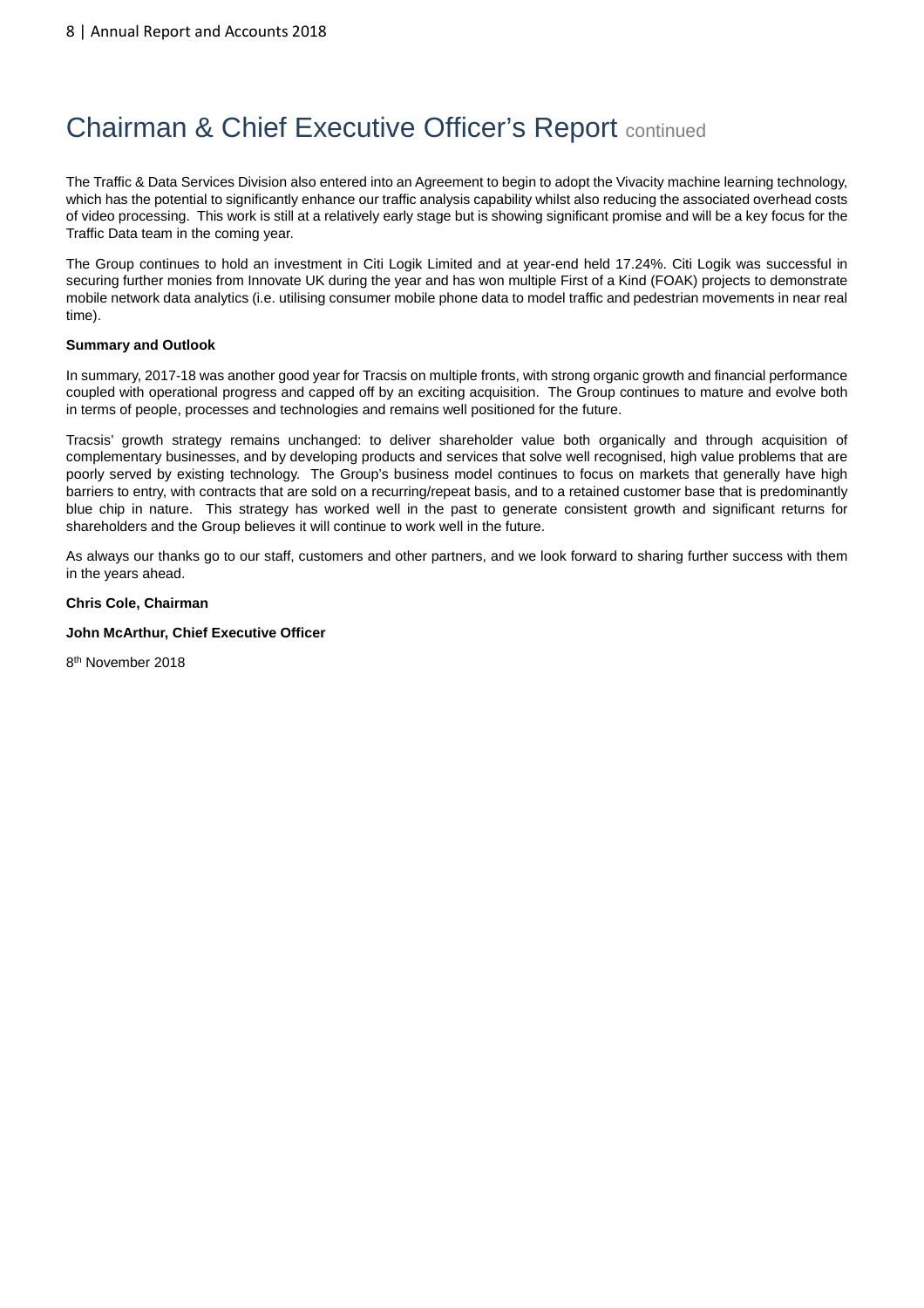# Chairman & Chief Executive Officer's Report continued

The Traffic & Data Services Division also entered into an Agreement to begin to adopt the Vivacity machine learning technology, which has the potential to significantly enhance our traffic analysis capability whilst also reducing the associated overhead costs of video processing. This work is still at a relatively early stage but is showing significant promise and will be a key focus for the Traffic Data team in the coming year.

The Group continues to hold an investment in Citi Logik Limited and at year-end held 17.24%. Citi Logik was successful in securing further monies from Innovate UK during the year and has won multiple First of a Kind (FOAK) projects to demonstrate mobile network data analytics (i.e. utilising consumer mobile phone data to model traffic and pedestrian movements in near real time).

**Summary and Outlook**

In summary, 2017-18 was another good year for Tracsis on multiple fronts, with strong organic growth and financial performance coupled with operational progress and capped off by an exciting acquisition. The Group continues to mature and evolve both in terms of people, processes and technologies and remains well positioned for the future.

Tracsis' growth strategy remains unchanged: to deliver shareholder value both organically and through acquisition of complementary businesses, and by developing products and services that solve well recognised, high value problems that are poorly served by existing technology. The Group's business model continues to focus on markets that generally have high barriers to entry, with contracts that are sold on a recurring/repeat basis, and to a retained customer base that is predominantly blue chip in nature. This strategy has worked well in the past to generate consistent growth and significant returns for shareholders and the Group believes it will continue to work well in the future.

As always our thanks go to our staff, customers and other partners, and we look forward to sharing further success with them in the years ahead.

**Chris Cole, Chairman**

**John McArthur, Chief Executive Officer**

8th November 2018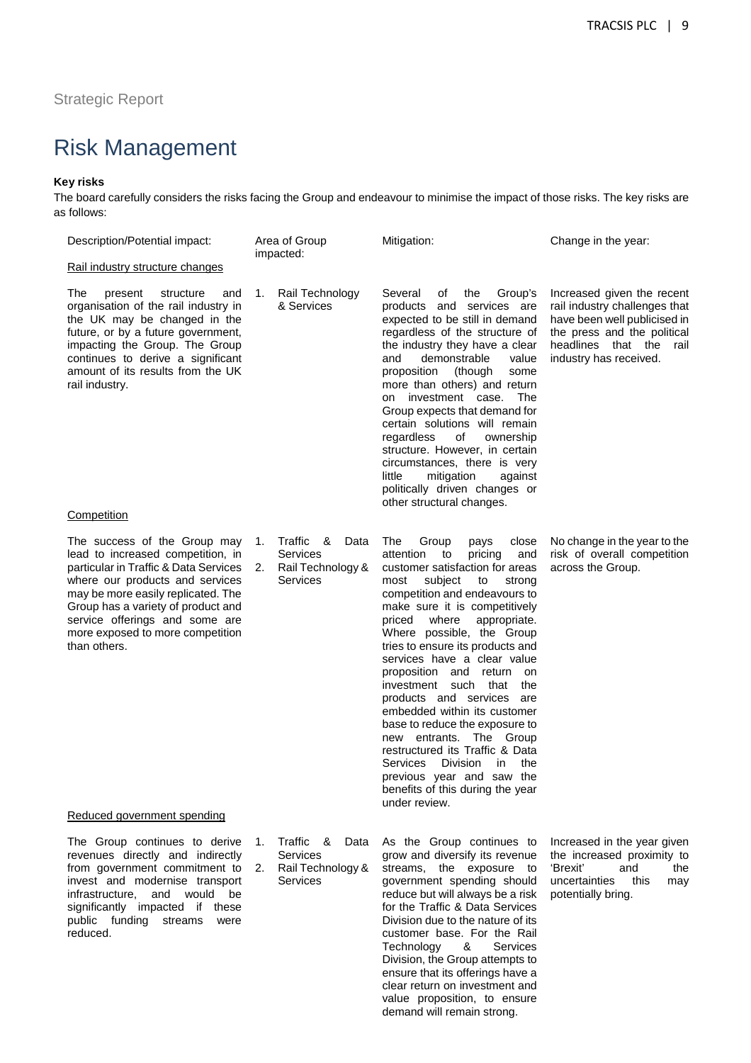Strategic Report

# Risk Management

**Key risks**

The board carefully considers the risks facing the Group and endeavour to minimise the impact of those risks. The key risks are as follows:

| Description/Potential impact: | Area of Group impacted: | Mitigation: | Change in the year: |
|---|---|---|---|
| Rail industry structure changes | | | |
| The present structure and organisation of the rail industry in the UK may be changed in the future, or by a future government, impacting the Group. The Group continues to derive a significant amount of its results from the UK rail industry. | 1. Rail Technology & Services | Several of the Group's products and services are expected to be still in demand regardless of the structure of the industry they have a clear and demonstrable value proposition (though some more than others) and return on investment case. The Group expects that demand for certain solutions will remain regardless of ownership structure. However, in certain circumstances, there is very little mitigation against politically driven changes or other structural changes. | Increased given the recent rail industry challenges that have been well publicised in the press and the political headlines that the rail industry has received. |
| Competition | | | |
| The success of the Group may lead to increased competition, in particular in Traffic & Data Services where our products and services may be more easily replicated. The Group has a variety of product and service offerings and some are more exposed to more competition than others. | 1. Traffic & Data Services<br>2. Rail Technology & Services | The Group pays close attention to pricing and customer satisfaction for areas most subject to strong competition and endeavours to make sure it is competitively priced where appropriate. Where possible, the Group tries to ensure its products and services have a clear value proposition and return on investment such that the products and services are embedded within its customer base to reduce the exposure to new entrants. The Group restructured its Traffic & Data Services Division in the previous year and saw the benefits of this during the year under review. | No change in the year to the risk of overall competition across the Group. |
| Reduced government spending | | | |
| The Group continues to derive revenues directly and indirectly from government commitment to invest and modernise transport infrastructure, and would be significantly impacted if these public funding streams were reduced. | 1. Traffic & Data Services<br>2. Rail Technology & Services | As the Group continues to grow and diversify its revenue streams, the exposure to government spending should reduce but will always be a risk for the Traffic & Data Services Division due to the nature of its customer base. For the Rail Technology & Services Division, the Group attempts to ensure that its offerings have a clear return on investment and value proposition, to ensure demand will remain strong. | Increased in the year given the increased proximity to 'Brexit' and the uncertainties this may potentially bring. |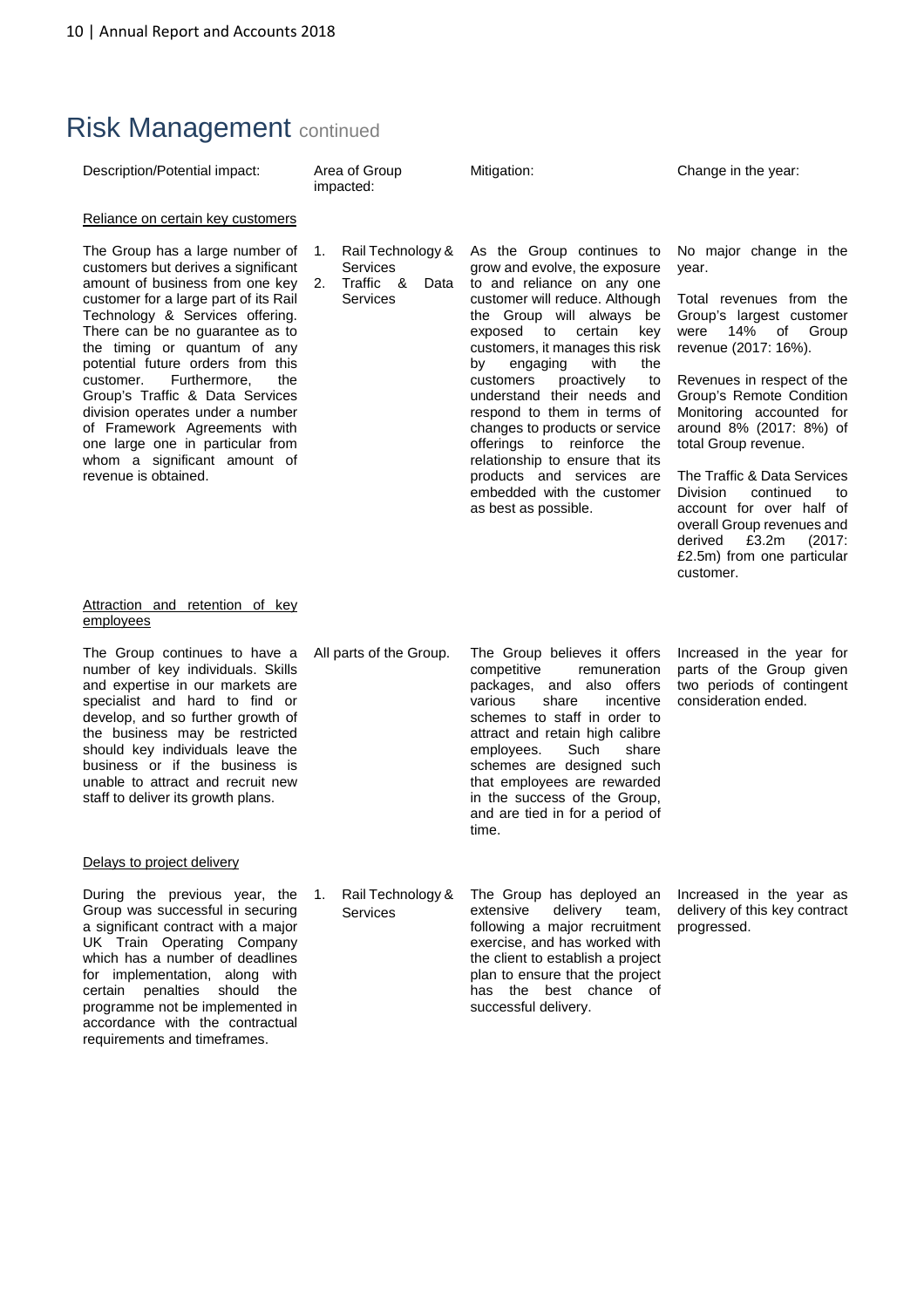# Risk Management continued

| Description/Potential impact: | Area of Group impacted: | Mitigation: | Change in the year: |
|---|---|---|---|
| **Reliance on certain key customers** | | | |
| The Group has a large number of customers but derives a significant amount of business from one key customer for a large part of its Rail Technology & Services offering. There can be no guarantee as to the timing or quantum of any potential future orders from this customer. Furthermore, the Group's Traffic & Data Services division operates under a number of Framework Agreements with one large one in particular from whom a significant amount of revenue is obtained. | 1. Rail Technology & Services<br>2. Traffic & Data Services | As the Group continues to grow and evolve, the exposure to and reliance on any one customer will reduce. Although the Group will always be exposed to certain key customers, it manages this risk by engaging with the customers proactively to understand their needs and respond to them in terms of changes to products or service offerings to reinforce the relationship to ensure that its products and services are embedded with the customer as best as possible. | No major change in the year.<br><br>Total revenues from the Group's largest customer were 14% of Group revenue (2017: 16%).<br><br>Revenues in respect of the Group's Remote Condition Monitoring accounted for around 8% (2017: 8%) of total Group revenue.<br><br>The Traffic & Data Services Division continued to account for over half of overall Group revenues and derived £3.2m (2017: £2.5m) from one particular customer. |
| **Attraction and retention of key employees** | | | |
| The Group continues to have a number of key individuals. Skills and expertise in our markets are specialist and hard to find or develop, and so further growth of the business may be restricted should key individuals leave the business or if the business is unable to attract and recruit new staff to deliver its growth plans. | All parts of the Group. | The Group believes it offers competitive remuneration packages, and also offers various share incentive schemes to staff in order to attract and retain high calibre employees. Such share schemes are designed such that employees are rewarded in the success of the Group, and are tied in for a period of time. | Increased in the year for parts of the Group given two periods of contingent consideration ended. |
| **Delays to project delivery** | | | |
| During the previous year, the Group was successful in securing a significant contract with a major UK Train Operating Company which has a number of deadlines for implementation, along with certain penalties should the programme not be implemented in accordance with the contractual requirements and timeframes. | 1. Rail Technology & Services | The Group has deployed an extensive delivery team, following a major recruitment exercise, and has worked with the client to establish a project plan to ensure that the project has the best chance of successful delivery. | Increased in the year as delivery of this key contract progressed. |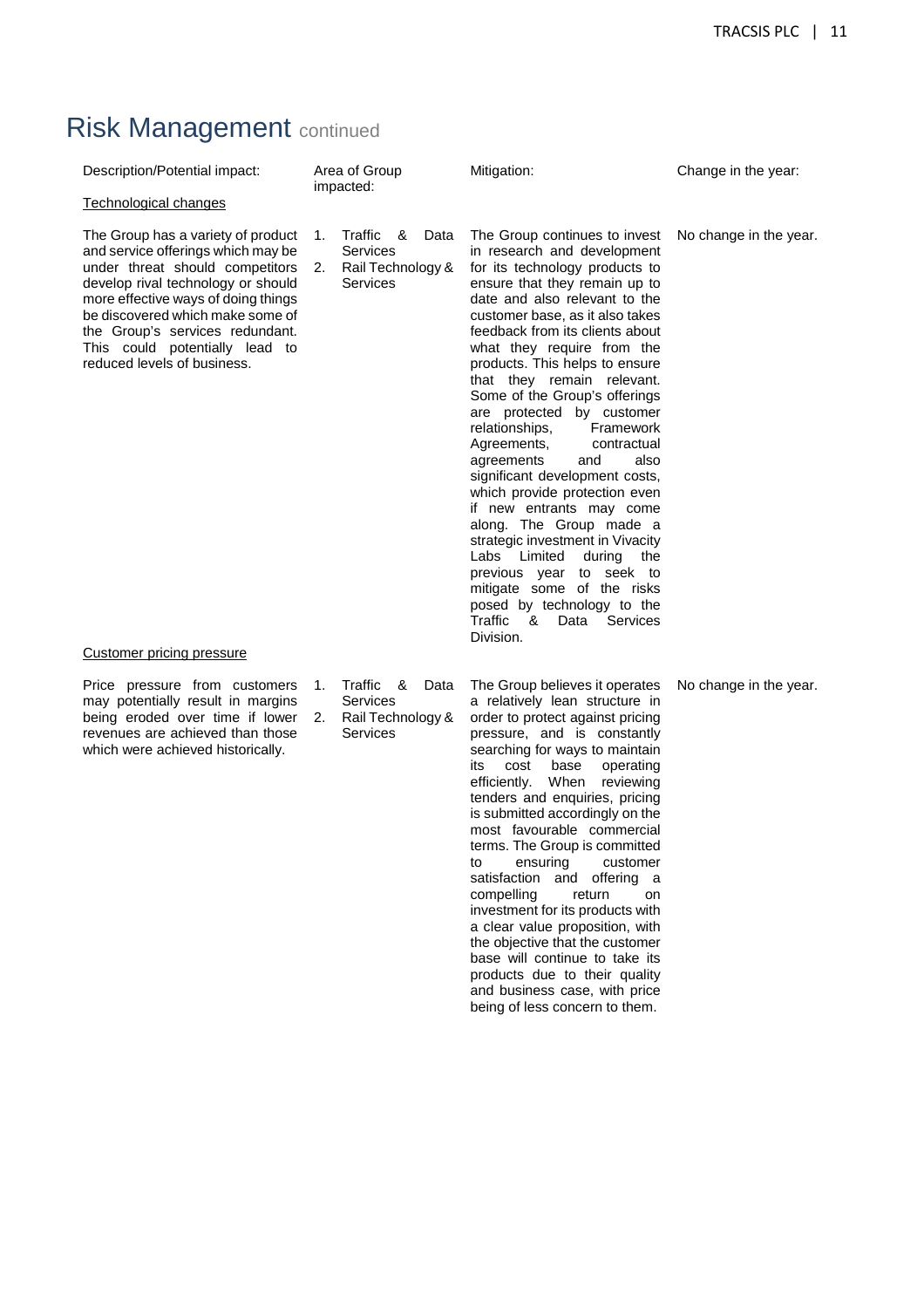# Risk Management continued

| Description/Potential impact: | Area of Group impacted: | Mitigation: | Change in the year: |
|---|---|---|---|
| <u>Technological changes</u> | | | |
| The Group has a variety of product and service offerings which may be under threat should competitors develop rival technology or should more effective ways of doing things be discovered which make some of the Group's services redundant. This could potentially lead to reduced levels of business. | 1. Traffic & Data Services<br>2. Rail Technology & Services | The Group continues to invest in research and development for its technology products to ensure that they remain up to date and also relevant to the customer base, as it also takes feedback from its clients about what they require from the products. This helps to ensure that they remain relevant. Some of the Group's offerings are protected by customer relationships, Framework Agreements, contractual agreements and also significant development costs, which provide protection even if new entrants may come along. The Group made a strategic investment in Vivacity Labs Limited during the previous year to seek to mitigate some of the risks posed by technology to the Traffic & Data Services Division. | No change in the year. |
| <u>Customer pricing pressure</u> | | | |
| Price pressure from customers may potentially result in margins being eroded over time if lower revenues are achieved than those which were achieved historically. | 1. Traffic & Data Services<br>2. Rail Technology & Services | The Group believes it operates a relatively lean structure in order to protect against pricing pressure, and is constantly searching for ways to maintain its cost base operating efficiently. When reviewing tenders and enquiries, pricing is submitted accordingly on the most favourable commercial terms. The Group is committed to ensuring customer satisfaction and offering a compelling return on investment for its products with a clear value proposition, with the objective that the customer base will continue to take its products due to their quality and business case, with price being of less concern to them. | No change in the year. |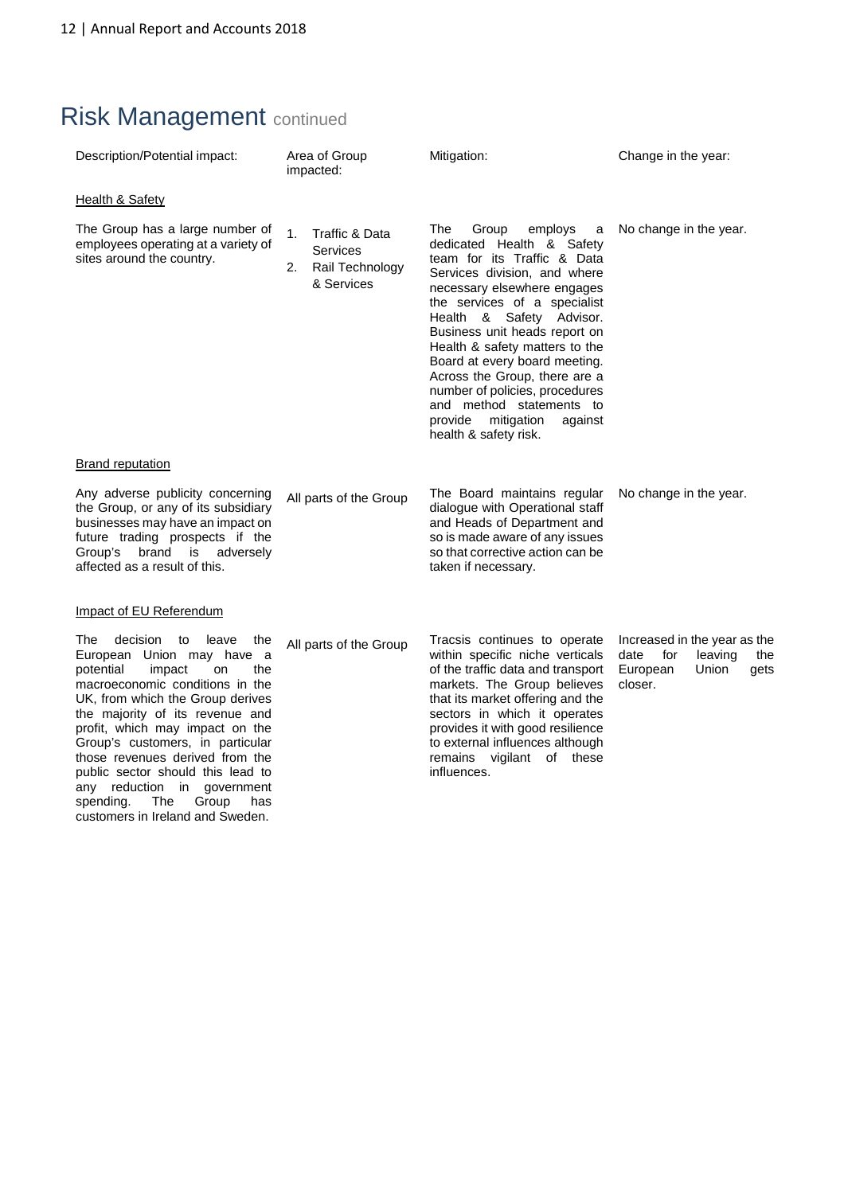# Risk Management continued

| Description/Potential impact: | Area of Group impacted: | Mitigation: | Change in the year: |
|---|---|---|---|
| **Health & Safety** | | | |
| The Group has a large number of employees operating at a variety of sites around the country. | 1. Traffic & Data Services<br>2. Rail Technology & Services | The Group employs a dedicated Health & Safety team for its Traffic & Data Services division, and where necessary elsewhere engages the services of a specialist Health & Safety Advisor. Business unit heads report on Health & safety matters to the Board at every board meeting. Across the Group, there are a number of policies, procedures and method statements to provide mitigation against health & safety risk. | No change in the year. |
| **Brand reputation** | | | |
| Any adverse publicity concerning the Group, or any of its subsidiary businesses may have an impact on future trading prospects if the Group's brand is adversely affected as a result of this. | All parts of the Group | The Board maintains regular dialogue with Operational staff and Heads of Department and so is made aware of any issues so that corrective action can be taken if necessary. | No change in the year. |
| **Impact of EU Referendum** | | | |
| The decision to leave the European Union may have a potential impact on the macroeconomic conditions in the UK, from which the Group derives the majority of its revenue and profit, which may impact on the Group's customers, in particular those revenues derived from the public sector should this lead to any reduction in government spending. The Group has customers in Ireland and Sweden. | All parts of the Group | Tracsis continues to operate within specific niche verticals of the traffic data and transport markets. The Group believes that its market offering and the sectors in which it operates provides it with good resilience to external influences although remains vigilant of these influences. | Increased in the year as the date for leaving the European Union gets closer. |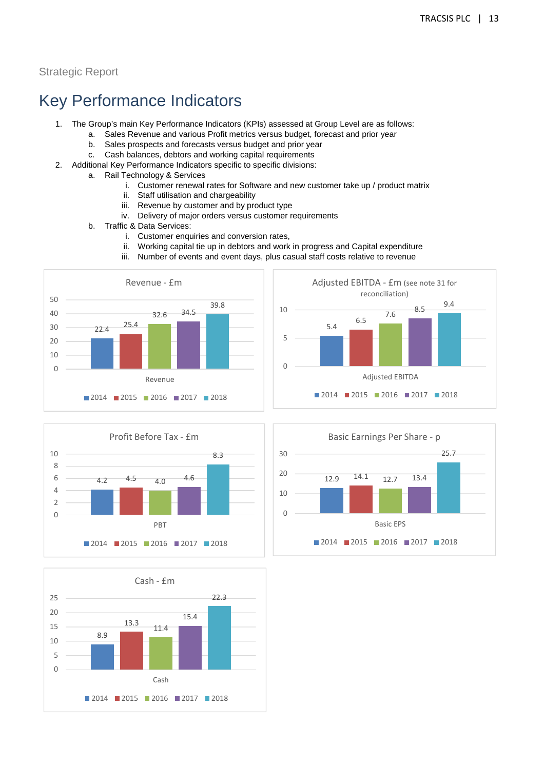Strategic Report

# Key Performance Indicators

1. The Group's main Key Performance Indicators (KPIs) assessed at Group Level are as follows:
   a. Sales Revenue and various Profit metrics versus budget, forecast and prior year
   b. Sales prospects and forecasts versus budget and prior year
   c. Cash balances, debtors and working capital requirements
2. Additional Key Performance Indicators specific to specific divisions:
   a. Rail Technology & Services
      i. Customer renewal rates for Software and new customer take up / product matrix
      ii. Staff utilisation and chargeability
      iii. Revenue by customer and by product type
      iv. Delivery of major orders versus customer requirements
   b. Traffic & Data Services:
      i. Customer enquiries and conversion rates,
      ii. Working capital tie up in debtors and work in progress and Capital expenditure
      iii. Number of events and event days, plus casual staff costs relative to revenue

**Revenue - £m**

| 2014 | 2015 | 2016 | 2017 | 2018 |
|---|---|---|---|---|
| 22.4 | 25.4 | 32.6 | 34.5 | 39.8 |

**Adjusted EBITDA - £m** (see note 31 for reconciliation)

| 2014 | 2015 | 2016 | 2017 | 2018 |
|---|---|---|---|---|
| 5.4 | 6.5 | 7.6 | 8.5 | 9.4 |

**Profit Before Tax - £m**

| 2014 | 2015 | 2016 | 2017 | 2018 |
|---|---|---|---|---|
| 4.2 | 4.5 | 4.0 | 4.6 | 8.3 |

**Basic Earnings Per Share - p**

| 2014 | 2015 | 2016 | 2017 | 2018 |
|---|---|---|---|---|
| 12.9 | 14.1 | 12.7 | 13.4 | 25.7 |

**Cash - £m**

| 2014 | 2015 | 2016 | 2017 | 2018 |
|---|---|---|---|---|
| 8.9 | 13.3 | 11.4 | 15.4 | 22.3 |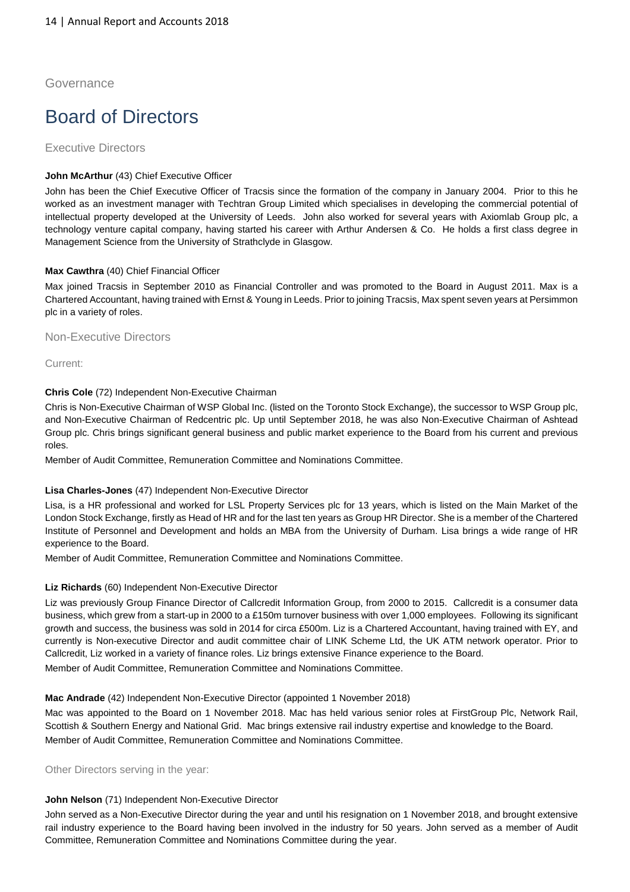Governance

# Board of Directors

## Executive Directors

**John McArthur** (43) Chief Executive Officer

John has been the Chief Executive Officer of Tracsis since the formation of the company in January 2004. Prior to this he worked as an investment manager with Techtran Group Limited which specialises in developing the commercial potential of intellectual property developed at the University of Leeds. John also worked for several years with Axiomlab Group plc, a technology venture capital company, having started his career with Arthur Andersen & Co. He holds a first class degree in Management Science from the University of Strathclyde in Glasgow.

**Max Cawthra** (40) Chief Financial Officer

Max joined Tracsis in September 2010 as Financial Controller and was promoted to the Board in August 2011. Max is a Chartered Accountant, having trained with Ernst & Young in Leeds. Prior to joining Tracsis, Max spent seven years at Persimmon plc in a variety of roles.

## Non-Executive Directors

Current:

**Chris Cole** (72) Independent Non-Executive Chairman

Chris is Non-Executive Chairman of WSP Global Inc. (listed on the Toronto Stock Exchange), the successor to WSP Group plc, and Non-Executive Chairman of Redcentric plc. Up until September 2018, he was also Non-Executive Chairman of Ashtead Group plc. Chris brings significant general business and public market experience to the Board from his current and previous roles.

Member of Audit Committee, Remuneration Committee and Nominations Committee.

**Lisa Charles-Jones** (47) Independent Non-Executive Director

Lisa, is a HR professional and worked for LSL Property Services plc for 13 years, which is listed on the Main Market of the London Stock Exchange, firstly as Head of HR and for the last ten years as Group HR Director. She is a member of the Chartered Institute of Personnel and Development and holds an MBA from the University of Durham. Lisa brings a wide range of HR experience to the Board.

Member of Audit Committee, Remuneration Committee and Nominations Committee.

**Liz Richards** (60) Independent Non-Executive Director

Liz was previously Group Finance Director of Callcredit Information Group, from 2000 to 2015. Callcredit is a consumer data business, which grew from a start-up in 2000 to a £150m turnover business with over 1,000 employees. Following its significant growth and success, the business was sold in 2014 for circa £500m. Liz is a Chartered Accountant, having trained with EY, and currently is Non-executive Director and audit committee chair of LINK Scheme Ltd, the UK ATM network operator. Prior to Callcredit, Liz worked in a variety of finance roles. Liz brings extensive Finance experience to the Board.

Member of Audit Committee, Remuneration Committee and Nominations Committee.

**Mac Andrade** (42) Independent Non-Executive Director (appointed 1 November 2018)

Mac was appointed to the Board on 1 November 2018. Mac has held various senior roles at FirstGroup Plc, Network Rail, Scottish & Southern Energy and National Grid. Mac brings extensive rail industry expertise and knowledge to the Board.

Member of Audit Committee, Remuneration Committee and Nominations Committee.

Other Directors serving in the year:

**John Nelson** (71) Independent Non-Executive Director

John served as a Non-Executive Director during the year and until his resignation on 1 November 2018, and brought extensive rail industry experience to the Board having been involved in the industry for 50 years. John served as a member of Audit Committee, Remuneration Committee and Nominations Committee during the year.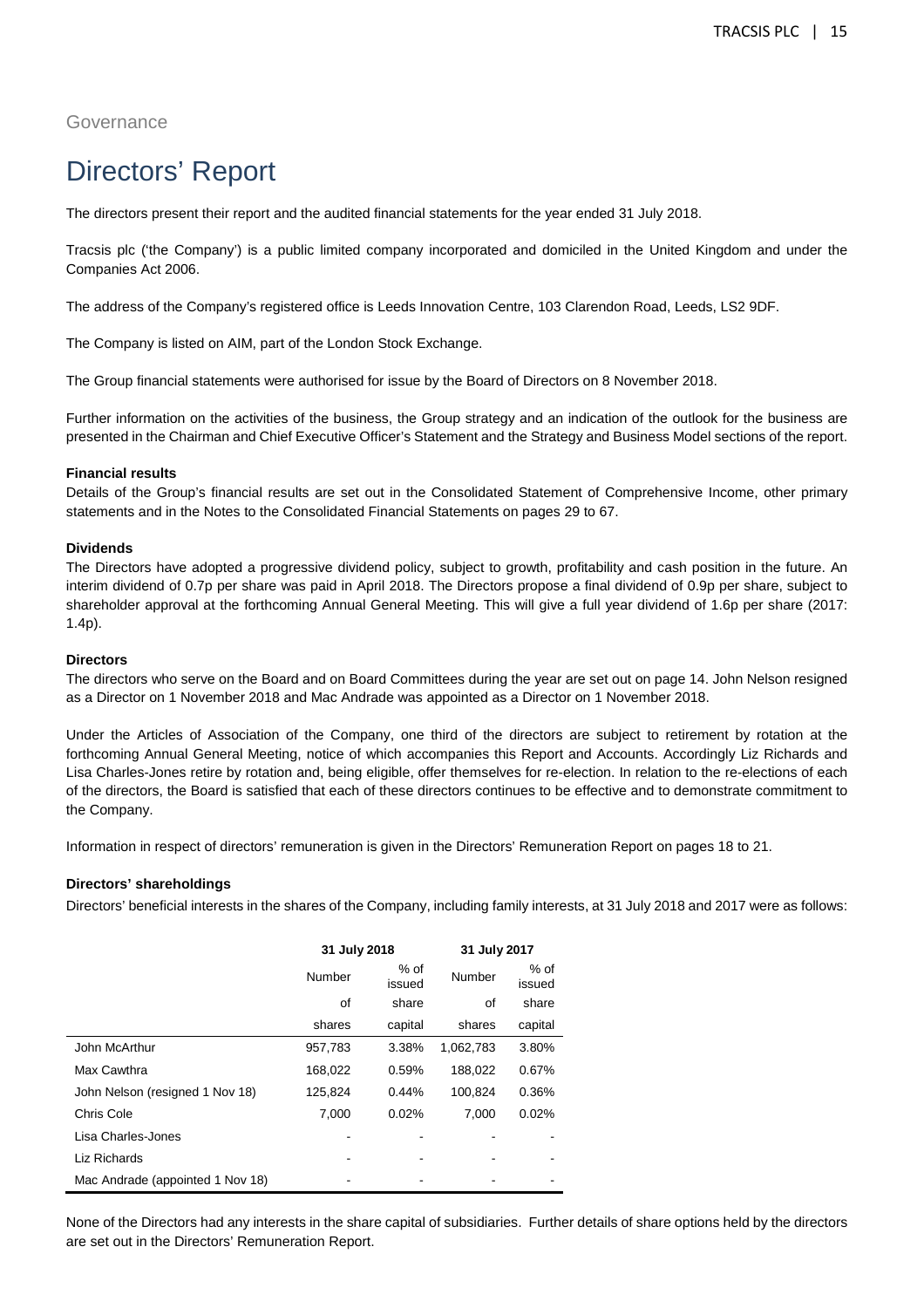Governance

# Directors' Report

The directors present their report and the audited financial statements for the year ended 31 July 2018.

Tracsis plc ('the Company') is a public limited company incorporated and domiciled in the United Kingdom and under the Companies Act 2006.

The address of the Company's registered office is Leeds Innovation Centre, 103 Clarendon Road, Leeds, LS2 9DF.

The Company is listed on AIM, part of the London Stock Exchange.

The Group financial statements were authorised for issue by the Board of Directors on 8 November 2018.

Further information on the activities of the business, the Group strategy and an indication of the outlook for the business are presented in the Chairman and Chief Executive Officer's Statement and the Strategy and Business Model sections of the report.

**Financial results**

Details of the Group's financial results are set out in the Consolidated Statement of Comprehensive Income, other primary statements and in the Notes to the Consolidated Financial Statements on pages 29 to 67.

**Dividends**

The Directors have adopted a progressive dividend policy, subject to growth, profitability and cash position in the future. An interim dividend of 0.7p per share was paid in April 2018. The Directors propose a final dividend of 0.9p per share, subject to shareholder approval at the forthcoming Annual General Meeting. This will give a full year dividend of 1.6p per share (2017: 1.4p).

**Directors**

The directors who serve on the Board and on Board Committees during the year are set out on page 14. John Nelson resigned as a Director on 1 November 2018 and Mac Andrade was appointed as a Director on 1 November 2018.

Under the Articles of Association of the Company, one third of the directors are subject to retirement by rotation at the forthcoming Annual General Meeting, notice of which accompanies this Report and Accounts. Accordingly Liz Richards and Lisa Charles-Jones retire by rotation and, being eligible, offer themselves for re-election. In relation to the re-elections of each of the directors, the Board is satisfied that each of these directors continues to be effective and to demonstrate commitment to the Company.

Information in respect of directors' remuneration is given in the Directors' Remuneration Report on pages 18 to 21.

**Directors' shareholdings**

Directors' beneficial interests in the shares of the Company, including family interests, at 31 July 2018 and 2017 were as follows:

| | 31 July 2018 | | 31 July 2017 | |
|---|---|---|---|---|
| | Number of shares | % of issued share capital | Number of shares | % of issued share capital |
| John McArthur | 957,783 | 3.38% | 1,062,783 | 3.80% |
| Max Cawthra | 168,022 | 0.59% | 188,022 | 0.67% |
| John Nelson (resigned 1 Nov 18) | 125,824 | 0.44% | 100,824 | 0.36% |
| Chris Cole | 7,000 | 0.02% | 7,000 | 0.02% |
| Lisa Charles-Jones | - | - | - | - |
| Liz Richards | - | - | - | - |
| Mac Andrade (appointed 1 Nov 18) | - | - | - | - |

None of the Directors had any interests in the share capital of subsidiaries. Further details of share options held by the directors are set out in the Directors' Remuneration Report.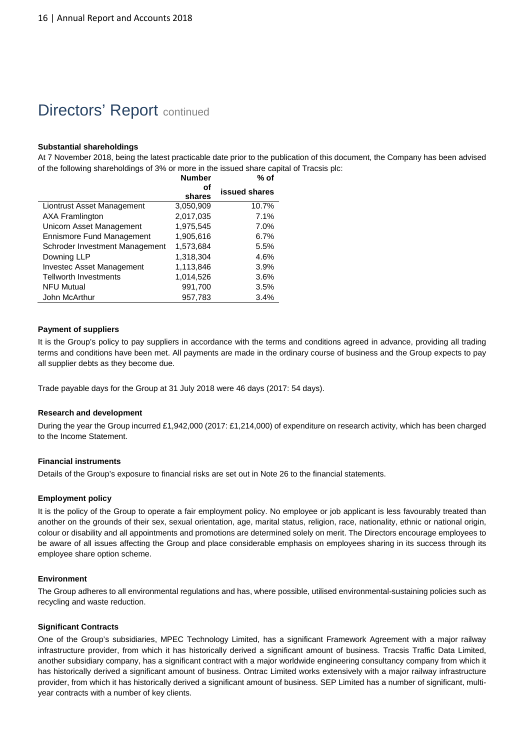# Directors' Report continued

### Substantial shareholdings

At 7 November 2018, being the latest practicable date prior to the publication of this document, the Company has been advised of the following shareholdings of 3% or more in the issued share capital of Tracsis plc:

| | Number of shares | % of issued shares |
|---|---|---|
| Liontrust Asset Management | 3,050,909 | 10.7% |
| AXA Framlington | 2,017,035 | 7.1% |
| Unicorn Asset Management | 1,975,545 | 7.0% |
| Ennismore Fund Management | 1,905,616 | 6.7% |
| Schroder Investment Management | 1,573,684 | 5.5% |
| Downing LLP | 1,318,304 | 4.6% |
| Investec Asset Management | 1,113,846 | 3.9% |
| Tellworth Investments | 1,014,526 | 3.6% |
| NFU Mutual | 991,700 | 3.5% |
| John McArthur | 957,783 | 3.4% |

### Payment of suppliers

It is the Group's policy to pay suppliers in accordance with the terms and conditions agreed in advance, providing all trading terms and conditions have been met. All payments are made in the ordinary course of business and the Group expects to pay all supplier debts as they become due.

Trade payable days for the Group at 31 July 2018 were 46 days (2017: 54 days).

### Research and development

During the year the Group incurred £1,942,000 (2017: £1,214,000) of expenditure on research activity, which has been charged to the Income Statement.

### Financial instruments

Details of the Group's exposure to financial risks are set out in Note 26 to the financial statements.

### Employment policy

It is the policy of the Group to operate a fair employment policy. No employee or job applicant is less favourably treated than another on the grounds of their sex, sexual orientation, age, marital status, religion, race, nationality, ethnic or national origin, colour or disability and all appointments and promotions are determined solely on merit. The Directors encourage employees to be aware of all issues affecting the Group and place considerable emphasis on employees sharing in its success through its employee share option scheme.

### Environment

The Group adheres to all environmental regulations and has, where possible, utilised environmental-sustaining policies such as recycling and waste reduction.

### Significant Contracts

One of the Group's subsidiaries, MPEC Technology Limited, has a significant Framework Agreement with a major railway infrastructure provider, from which it has historically derived a significant amount of business. Tracsis Traffic Data Limited, another subsidiary company, has a significant contract with a major worldwide engineering consultancy company from which it has historically derived a significant amount of business. Ontrac Limited works extensively with a major railway infrastructure provider, from which it has historically derived a significant amount of business. SEP Limited has a number of significant, multi-year contracts with a number of key clients.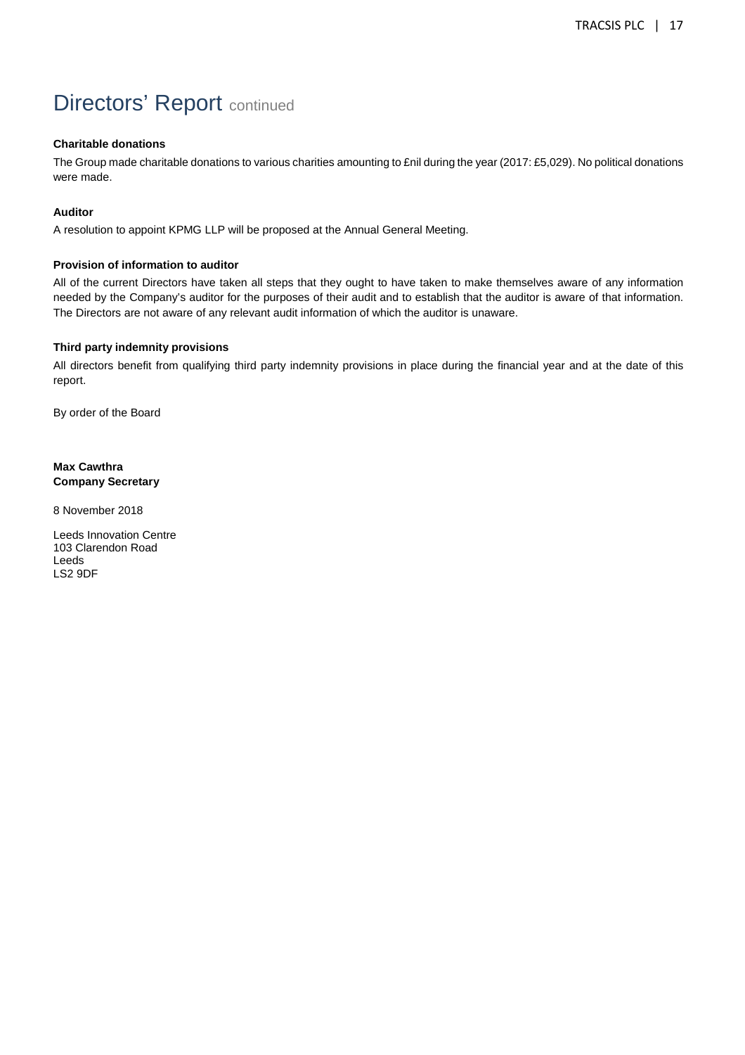# Directors' Report continued

### Charitable donations

The Group made charitable donations to various charities amounting to £nil during the year (2017: £5,029). No political donations were made.

### Auditor

A resolution to appoint KPMG LLP will be proposed at the Annual General Meeting.

### Provision of information to auditor

All of the current Directors have taken all steps that they ought to have taken to make themselves aware of any information needed by the Company's auditor for the purposes of their audit and to establish that the auditor is aware of that information. The Directors are not aware of any relevant audit information of which the auditor is unaware.

### Third party indemnity provisions

All directors benefit from qualifying third party indemnity provisions in place during the financial year and at the date of this report.

By order of the Board

**Max Cawthra**
**Company Secretary**

8 November 2018

Leeds Innovation Centre
103 Clarendon Road
Leeds
LS2 9DF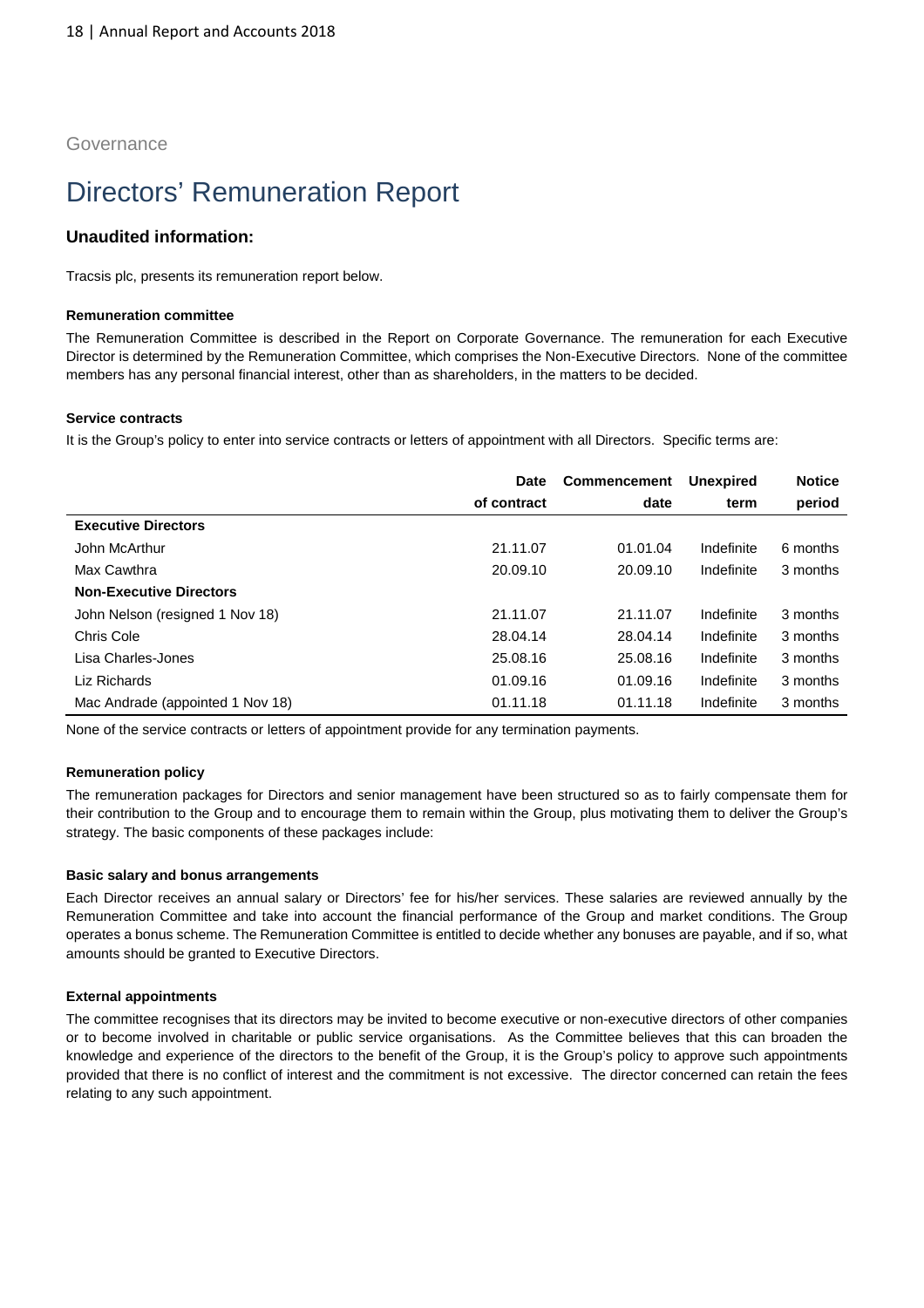Governance

# Directors' Remuneration Report

## Unaudited information:

Tracsis plc, presents its remuneration report below.

#### Remuneration committee

The Remuneration Committee is described in the Report on Corporate Governance. The remuneration for each Executive Director is determined by the Remuneration Committee, which comprises the Non-Executive Directors. None of the committee members has any personal financial interest, other than as shareholders, in the matters to be decided.

#### Service contracts

It is the Group's policy to enter into service contracts or letters of appointment with all Directors. Specific terms are:

| | Date of contract | Commencement date | Unexpired term | Notice period |
|---|---|---|---|---|
| **Executive Directors** | | | | |
| John McArthur | 21.11.07 | 01.01.04 | Indefinite | 6 months |
| Max Cawthra | 20.09.10 | 20.09.10 | Indefinite | 3 months |
| **Non-Executive Directors** | | | | |
| John Nelson (resigned 1 Nov 18) | 21.11.07 | 21.11.07 | Indefinite | 3 months |
| Chris Cole | 28.04.14 | 28.04.14 | Indefinite | 3 months |
| Lisa Charles-Jones | 25.08.16 | 25.08.16 | Indefinite | 3 months |
| Liz Richards | 01.09.16 | 01.09.16 | Indefinite | 3 months |
| Mac Andrade (appointed 1 Nov 18) | 01.11.18 | 01.11.18 | Indefinite | 3 months |

None of the service contracts or letters of appointment provide for any termination payments.

#### Remuneration policy

The remuneration packages for Directors and senior management have been structured so as to fairly compensate them for their contribution to the Group and to encourage them to remain within the Group, plus motivating them to deliver the Group's strategy. The basic components of these packages include:

#### Basic salary and bonus arrangements

Each Director receives an annual salary or Directors' fee for his/her services. These salaries are reviewed annually by the Remuneration Committee and take into account the financial performance of the Group and market conditions. The Group operates a bonus scheme. The Remuneration Committee is entitled to decide whether any bonuses are payable, and if so, what amounts should be granted to Executive Directors.

#### External appointments

The committee recognises that its directors may be invited to become executive or non-executive directors of other companies or to become involved in charitable or public service organisations. As the Committee believes that this can broaden the knowledge and experience of the directors to the benefit of the Group, it is the Group's policy to approve such appointments provided that there is no conflict of interest and the commitment is not excessive. The director concerned can retain the fees relating to any such appointment.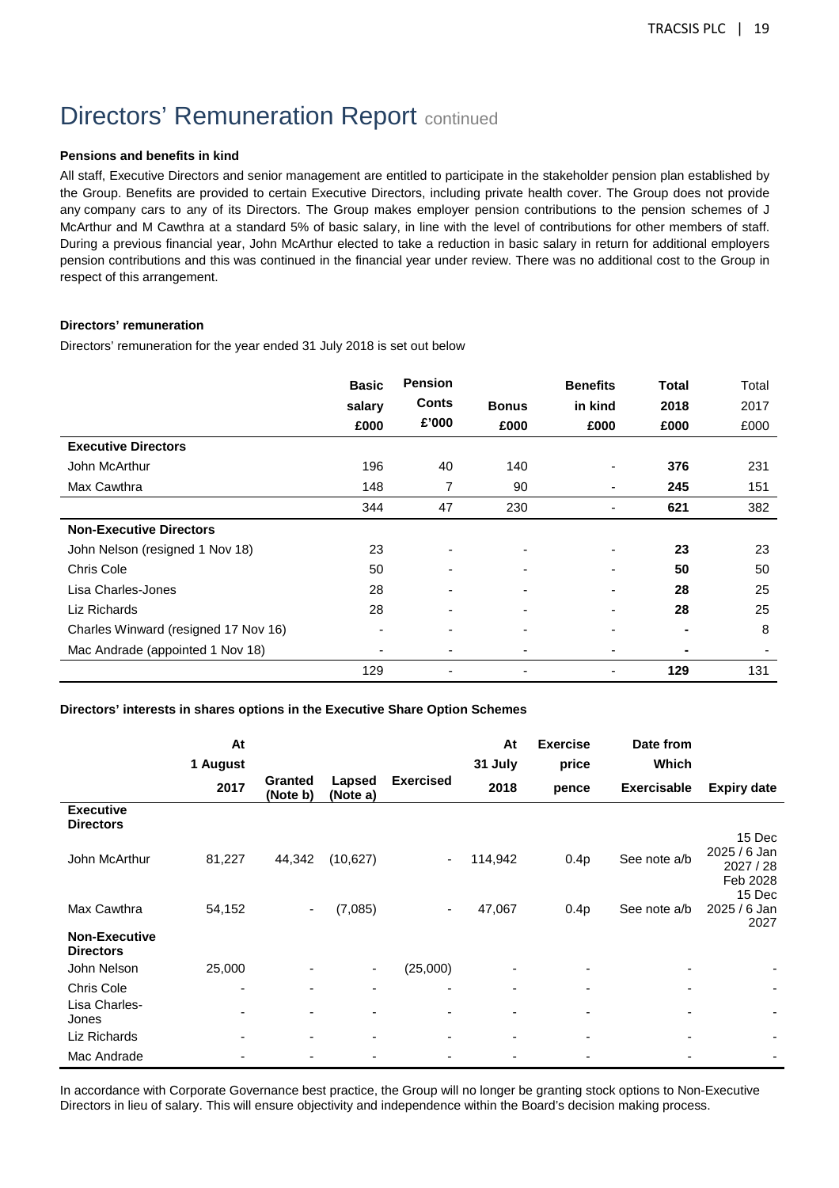# Directors' Remuneration Report continued

**Pensions and benefits in kind**

All staff, Executive Directors and senior management are entitled to participate in the stakeholder pension plan established by the Group. Benefits are provided to certain Executive Directors, including private health cover. The Group does not provide any company cars to any of its Directors. The Group makes employer pension contributions to the pension schemes of J McArthur and M Cawthra at a standard 5% of basic salary, in line with the level of contributions for other members of staff. During a previous financial year, John McArthur elected to take a reduction in basic salary in return for additional employers pension contributions and this was continued in the financial year under review. There was no additional cost to the Group in respect of this arrangement.

**Directors' remuneration**

Directors' remuneration for the year ended 31 July 2018 is set out below

| | Basic salary £000 | Pension Conts £'000 | Bonus £000 | Benefits in kind £000 | Total 2018 £000 | Total 2017 £000 |
|---|---|---|---|---|---|---|
| **Executive Directors** | | | | | | |
| John McArthur | 196 | 40 | 140 | - | **376** | 231 |
| Max Cawthra | 148 | 7 | 90 | - | **245** | 151 |
| | 344 | 47 | 230 | - | **621** | 382 |
| **Non-Executive Directors** | | | | | | |
| John Nelson (resigned 1 Nov 18) | 23 | - | - | - | **23** | 23 |
| Chris Cole | 50 | - | - | - | **50** | 50 |
| Lisa Charles-Jones | 28 | - | - | - | **28** | 25 |
| Liz Richards | 28 | - | - | - | **28** | 25 |
| Charles Winward (resigned 17 Nov 16) | - | - | - | - | **-** | 8 |
| Mac Andrade (appointed 1 Nov 18) | - | - | - | - | **-** | - |
| | 129 | - | - | - | **129** | 131 |

**Directors' interests in shares options in the Executive Share Option Schemes**

| | At 1 August 2017 | Granted (Note b) | Lapsed (Note a) | Exercised | At 31 July 2018 | Exercise price pence | Date from Which Exercisable | Expiry date |
|---|---|---|---|---|---|---|---|---|
| **Executive Directors** | | | | | | | | |
| John McArthur | 81,227 | 44,342 | (10,627) | - | 114,942 | 0.4p | See note a/b | 15 Dec 2025 / 6 Jan 2027 / 28 Feb 2028 |
| Max Cawthra | 54,152 | - | (7,085) | - | 47,067 | 0.4p | See note a/b | 15 Dec 2025 / 6 Jan 2027 |
| **Non-Executive Directors** | | | | | | | | |
| John Nelson | 25,000 | - | - | (25,000) | - | - | - | - |
| Chris Cole | - | - | - | - | - | - | - | - |
| Lisa Charles-Jones | - | - | - | - | - | - | - | - |
| Liz Richards | - | - | - | - | - | - | - | - |
| Mac Andrade | - | - | - | - | - | - | - | - |

In accordance with Corporate Governance best practice, the Group will no longer be granting stock options to Non-Executive Directors in lieu of salary. This will ensure objectivity and independence within the Board's decision making process.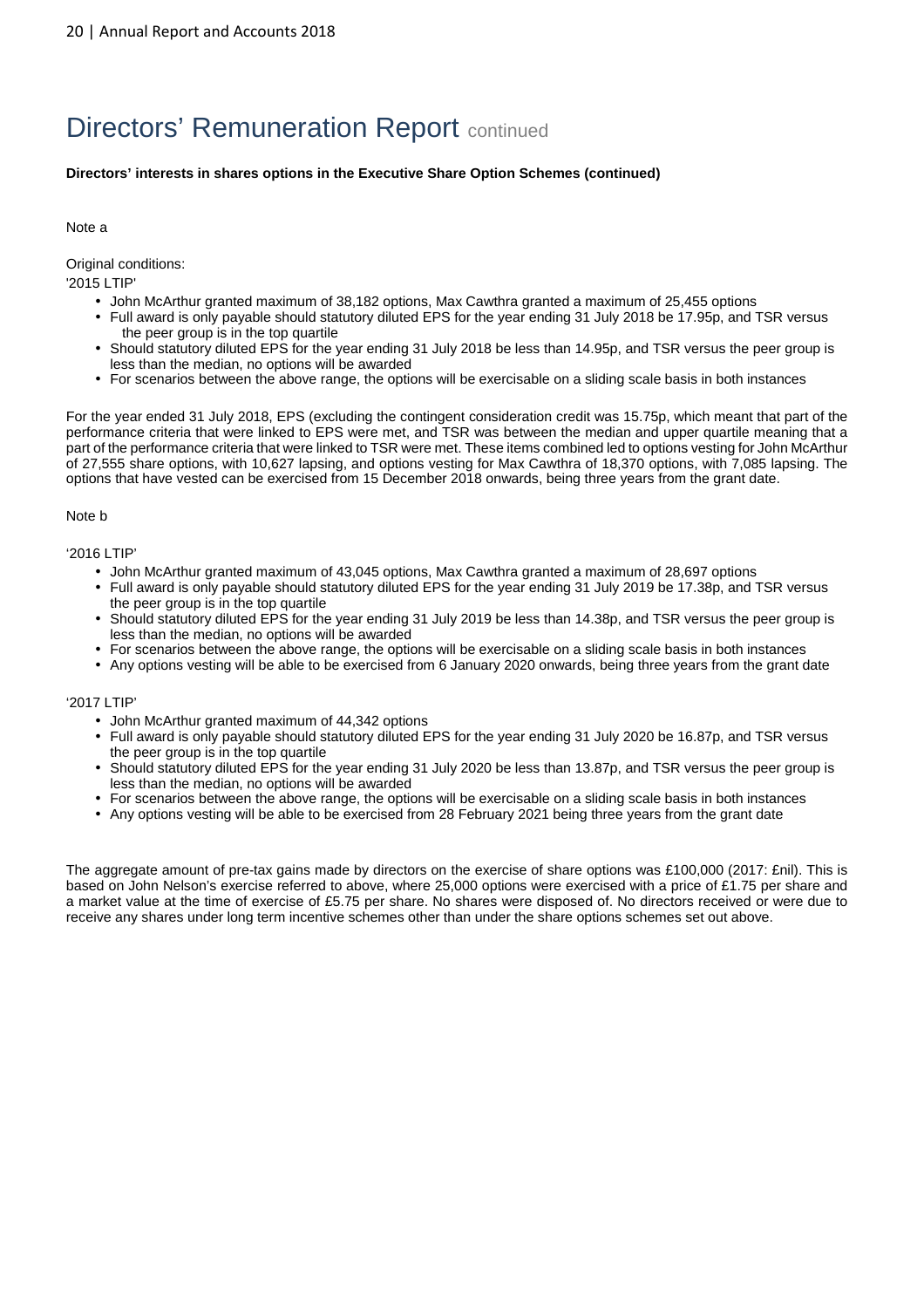# Directors' Remuneration Report continued

**Directors' interests in shares options in the Executive Share Option Schemes (continued)**

Note a

Original conditions:

'2015 LTIP'

- John McArthur granted maximum of 38,182 options, Max Cawthra granted a maximum of 25,455 options
- Full award is only payable should statutory diluted EPS for the year ending 31 July 2018 be 17.95p, and TSR versus the peer group is in the top quartile
- Should statutory diluted EPS for the year ending 31 July 2018 be less than 14.95p, and TSR versus the peer group is less than the median, no options will be awarded
- For scenarios between the above range, the options will be exercisable on a sliding scale basis in both instances

For the year ended 31 July 2018, EPS (excluding the contingent consideration credit was 15.75p, which meant that part of the performance criteria that were linked to EPS were met, and TSR was between the median and upper quartile meaning that a part of the performance criteria that were linked to TSR were met. These items combined led to options vesting for John McArthur of 27,555 share options, with 10,627 lapsing, and options vesting for Max Cawthra of 18,370 options, with 7,085 lapsing. The options that have vested can be exercised from 15 December 2018 onwards, being three years from the grant date.

Note b

'2016 LTIP'

- John McArthur granted maximum of 43,045 options, Max Cawthra granted a maximum of 28,697 options
- Full award is only payable should statutory diluted EPS for the year ending 31 July 2019 be 17.38p, and TSR versus the peer group is in the top quartile
- Should statutory diluted EPS for the year ending 31 July 2019 be less than 14.38p, and TSR versus the peer group is less than the median, no options will be awarded
- For scenarios between the above range, the options will be exercisable on a sliding scale basis in both instances
- Any options vesting will be able to be exercised from 6 January 2020 onwards, being three years from the grant date

'2017 LTIP'

- John McArthur granted maximum of 44,342 options
- Full award is only payable should statutory diluted EPS for the year ending 31 July 2020 be 16.87p, and TSR versus the peer group is in the top quartile
- Should statutory diluted EPS for the year ending 31 July 2020 be less than 13.87p, and TSR versus the peer group is less than the median, no options will be awarded
- For scenarios between the above range, the options will be exercisable on a sliding scale basis in both instances
- Any options vesting will be able to be exercised from 28 February 2021 being three years from the grant date

The aggregate amount of pre-tax gains made by directors on the exercise of share options was £100,000 (2017: £nil). This is based on John Nelson's exercise referred to above, where 25,000 options were exercised with a price of £1.75 per share and a market value at the time of exercise of £5.75 per share. No shares were disposed of. No directors received or were due to receive any shares under long term incentive schemes other than under the share options schemes set out above.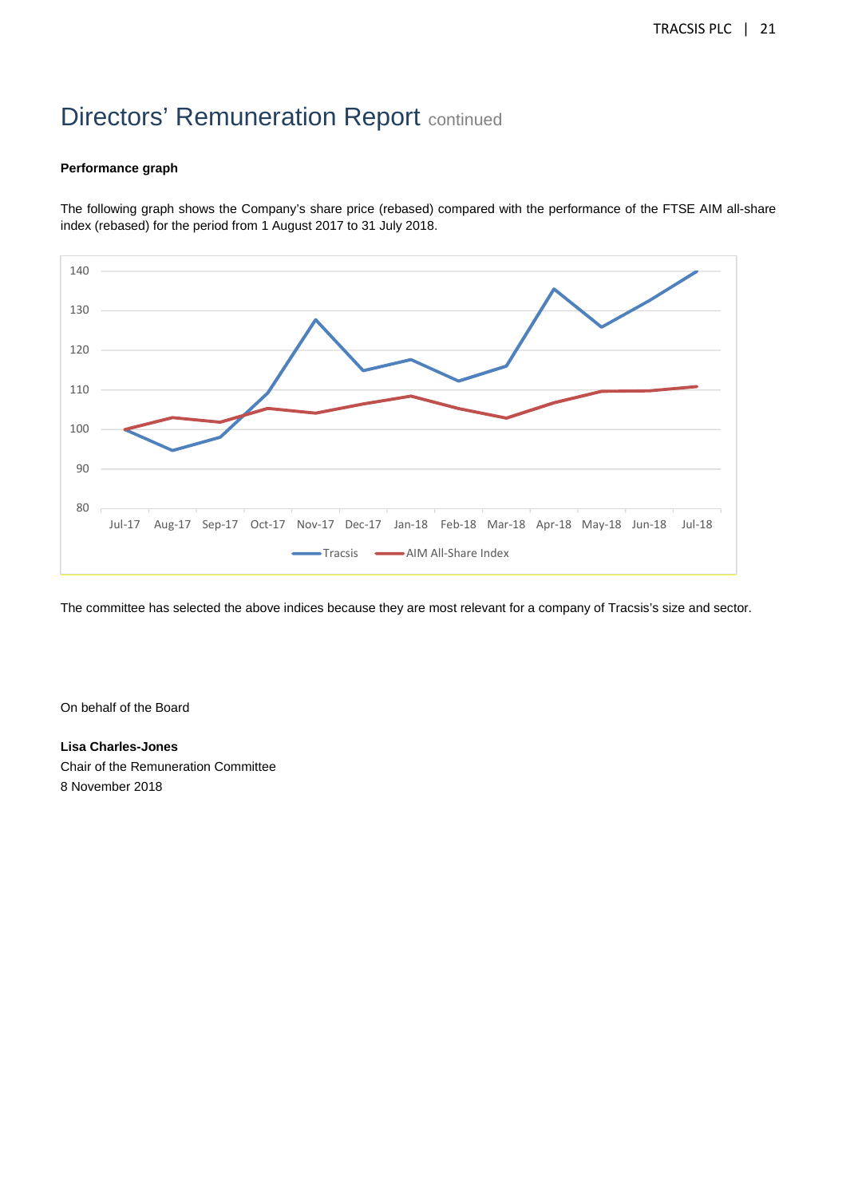# Directors' Remuneration Report continued

**Performance graph**

The following graph shows the Company's share price (rebased) compared with the performance of the FTSE AIM all-share index (rebased) for the period from 1 August 2017 to 31 July 2018.

The committee has selected the above indices because they are most relevant for a company of Tracsis's size and sector.

On behalf of the Board

**Lisa Charles-Jones**
Chair of the Remuneration Committee
8 November 2018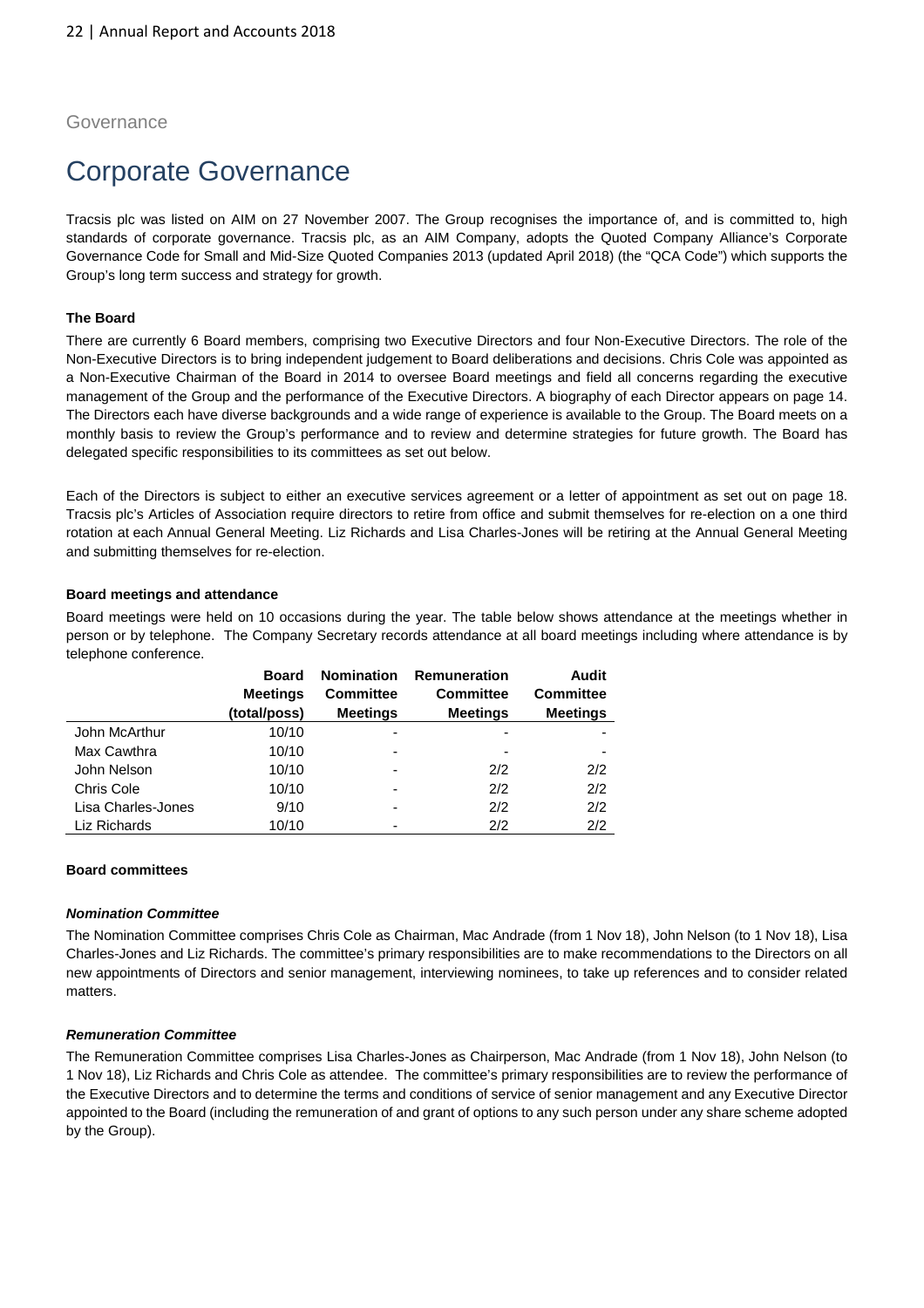Governance

# Corporate Governance

Tracsis plc was listed on AIM on 27 November 2007. The Group recognises the importance of, and is committed to, high standards of corporate governance. Tracsis plc, as an AIM Company, adopts the Quoted Company Alliance's Corporate Governance Code for Small and Mid-Size Quoted Companies 2013 (updated April 2018) (the "QCA Code") which supports the Group's long term success and strategy for growth.

**The Board**

There are currently 6 Board members, comprising two Executive Directors and four Non-Executive Directors. The role of the Non-Executive Directors is to bring independent judgement to Board deliberations and decisions. Chris Cole was appointed as a Non-Executive Chairman of the Board in 2014 to oversee Board meetings and field all concerns regarding the executive management of the Group and the performance of the Executive Directors. A biography of each Director appears on page 14. The Directors each have diverse backgrounds and a wide range of experience is available to the Group. The Board meets on a monthly basis to review the Group's performance and to review and determine strategies for future growth. The Board has delegated specific responsibilities to its committees as set out below.

Each of the Directors is subject to either an executive services agreement or a letter of appointment as set out on page 18. Tracsis plc's Articles of Association require directors to retire from office and submit themselves for re-election on a one third rotation at each Annual General Meeting. Liz Richards and Lisa Charles-Jones will be retiring at the Annual General Meeting and submitting themselves for re-election.

**Board meetings and attendance**

Board meetings were held on 10 occasions during the year. The table below shows attendance at the meetings whether in person or by telephone. The Company Secretary records attendance at all board meetings including where attendance is by telephone conference.

| | Board Meetings (total/poss) | Nomination Committee Meetings | Remuneration Committee Meetings | Audit Committee Meetings |
|---|---|---|---|---|
| John McArthur | 10/10 | - | - | - |
| Max Cawthra | 10/10 | - | - | - |
| John Nelson | 10/10 | - | 2/2 | 2/2 |
| Chris Cole | 10/10 | - | 2/2 | 2/2 |
| Lisa Charles-Jones | 9/10 | - | 2/2 | 2/2 |
| Liz Richards | 10/10 | - | 2/2 | 2/2 |

**Board committees**

***Nomination Committee***

The Nomination Committee comprises Chris Cole as Chairman, Mac Andrade (from 1 Nov 18), John Nelson (to 1 Nov 18), Lisa Charles-Jones and Liz Richards. The committee's primary responsibilities are to make recommendations to the Directors on all new appointments of Directors and senior management, interviewing nominees, to take up references and to consider related matters.

***Remuneration Committee***

The Remuneration Committee comprises Lisa Charles-Jones as Chairperson, Mac Andrade (from 1 Nov 18), John Nelson (to 1 Nov 18), Liz Richards and Chris Cole as attendee. The committee's primary responsibilities are to review the performance of the Executive Directors and to determine the terms and conditions of service of senior management and any Executive Director appointed to the Board (including the remuneration of and grant of options to any such person under any share scheme adopted by the Group).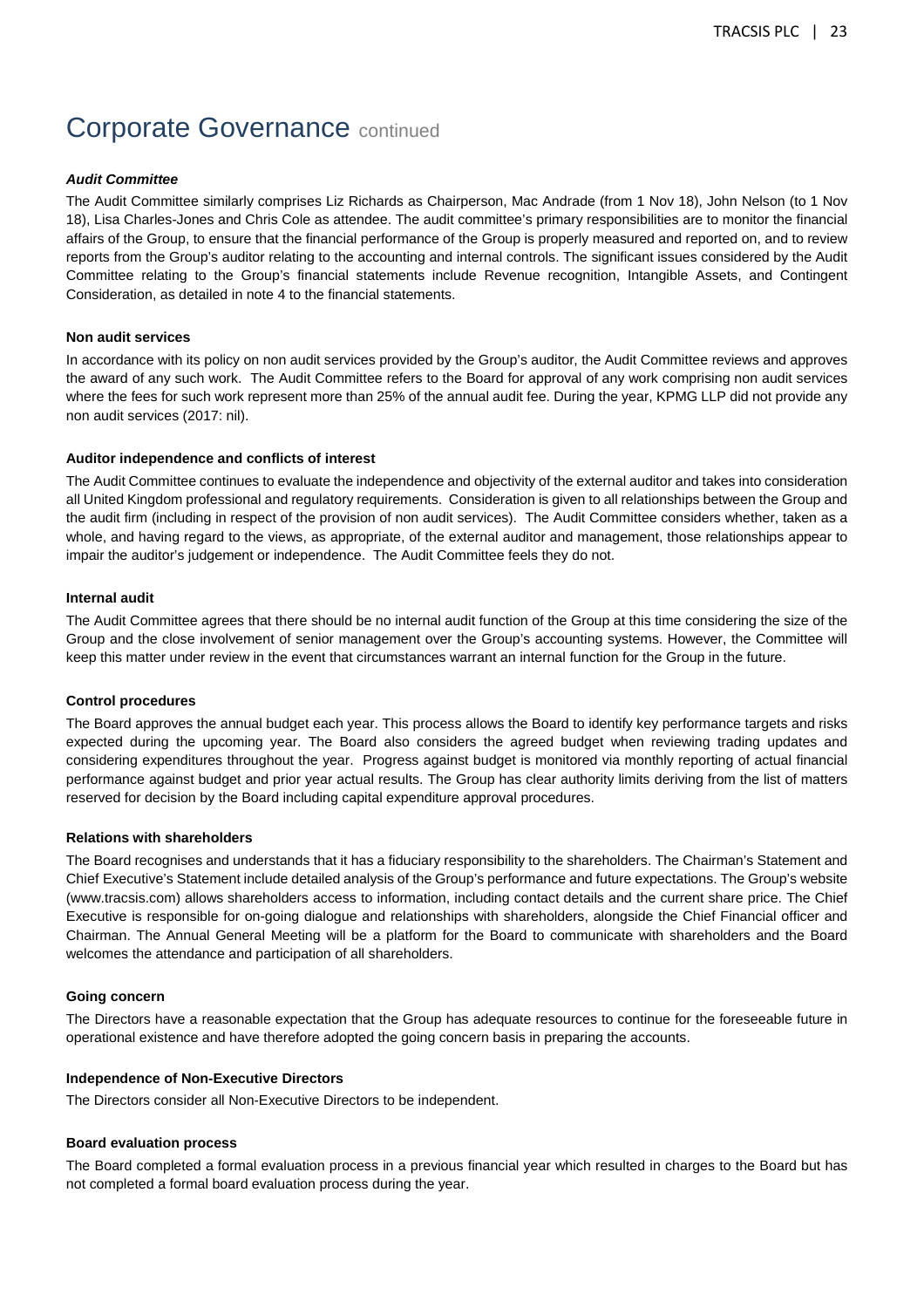# Corporate Governance continued

***Audit Committee***

The Audit Committee similarly comprises Liz Richards as Chairperson, Mac Andrade (from 1 Nov 18), John Nelson (to 1 Nov 18), Lisa Charles-Jones and Chris Cole as attendee. The audit committee's primary responsibilities are to monitor the financial affairs of the Group, to ensure that the financial performance of the Group is properly measured and reported on, and to review reports from the Group's auditor relating to the accounting and internal controls. The significant issues considered by the Audit Committee relating to the Group's financial statements include Revenue recognition, Intangible Assets, and Contingent Consideration, as detailed in note 4 to the financial statements.

**Non audit services**

In accordance with its policy on non audit services provided by the Group's auditor, the Audit Committee reviews and approves the award of any such work. The Audit Committee refers to the Board for approval of any work comprising non audit services where the fees for such work represent more than 25% of the annual audit fee. During the year, KPMG LLP did not provide any non audit services (2017: nil).

**Auditor independence and conflicts of interest**

The Audit Committee continues to evaluate the independence and objectivity of the external auditor and takes into consideration all United Kingdom professional and regulatory requirements. Consideration is given to all relationships between the Group and the audit firm (including in respect of the provision of non audit services). The Audit Committee considers whether, taken as a whole, and having regard to the views, as appropriate, of the external auditor and management, those relationships appear to impair the auditor's judgement or independence. The Audit Committee feels they do not.

**Internal audit**

The Audit Committee agrees that there should be no internal audit function of the Group at this time considering the size of the Group and the close involvement of senior management over the Group's accounting systems. However, the Committee will keep this matter under review in the event that circumstances warrant an internal function for the Group in the future.

**Control procedures**

The Board approves the annual budget each year. This process allows the Board to identify key performance targets and risks expected during the upcoming year. The Board also considers the agreed budget when reviewing trading updates and considering expenditures throughout the year. Progress against budget is monitored via monthly reporting of actual financial performance against budget and prior year actual results. The Group has clear authority limits deriving from the list of matters reserved for decision by the Board including capital expenditure approval procedures.

**Relations with shareholders**

The Board recognises and understands that it has a fiduciary responsibility to the shareholders. The Chairman's Statement and Chief Executive's Statement include detailed analysis of the Group's performance and future expectations. The Group's website (www.tracsis.com) allows shareholders access to information, including contact details and the current share price. The Chief Executive is responsible for on-going dialogue and relationships with shareholders, alongside the Chief Financial officer and Chairman. The Annual General Meeting will be a platform for the Board to communicate with shareholders and the Board welcomes the attendance and participation of all shareholders.

**Going concern**

The Directors have a reasonable expectation that the Group has adequate resources to continue for the foreseeable future in operational existence and have therefore adopted the going concern basis in preparing the accounts.

**Independence of Non-Executive Directors**

The Directors consider all Non-Executive Directors to be independent.

**Board evaluation process**

The Board completed a formal evaluation process in a previous financial year which resulted in charges to the Board but has not completed a formal board evaluation process during the year.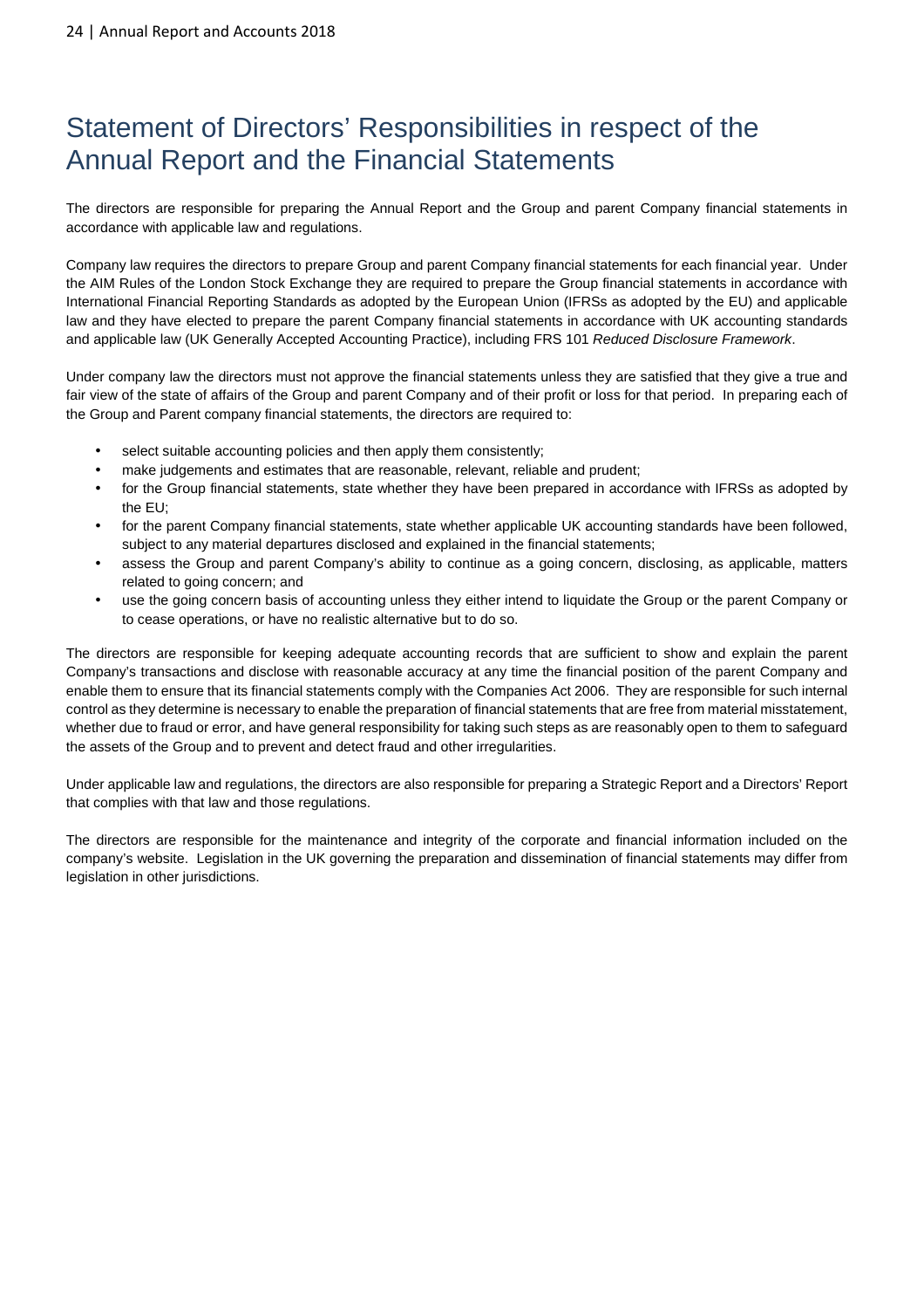# Statement of Directors' Responsibilities in respect of the Annual Report and the Financial Statements

The directors are responsible for preparing the Annual Report and the Group and parent Company financial statements in accordance with applicable law and regulations.

Company law requires the directors to prepare Group and parent Company financial statements for each financial year. Under the AIM Rules of the London Stock Exchange they are required to prepare the Group financial statements in accordance with International Financial Reporting Standards as adopted by the European Union (IFRSs as adopted by the EU) and applicable law and they have elected to prepare the parent Company financial statements in accordance with UK accounting standards and applicable law (UK Generally Accepted Accounting Practice), including FRS 101 *Reduced Disclosure Framework*.

Under company law the directors must not approve the financial statements unless they are satisfied that they give a true and fair view of the state of affairs of the Group and parent Company and of their profit or loss for that period. In preparing each of the Group and Parent company financial statements, the directors are required to:

- select suitable accounting policies and then apply them consistently;
- make judgements and estimates that are reasonable, relevant, reliable and prudent;
- for the Group financial statements, state whether they have been prepared in accordance with IFRSs as adopted by the EU;
- for the parent Company financial statements, state whether applicable UK accounting standards have been followed, subject to any material departures disclosed and explained in the financial statements;
- assess the Group and parent Company's ability to continue as a going concern, disclosing, as applicable, matters related to going concern; and
- use the going concern basis of accounting unless they either intend to liquidate the Group or the parent Company or to cease operations, or have no realistic alternative but to do so.

The directors are responsible for keeping adequate accounting records that are sufficient to show and explain the parent Company's transactions and disclose with reasonable accuracy at any time the financial position of the parent Company and enable them to ensure that its financial statements comply with the Companies Act 2006. They are responsible for such internal control as they determine is necessary to enable the preparation of financial statements that are free from material misstatement, whether due to fraud or error, and have general responsibility for taking such steps as are reasonably open to them to safeguard the assets of the Group and to prevent and detect fraud and other irregularities.

Under applicable law and regulations, the directors are also responsible for preparing a Strategic Report and a Directors' Report that complies with that law and those regulations.

The directors are responsible for the maintenance and integrity of the corporate and financial information included on the company's website. Legislation in the UK governing the preparation and dissemination of financial statements may differ from legislation in other jurisdictions.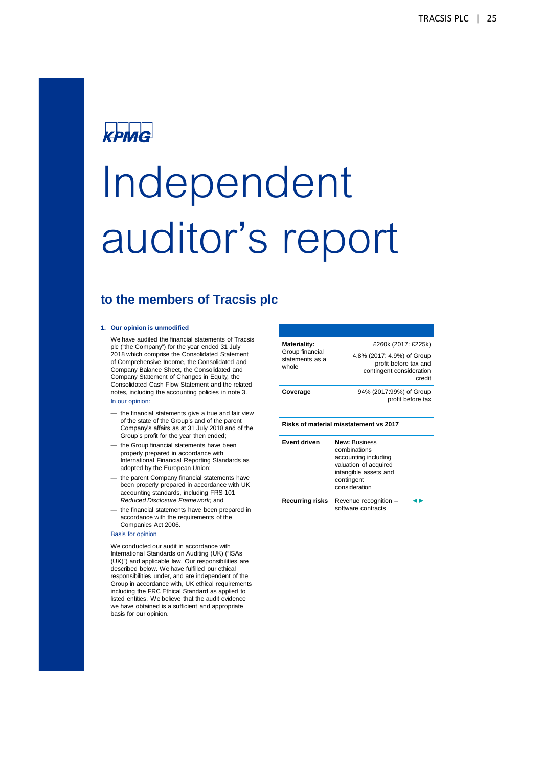KPMG

# Independent auditor's report

## to the members of Tracsis plc

### 1. Our opinion is unmodified

We have audited the financial statements of Tracsis plc ("the Company") for the year ended 31 July 2018 which comprise the Consolidated Statement of Comprehensive Income, the Consolidated and Company Balance Sheet, the Consolidated and Company Statement of Changes in Equity, the Consolidated Cash Flow Statement and the related notes, including the accounting policies in note 3.

In our opinion:

- the financial statements give a true and fair view of the state of the Group's and of the parent Company's affairs as at 31 July 2018 and of the Group's profit for the year then ended;
- the Group financial statements have been properly prepared in accordance with International Financial Reporting Standards as adopted by the European Union;
- the parent Company financial statements have been properly prepared in accordance with UK accounting standards, including FRS 101 *Reduced Disclosure Framework;* and
- the financial statements have been prepared in accordance with the requirements of the Companies Act 2006.

Basis for opinion

We conducted our audit in accordance with International Standards on Auditing (UK) ("ISAs (UK)") and applicable law. Our responsibilities are described below. We have fulfilled our ethical responsibilities under, and are independent of the Group in accordance with, UK ethical requirements including the FRC Ethical Standard as applied to listed entities. We believe that the audit evidence we have obtained is a sufficient and appropriate basis for our opinion.

| | |
|---|---|
| **Materiality:** Group financial statements as a whole | £260k (2017: £225k)<br>4.8% (2017: 4.9%) of Group profit before tax and contingent consideration credit |
| **Coverage** | 94% (2017:99%) of Group profit before tax |

**Risks of material misstatement vs 2017**

| | |
|---|---|
| **Event driven** | **New:** Business combinations accounting including valuation of acquired intangible assets and contingent consideration |
| **Recurring risks** | Revenue recognition – software contracts ◄► |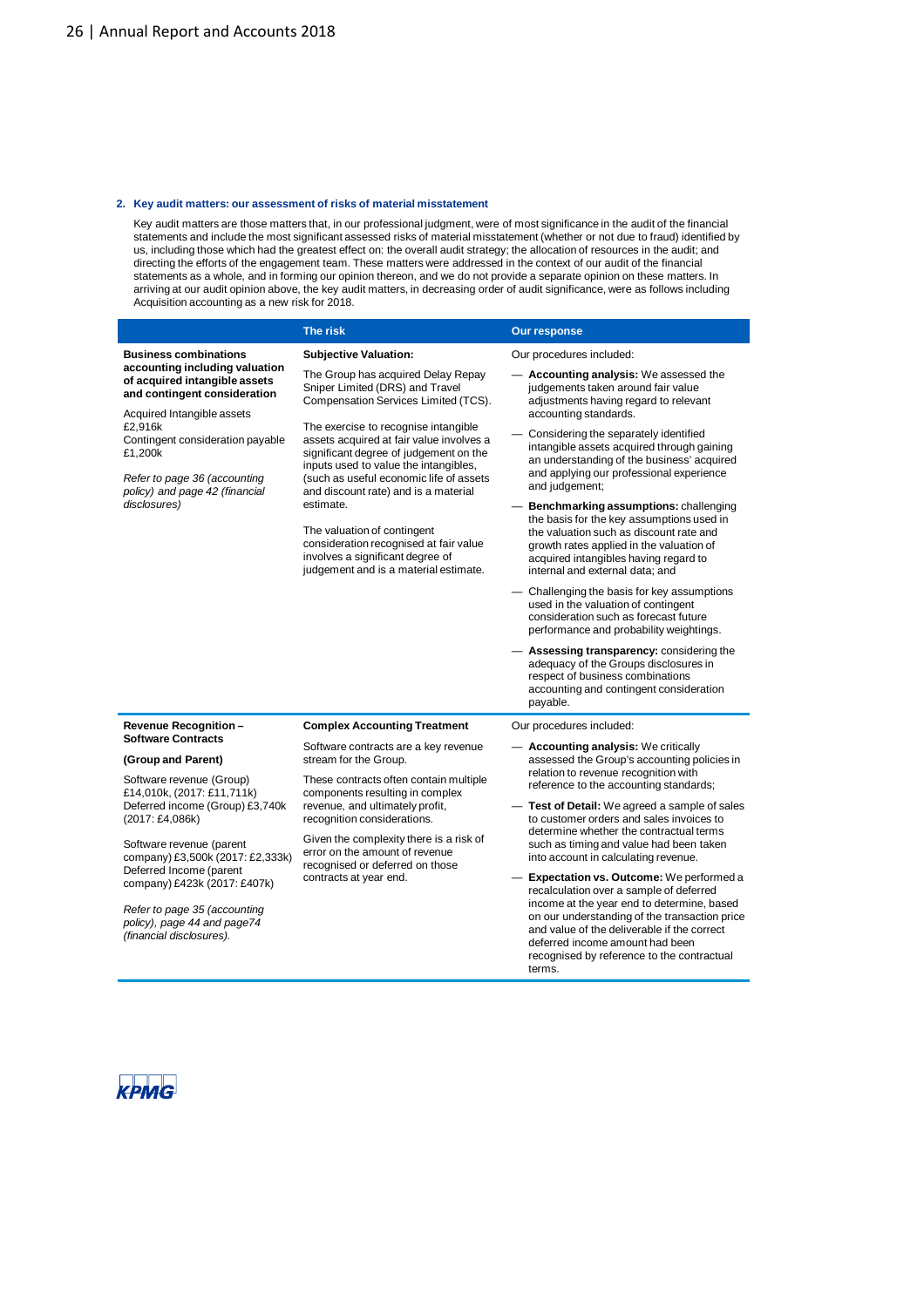## 2. Key audit matters: our assessment of risks of material misstatement

Key audit matters are those matters that, in our professional judgment, were of most significance in the audit of the financial statements and include the most significant assessed risks of material misstatement (whether or not due to fraud) identified by us, including those which had the greatest effect on: the overall audit strategy; the allocation of resources in the audit; and directing the efforts of the engagement team. These matters were addressed in the context of our audit of the financial statements as a whole, and in forming our opinion thereon, and we do not provide a separate opinion on these matters. In arriving at our audit opinion above, the key audit matters, in decreasing order of audit significance, were as follows including Acquisition accounting as a new risk for 2018.

| | The risk | Our response |
|---|---|---|
| **Business combinations accounting including valuation of acquired intangible assets and contingent consideration**<br><br>Acquired Intangible assets £2,916k<br>Contingent consideration payable £1,200k<br><br>*Refer to page 36 (accounting policy) and page 42 (financial disclosures)* | **Subjective Valuation:**<br><br>The Group has acquired Delay Repay Sniper Limited (DRS) and Travel Compensation Services Limited (TCS).<br><br>The exercise to recognise intangible assets acquired at fair value involves a significant degree of judgement on the inputs used to value the intangibles, (such as useful economic life of assets and discount rate) and is a material estimate.<br><br>The valuation of contingent consideration recognised at fair value involves a significant degree of judgement and is a material estimate. | Our procedures included:<br><br>— **Accounting analysis:** We assessed the judgements taken around fair value adjustments having regard to relevant accounting standards.<br><br>— Considering the separately identified intangible assets acquired through gaining an understanding of the business' acquired and applying our professional experience and judgement;<br><br>— **Benchmarking assumptions:** challenging the basis for the key assumptions used in the valuation such as discount rate and growth rates applied in the valuation of acquired intangibles having regard to internal and external data; and<br><br>— Challenging the basis for key assumptions used in the valuation of contingent consideration such as forecast future performance and probability weightings.<br><br>— **Assessing transparency:** considering the adequacy of the Groups disclosures in respect of business combinations accounting and contingent consideration payable. |
| **Revenue Recognition – Software Contracts**<br><br>**(Group and Parent)**<br><br>Software revenue (Group) £14,010k, (2017: £11,711k)<br>Deferred income (Group) £3,740k (2017: £4,086k)<br><br>Software revenue (parent company) £3,500k (2017: £2,333k)<br>Deferred Income (parent company) £423k (2017: £407k)<br><br>*Refer to page 35 (accounting policy), page 44 and page74 (financial disclosures).* | **Complex Accounting Treatment**<br><br>Software contracts are a key revenue stream for the Group.<br><br>These contracts often contain multiple components resulting in complex revenue, and ultimately profit, recognition considerations.<br><br>Given the complexity there is a risk of error on the amount of revenue recognised or deferred on those contracts at year end. | Our procedures included:<br><br>— **Accounting analysis:** We critically assessed the Group's accounting policies in relation to revenue recognition with reference to the accounting standards;<br><br>— **Test of Detail:** We agreed a sample of sales to customer orders and sales invoices to determine whether the contractual terms such as timing and value had been taken into account in calculating revenue.<br><br>— **Expectation vs. Outcome:** We performed a recalculation over a sample of deferred income at the year end to determine, based on our understanding of the transaction price and value of the deliverable if the correct deferred income amount had been recognised by reference to the contractual terms. |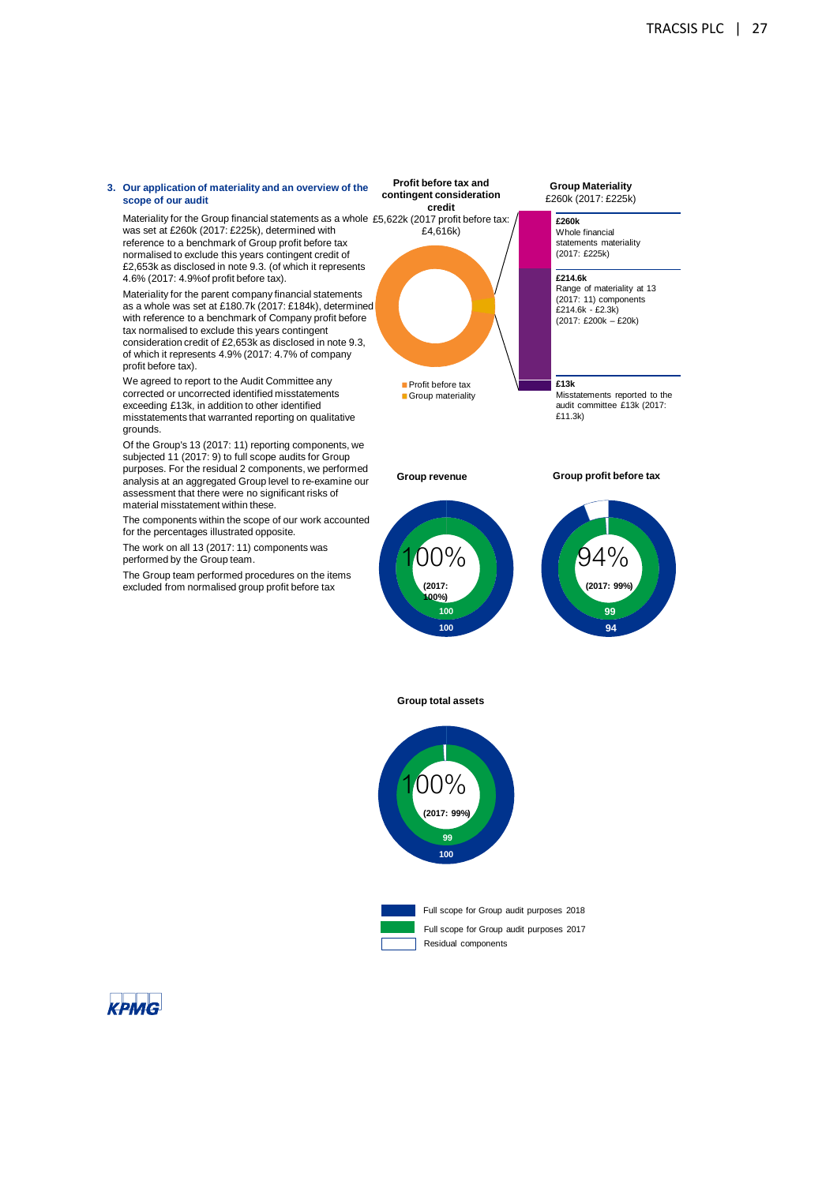### 3. Our application of materiality and an overview of the scope of our audit

Materiality for the Group financial statements as a whole was set at £260k (2017: £225k), determined with reference to a benchmark of Group profit before tax normalised to exclude this years contingent credit of £2,653k as disclosed in note 9.3. (of which it represents 4.6% (2017: 4.9%of profit before tax).

Materiality for the parent company financial statements as a whole was set at £180.7k (2017: £184k), determined with reference to a benchmark of Company profit before tax normalised to exclude this years contingent consideration credit of £2,653k as disclosed in note 9.3, of which it represents 4.9% (2017: 4.7% of company profit before tax).

We agreed to report to the Audit Committee any corrected or uncorrected identified misstatements exceeding £13k, in addition to other identified misstatements that warranted reporting on qualitative grounds.

Of the Group's 13 (2017: 11) reporting components, we subjected 11 (2017: 9) to full scope audits for Group purposes. For the residual 2 components, we performed analysis at an aggregated Group level to re-examine our assessment that there were no significant risks of material misstatement within these.

The components within the scope of our work accounted for the percentages illustrated opposite.

The work on all 13 (2017: 11) components was performed by the Group team.

The Group team performed procedures on the items excluded from normalised group profit before tax

**Profit before tax and contingent consideration credit**
£5,622k (2017 profit before tax: £4,616k)

- Profit before tax
- Group materiality

**Group Materiality**
£260k (2017: £225k)

**£260k**
Whole financial statements materiality (2017: £225k)

**£214.6k**
Range of materiality at 13 (2017: 11) components £214.6k - £2.3k) (2017: £200k – £20k)

**£13k**
Misstatements reported to the audit committee £13k (2017: £11.3k)

**Group revenue**
100% (2017: 100%)
2017: 100; 2018: 100

**Group profit before tax**
94% (2017: 99%)
2017: 99; 2018: 94

**Group total assets**
100% (2017: 99%)
2017: 99; 2018: 100

- Full scope for Group audit purposes 2018
- Full scope for Group audit purposes 2017
- Residual components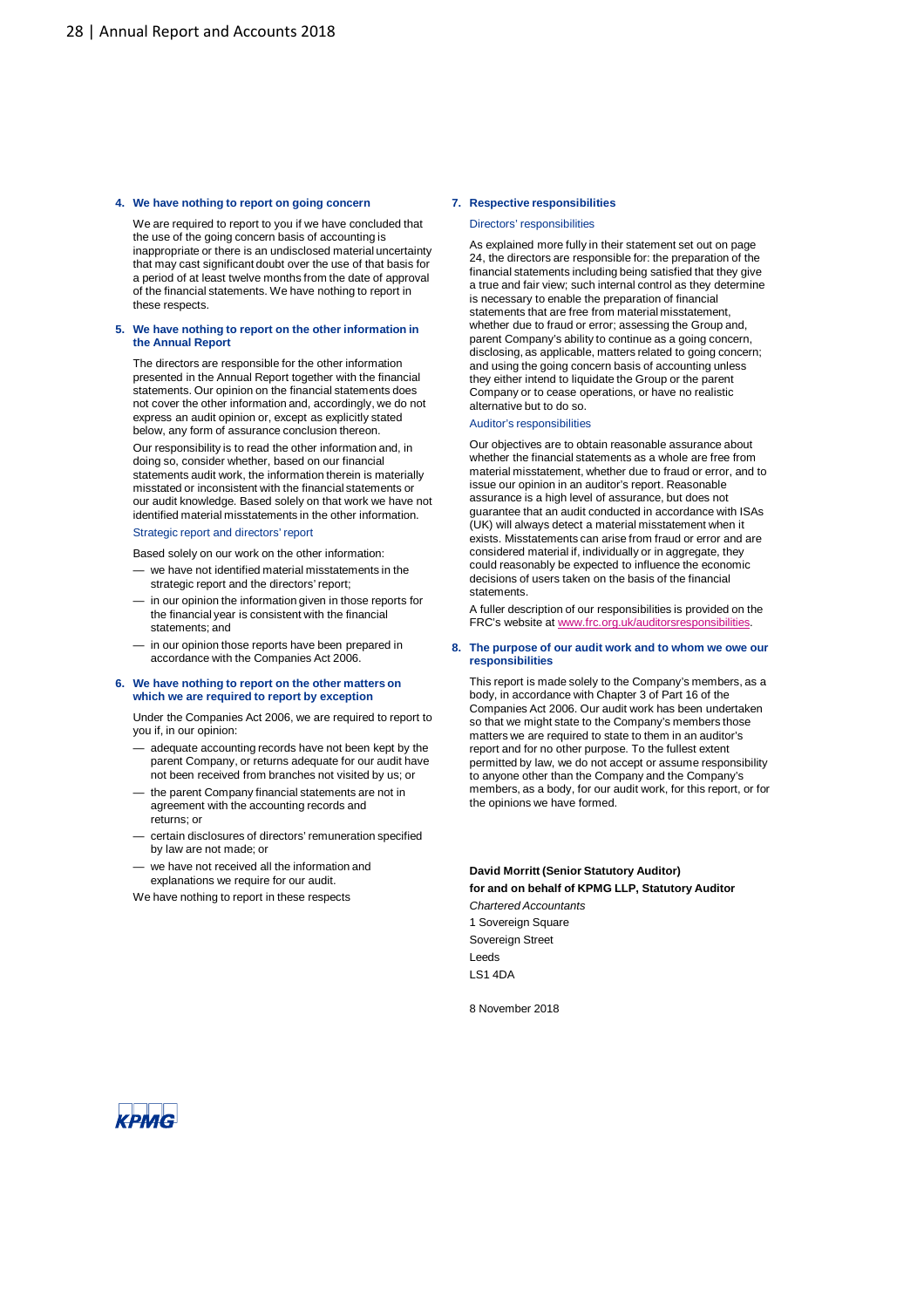### 4. We have nothing to report on going concern

We are required to report to you if we have concluded that the use of the going concern basis of accounting is inappropriate or there is an undisclosed material uncertainty that may cast significant doubt over the use of that basis for a period of at least twelve months from the date of approval of the financial statements. We have nothing to report in these respects.

### 5. We have nothing to report on the other information in the Annual Report

The directors are responsible for the other information presented in the Annual Report together with the financial statements. Our opinion on the financial statements does not cover the other information and, accordingly, we do not express an audit opinion or, except as explicitly stated below, any form of assurance conclusion thereon.

Our responsibility is to read the other information and, in doing so, consider whether, based on our financial statements audit work, the information therein is materially misstated or inconsistent with the financial statements or our audit knowledge. Based solely on that work we have not identified material misstatements in the other information.

#### Strategic report and directors' report

Based solely on our work on the other information:

- we have not identified material misstatements in the strategic report and the directors' report;
- in our opinion the information given in those reports for the financial year is consistent with the financial statements; and
- in our opinion those reports have been prepared in accordance with the Companies Act 2006.

### 6. We have nothing to report on the other matters on which we are required to report by exception

Under the Companies Act 2006, we are required to report to you if, in our opinion:

- adequate accounting records have not been kept by the parent Company, or returns adequate for our audit have not been received from branches not visited by us; or
- the parent Company financial statements are not in agreement with the accounting records and returns; or
- certain disclosures of directors' remuneration specified by law are not made; or
- we have not received all the information and explanations we require for our audit.

We have nothing to report in these respects

### 7. Respective responsibilities

#### Directors' responsibilities

As explained more fully in their statement set out on page 24, the directors are responsible for: the preparation of the financial statements including being satisfied that they give a true and fair view; such internal control as they determine is necessary to enable the preparation of financial statements that are free from material misstatement, whether due to fraud or error; assessing the Group and, parent Company's ability to continue as a going concern, disclosing, as applicable, matters related to going concern; and using the going concern basis of accounting unless they either intend to liquidate the Group or the parent Company or to cease operations, or have no realistic alternative but to do so.

#### Auditor's responsibilities

Our objectives are to obtain reasonable assurance about whether the financial statements as a whole are free from material misstatement, whether due to fraud or error, and to issue our opinion in an auditor's report. Reasonable assurance is a high level of assurance, but does not guarantee that an audit conducted in accordance with ISAs (UK) will always detect a material misstatement when it exists. Misstatements can arise from fraud or error and are considered material if, individually or in aggregate, they could reasonably be expected to influence the economic decisions of users taken on the basis of the financial statements.

A fuller description of our responsibilities is provided on the FRC's website at www.frc.org.uk/auditorsresponsibilities.

### 8. The purpose of our audit work and to whom we owe our responsibilities

This report is made solely to the Company's members, as a body, in accordance with Chapter 3 of Part 16 of the Companies Act 2006. Our audit work has been undertaken so that we might state to the Company's members those matters we are required to state to them in an auditor's report and for no other purpose. To the fullest extent permitted by law, we do not accept or assume responsibility to anyone other than the Company and the Company's members, as a body, for our audit work, for this report, or for the opinions we have formed.

**David Morritt (Senior Statutory Auditor)**
**for and on behalf of KPMG LLP, Statutory Auditor**
*Chartered Accountants*
1 Sovereign Square
Sovereign Street
Leeds
LS1 4DA

8 November 2018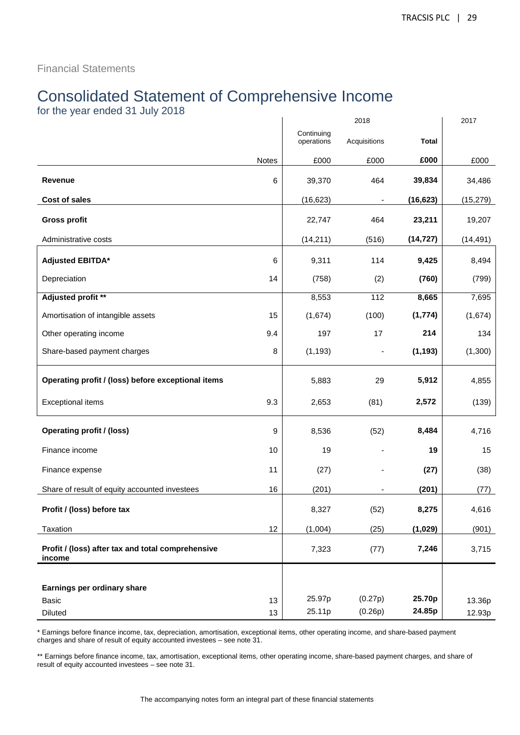Financial Statements

# Consolidated Statement of Comprehensive Income

for the year ended 31 July 2018

| | | 2018 | | | 2017 |
|---|---|---|---|---|---|
| | | Continuing operations | Acquisitions | **Total** | |
| | Notes | £000 | £000 | **£000** | £000 |
| **Revenue** | 6 | 39,370 | 464 | **39,834** | 34,486 |
| **Cost of sales** | | (16,623) | - | **(16,623)** | (15,279) |
| **Gross profit** | | 22,747 | 464 | **23,211** | 19,207 |
| Administrative costs | | (14,211) | (516) | **(14,727)** | (14,491) |
| **Adjusted EBITDA*** | 6 | 9,311 | 114 | **9,425** | 8,494 |
| Depreciation | 14 | (758) | (2) | **(760)** | (799) |
| **Adjusted profit **** | | 8,553 | 112 | **8,665** | 7,695 |
| Amortisation of intangible assets | 15 | (1,674) | (100) | **(1,774)** | (1,674) |
| Other operating income | 9.4 | 197 | 17 | **214** | 134 |
| Share-based payment charges | 8 | (1,193) | - | **(1,193)** | (1,300) |
| **Operating profit / (loss) before exceptional items** | | 5,883 | 29 | **5,912** | 4,855 |
| Exceptional items | 9.3 | 2,653 | (81) | **2,572** | (139) |
| **Operating profit / (loss)** | 9 | 8,536 | (52) | **8,484** | 4,716 |
| Finance income | 10 | 19 | - | **19** | 15 |
| Finance expense | 11 | (27) | - | **(27)** | (38) |
| Share of result of equity accounted investees | 16 | (201) | - | **(201)** | (77) |
| **Profit / (loss) before tax** | | 8,327 | (52) | **8,275** | 4,616 |
| Taxation | 12 | (1,004) | (25) | **(1,029)** | (901) |
| **Profit / (loss) after tax and total comprehensive income** | | 7,323 | (77) | **7,246** | 3,715 |
| **Earnings per ordinary share** | | | | | |
| Basic | 13 | 25.97p | (0.27p) | **25.70p** | 13.36p |
| Diluted | 13 | 25.11p | (0.26p) | **24.85p** | 12.93p |

* Earnings before finance income, tax, depreciation, amortisation, exceptional items, other operating income, and share-based payment charges and share of result of equity accounted investees – see note 31.

** Earnings before finance income, tax, amortisation, exceptional items, other operating income, share-based payment charges, and share of result of equity accounted investees – see note 31.

The accompanying notes form an integral part of these financial statements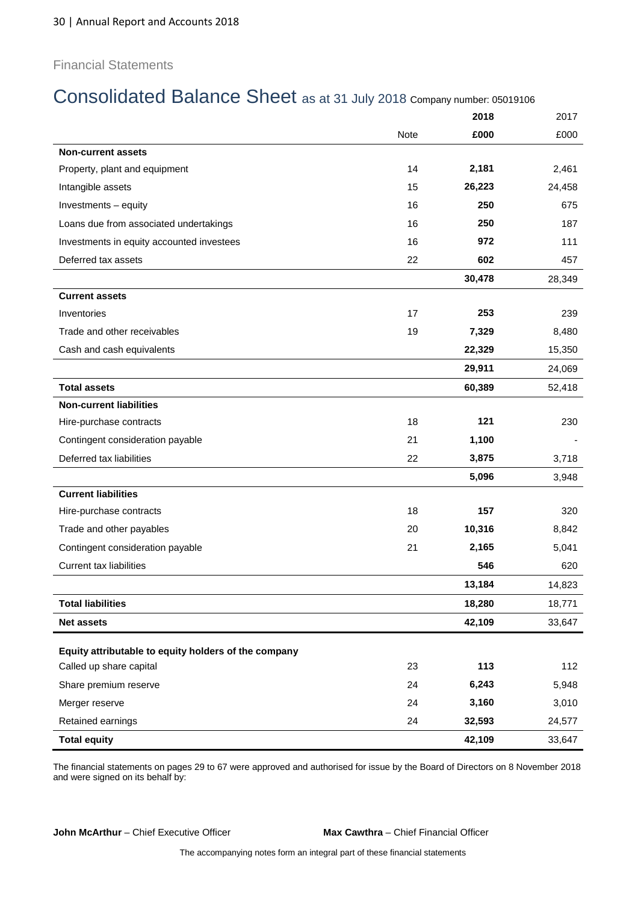Financial Statements

# Consolidated Balance Sheet as at 31 July 2018 Company number: 05019106

| | Note | 2018 £000 | 2017 £000 |
|---|---|---|---|
| **Non-current assets** | | | |
| Property, plant and equipment | 14 | **2,181** | 2,461 |
| Intangible assets | 15 | **26,223** | 24,458 |
| Investments – equity | 16 | **250** | 675 |
| Loans due from associated undertakings | 16 | **250** | 187 |
| Investments in equity accounted investees | 16 | **972** | 111 |
| Deferred tax assets | 22 | **602** | 457 |
| | | **30,478** | 28,349 |
| **Current assets** | | | |
| Inventories | 17 | **253** | 239 |
| Trade and other receivables | 19 | **7,329** | 8,480 |
| Cash and cash equivalents | | **22,329** | 15,350 |
| | | **29,911** | 24,069 |
| **Total assets** | | **60,389** | 52,418 |
| **Non-current liabilities** | | | |
| Hire-purchase contracts | 18 | **121** | 230 |
| Contingent consideration payable | 21 | **1,100** | - |
| Deferred tax liabilities | 22 | **3,875** | 3,718 |
| | | **5,096** | 3,948 |
| **Current liabilities** | | | |
| Hire-purchase contracts | 18 | **157** | 320 |
| Trade and other payables | 20 | **10,316** | 8,842 |
| Contingent consideration payable | 21 | **2,165** | 5,041 |
| Current tax liabilities | | **546** | 620 |
| | | **13,184** | 14,823 |
| **Total liabilities** | | **18,280** | 18,771 |
| **Net assets** | | **42,109** | 33,647 |
| **Equity attributable to equity holders of the company** | | | |
| Called up share capital | 23 | **113** | 112 |
| Share premium reserve | 24 | **6,243** | 5,948 |
| Merger reserve | 24 | **3,160** | 3,010 |
| Retained earnings | 24 | **32,593** | 24,577 |
| **Total equity** | | **42,109** | 33,647 |

The financial statements on pages 29 to 67 were approved and authorised for issue by the Board of Directors on 8 November 2018 and were signed on its behalf by:

**John McArthur** – Chief Executive Officer

**Max Cawthra** – Chief Financial Officer

The accompanying notes form an integral part of these financial statements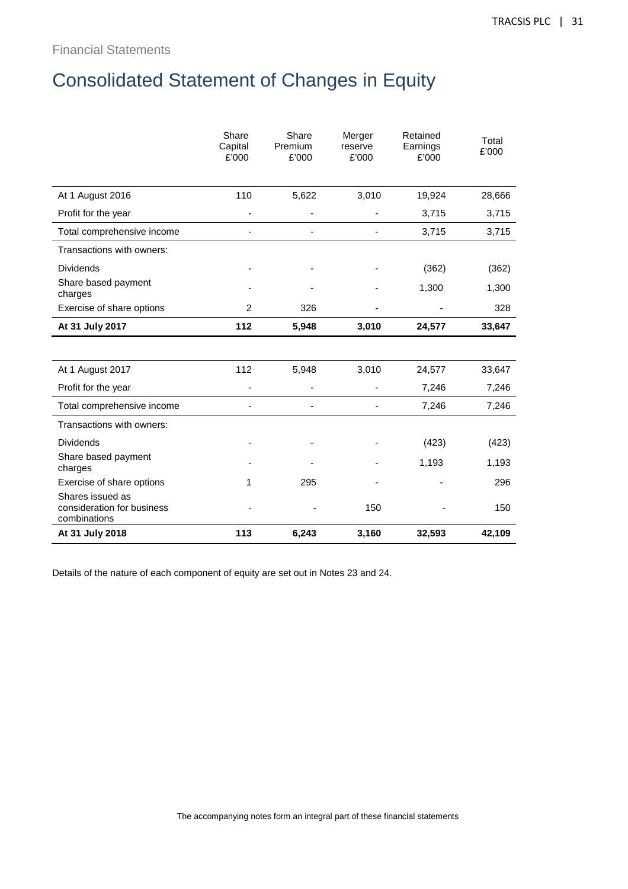Financial Statements

# Consolidated Statement of Changes in Equity

| | Share Capital £'000 | Share Premium £'000 | Merger reserve £'000 | Retained Earnings £'000 | Total £'000 |
|---|---|---|---|---|---|
| At 1 August 2016 | 110 | 5,622 | 3,010 | 19,924 | 28,666 |
| Profit for the year | - | - | - | 3,715 | 3,715 |
| Total comprehensive income | - | - | - | 3,715 | 3,715 |
| Transactions with owners: | | | | | |
| Dividends | - | - | - | (362) | (362) |
| Share based payment charges | - | - | - | 1,300 | 1,300 |
| Exercise of share options | 2 | 326 | - | - | 328 |
| **At 31 July 2017** | **112** | **5,948** | **3,010** | **24,577** | **33,647** |

| | Share Capital £'000 | Share Premium £'000 | Merger reserve £'000 | Retained Earnings £'000 | Total £'000 |
|---|---|---|---|---|---|
| At 1 August 2017 | 112 | 5,948 | 3,010 | 24,577 | 33,647 |
| Profit for the year | - | - | - | 7,246 | 7,246 |
| Total comprehensive income | - | - | - | 7,246 | 7,246 |
| Transactions with owners: | | | | | |
| Dividends | - | - | - | (423) | (423) |
| Share based payment charges | - | - | - | 1,193 | 1,193 |
| Exercise of share options | 1 | 295 | - | - | 296 |
| Shares issued as consideration for business combinations | - | - | 150 | - | 150 |
| **At 31 July 2018** | **113** | **6,243** | **3,160** | **32,593** | **42,109** |

Details of the nature of each component of equity are set out in Notes 23 and 24.

The accompanying notes form an integral part of these financial statements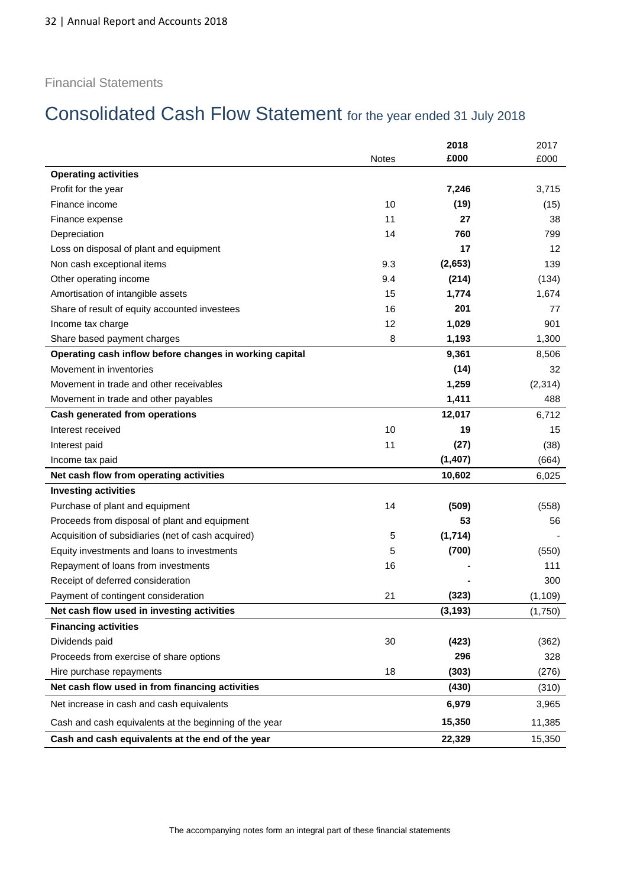Financial Statements

# Consolidated Cash Flow Statement for the year ended 31 July 2018

| | Notes | 2018 £000 | 2017 £000 |
|---|---|---|---|
| **Operating activities** | | | |
| Profit for the year | | **7,246** | 3,715 |
| Finance income | 10 | **(19)** | (15) |
| Finance expense | 11 | **27** | 38 |
| Depreciation | 14 | **760** | 799 |
| Loss on disposal of plant and equipment | | **17** | 12 |
| Non cash exceptional items | 9.3 | **(2,653)** | 139 |
| Other operating income | 9.4 | **(214)** | (134) |
| Amortisation of intangible assets | 15 | **1,774** | 1,674 |
| Share of result of equity accounted investees | 16 | **201** | 77 |
| Income tax charge | 12 | **1,029** | 901 |
| Share based payment charges | 8 | **1,193** | 1,300 |
| **Operating cash inflow before changes in working capital** | | **9,361** | 8,506 |
| Movement in inventories | | **(14)** | 32 |
| Movement in trade and other receivables | | **1,259** | (2,314) |
| Movement in trade and other payables | | **1,411** | 488 |
| **Cash generated from operations** | | **12,017** | 6,712 |
| Interest received | 10 | **19** | 15 |
| Interest paid | 11 | **(27)** | (38) |
| Income tax paid | | **(1,407)** | (664) |
| **Net cash flow from operating activities** | | **10,602** | 6,025 |
| **Investing activities** | | | |
| Purchase of plant and equipment | 14 | **(509)** | (558) |
| Proceeds from disposal of plant and equipment | | **53** | 56 |
| Acquisition of subsidiaries (net of cash acquired) | 5 | **(1,714)** | - |
| Equity investments and loans to investments | 5 | **(700)** | (550) |
| Repayment of loans from investments | 16 | **-** | 111 |
| Receipt of deferred consideration | | **-** | 300 |
| Payment of contingent consideration | 21 | **(323)** | (1,109) |
| **Net cash flow used in investing activities** | | **(3,193)** | (1,750) |
| **Financing activities** | | | |
| Dividends paid | 30 | **(423)** | (362) |
| Proceeds from exercise of share options | | **296** | 328 |
| Hire purchase repayments | 18 | **(303)** | (276) |
| **Net cash flow used in from financing activities** | | **(430)** | (310) |
| Net increase in cash and cash equivalents | | **6,979** | 3,965 |
| Cash and cash equivalents at the beginning of the year | | **15,350** | 11,385 |
| **Cash and cash equivalents at the end of the year** | | **22,329** | 15,350 |

The accompanying notes form an integral part of these financial statements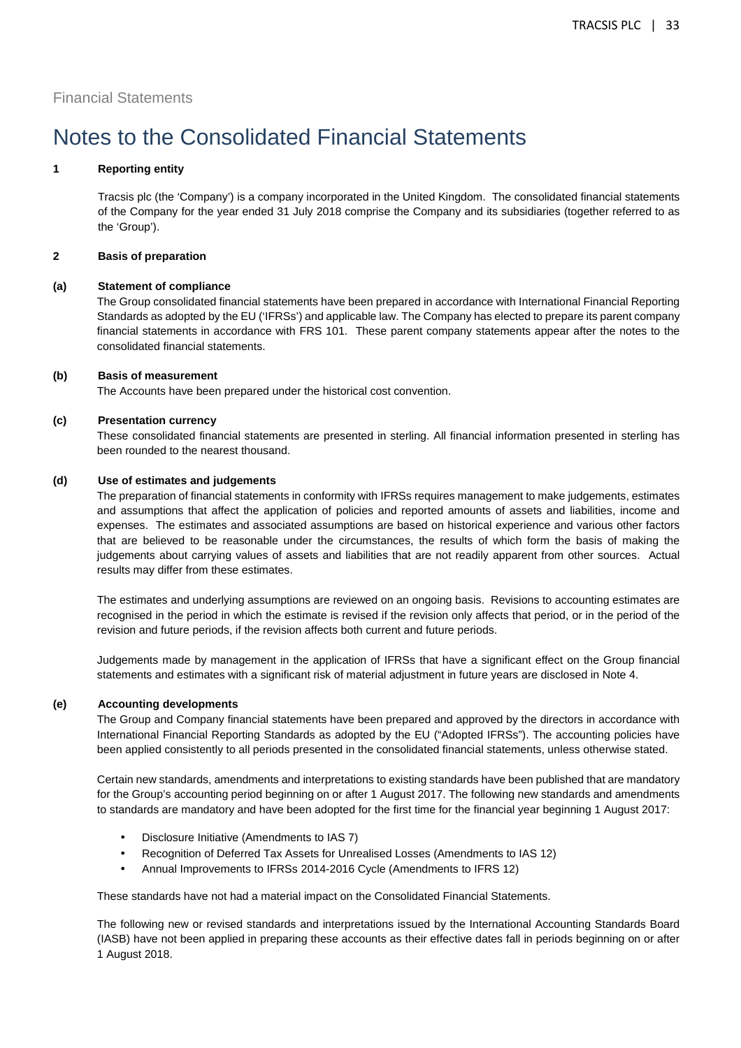Financial Statements

# Notes to the Consolidated Financial Statements

## 1 Reporting entity

Tracsis plc (the 'Company') is a company incorporated in the United Kingdom. The consolidated financial statements of the Company for the year ended 31 July 2018 comprise the Company and its subsidiaries (together referred to as the 'Group').

## 2 Basis of preparation

### (a) Statement of compliance

The Group consolidated financial statements have been prepared in accordance with International Financial Reporting Standards as adopted by the EU ('IFRSs') and applicable law. The Company has elected to prepare its parent company financial statements in accordance with FRS 101. These parent company statements appear after the notes to the consolidated financial statements.

### (b) Basis of measurement

The Accounts have been prepared under the historical cost convention.

### (c) Presentation currency

These consolidated financial statements are presented in sterling. All financial information presented in sterling has been rounded to the nearest thousand.

### (d) Use of estimates and judgements

The preparation of financial statements in conformity with IFRSs requires management to make judgements, estimates and assumptions that affect the application of policies and reported amounts of assets and liabilities, income and expenses. The estimates and associated assumptions are based on historical experience and various other factors that are believed to be reasonable under the circumstances, the results of which form the basis of making the judgements about carrying values of assets and liabilities that are not readily apparent from other sources. Actual results may differ from these estimates.

The estimates and underlying assumptions are reviewed on an ongoing basis. Revisions to accounting estimates are recognised in the period in which the estimate is revised if the revision only affects that period, or in the period of the revision and future periods, if the revision affects both current and future periods.

Judgements made by management in the application of IFRSs that have a significant effect on the Group financial statements and estimates with a significant risk of material adjustment in future years are disclosed in Note 4.

### (e) Accounting developments

The Group and Company financial statements have been prepared and approved by the directors in accordance with International Financial Reporting Standards as adopted by the EU ("Adopted IFRSs"). The accounting policies have been applied consistently to all periods presented in the consolidated financial statements, unless otherwise stated.

Certain new standards, amendments and interpretations to existing standards have been published that are mandatory for the Group's accounting period beginning on or after 1 August 2017. The following new standards and amendments to standards are mandatory and have been adopted for the first time for the financial year beginning 1 August 2017:

- Disclosure Initiative (Amendments to IAS 7)
- Recognition of Deferred Tax Assets for Unrealised Losses (Amendments to IAS 12)
- Annual Improvements to IFRSs 2014-2016 Cycle (Amendments to IFRS 12)

These standards have not had a material impact on the Consolidated Financial Statements.

The following new or revised standards and interpretations issued by the International Accounting Standards Board (IASB) have not been applied in preparing these accounts as their effective dates fall in periods beginning on or after 1 August 2018.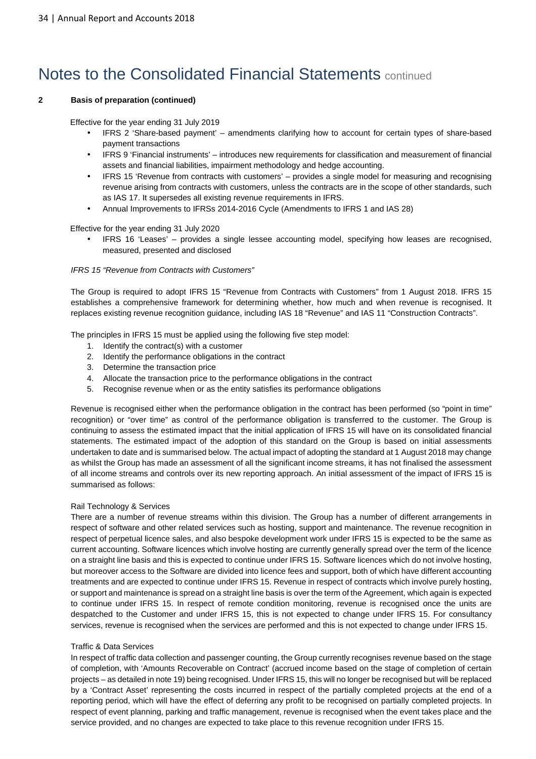# Notes to the Consolidated Financial Statements continued

**2 Basis of preparation (continued)**

Effective for the year ending 31 July 2019

- IFRS 2 'Share-based payment' – amendments clarifying how to account for certain types of share-based payment transactions
- IFRS 9 'Financial instruments' – introduces new requirements for classification and measurement of financial assets and financial liabilities, impairment methodology and hedge accounting.
- IFRS 15 'Revenue from contracts with customers' – provides a single model for measuring and recognising revenue arising from contracts with customers, unless the contracts are in the scope of other standards, such as IAS 17. It supersedes all existing revenue requirements in IFRS.
- Annual Improvements to IFRSs 2014-2016 Cycle (Amendments to IFRS 1 and IAS 28)

Effective for the year ending 31 July 2020

- IFRS 16 'Leases' – provides a single lessee accounting model, specifying how leases are recognised, measured, presented and disclosed

*IFRS 15 "Revenue from Contracts with Customers"*

The Group is required to adopt IFRS 15 "Revenue from Contracts with Customers" from 1 August 2018. IFRS 15 establishes a comprehensive framework for determining whether, how much and when revenue is recognised. It replaces existing revenue recognition guidance, including IAS 18 "Revenue" and IAS 11 "Construction Contracts".

The principles in IFRS 15 must be applied using the following five step model:

1. Identify the contract(s) with a customer
2. Identify the performance obligations in the contract
3. Determine the transaction price
4. Allocate the transaction price to the performance obligations in the contract
5. Recognise revenue when or as the entity satisfies its performance obligations

Revenue is recognised either when the performance obligation in the contract has been performed (so "point in time" recognition) or "over time" as control of the performance obligation is transferred to the customer. The Group is continuing to assess the estimated impact that the initial application of IFRS 15 will have on its consolidated financial statements. The estimated impact of the adoption of this standard on the Group is based on initial assessments undertaken to date and is summarised below. The actual impact of adopting the standard at 1 August 2018 may change as whilst the Group has made an assessment of all the significant income streams, it has not finalised the assessment of all income streams and controls over its new reporting approach. An initial assessment of the impact of IFRS 15 is summarised as follows:

Rail Technology & Services

There are a number of revenue streams within this division. The Group has a number of different arrangements in respect of software and other related services such as hosting, support and maintenance. The revenue recognition in respect of perpetual licence sales, and also bespoke development work under IFRS 15 is expected to be the same as current accounting. Software licences which involve hosting are currently generally spread over the term of the licence on a straight line basis and this is expected to continue under IFRS 15. Software licences which do not involve hosting, but moreover access to the Software are divided into licence fees and support, both of which have different accounting treatments and are expected to continue under IFRS 15. Revenue in respect of contracts which involve purely hosting, or support and maintenance is spread on a straight line basis is over the term of the Agreement, which again is expected to continue under IFRS 15. In respect of remote condition monitoring, revenue is recognised once the units are despatched to the Customer and under IFRS 15, this is not expected to change under IFRS 15. For consultancy services, revenue is recognised when the services are performed and this is not expected to change under IFRS 15.

Traffic & Data Services

In respect of traffic data collection and passenger counting, the Group currently recognises revenue based on the stage of completion, with 'Amounts Recoverable on Contract' (accrued income based on the stage of completion of certain projects – as detailed in note 19) being recognised. Under IFRS 15, this will no longer be recognised but will be replaced by a 'Contract Asset' representing the costs incurred in respect of the partially completed projects at the end of a reporting period, which will have the effect of deferring any profit to be recognised on partially completed projects. In respect of event planning, parking and traffic management, revenue is recognised when the event takes place and the service provided, and no changes are expected to take place to this revenue recognition under IFRS 15.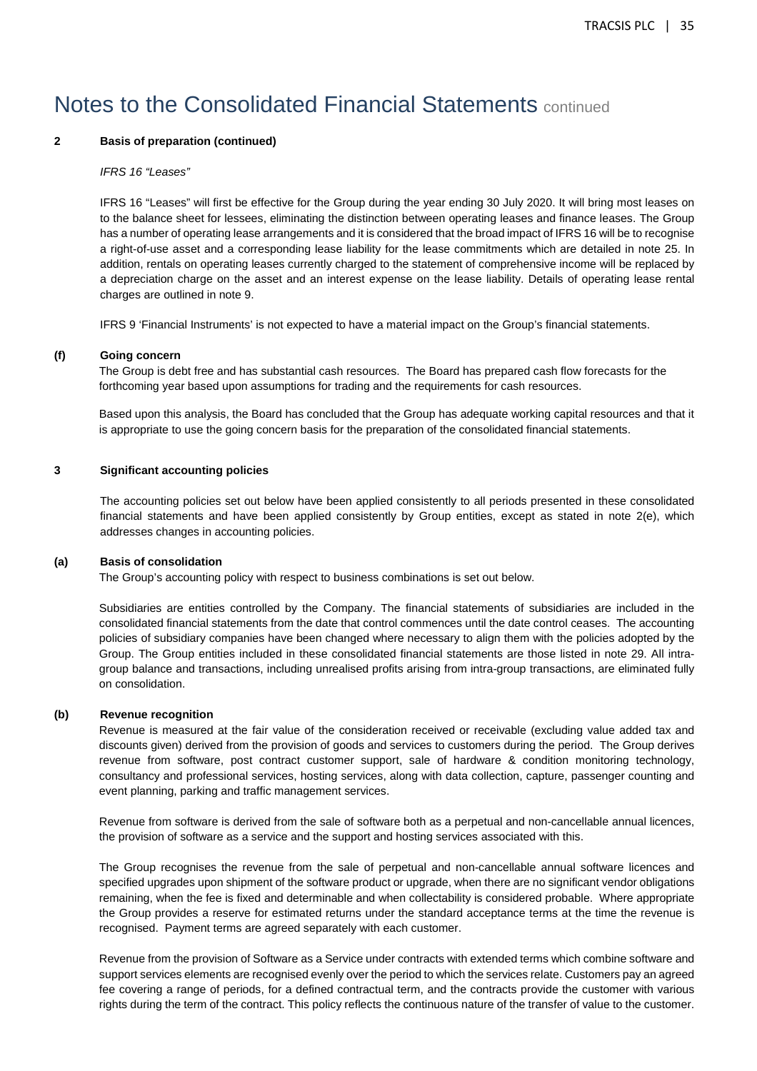# Notes to the Consolidated Financial Statements continued

**2 Basis of preparation (continued)**

*IFRS 16 "Leases"*

IFRS 16 "Leases" will first be effective for the Group during the year ending 30 July 2020. It will bring most leases on to the balance sheet for lessees, eliminating the distinction between operating leases and finance leases. The Group has a number of operating lease arrangements and it is considered that the broad impact of IFRS 16 will be to recognise a right-of-use asset and a corresponding lease liability for the lease commitments which are detailed in note 25. In addition, rentals on operating leases currently charged to the statement of comprehensive income will be replaced by a depreciation charge on the asset and an interest expense on the lease liability. Details of operating lease rental charges are outlined in note 9.

IFRS 9 'Financial Instruments' is not expected to have a material impact on the Group's financial statements.

**(f) Going concern**

The Group is debt free and has substantial cash resources. The Board has prepared cash flow forecasts for the forthcoming year based upon assumptions for trading and the requirements for cash resources.

Based upon this analysis, the Board has concluded that the Group has adequate working capital resources and that it is appropriate to use the going concern basis for the preparation of the consolidated financial statements.

**3 Significant accounting policies**

The accounting policies set out below have been applied consistently to all periods presented in these consolidated financial statements and have been applied consistently by Group entities, except as stated in note 2(e), which addresses changes in accounting policies.

**(a) Basis of consolidation**

The Group's accounting policy with respect to business combinations is set out below.

Subsidiaries are entities controlled by the Company. The financial statements of subsidiaries are included in the consolidated financial statements from the date that control commences until the date control ceases. The accounting policies of subsidiary companies have been changed where necessary to align them with the policies adopted by the Group. The Group entities included in these consolidated financial statements are those listed in note 29. All intra-group balance and transactions, including unrealised profits arising from intra-group transactions, are eliminated fully on consolidation.

**(b) Revenue recognition**

Revenue is measured at the fair value of the consideration received or receivable (excluding value added tax and discounts given) derived from the provision of goods and services to customers during the period. The Group derives revenue from software, post contract customer support, sale of hardware & condition monitoring technology, consultancy and professional services, hosting services, along with data collection, capture, passenger counting and event planning, parking and traffic management services.

Revenue from software is derived from the sale of software both as a perpetual and non-cancellable annual licences, the provision of software as a service and the support and hosting services associated with this.

The Group recognises the revenue from the sale of perpetual and non-cancellable annual software licences and specified upgrades upon shipment of the software product or upgrade, when there are no significant vendor obligations remaining, when the fee is fixed and determinable and when collectability is considered probable. Where appropriate the Group provides a reserve for estimated returns under the standard acceptance terms at the time the revenue is recognised. Payment terms are agreed separately with each customer.

Revenue from the provision of Software as a Service under contracts with extended terms which combine software and support services elements are recognised evenly over the period to which the services relate. Customers pay an agreed fee covering a range of periods, for a defined contractual term, and the contracts provide the customer with various rights during the term of the contract. This policy reflects the continuous nature of the transfer of value to the customer.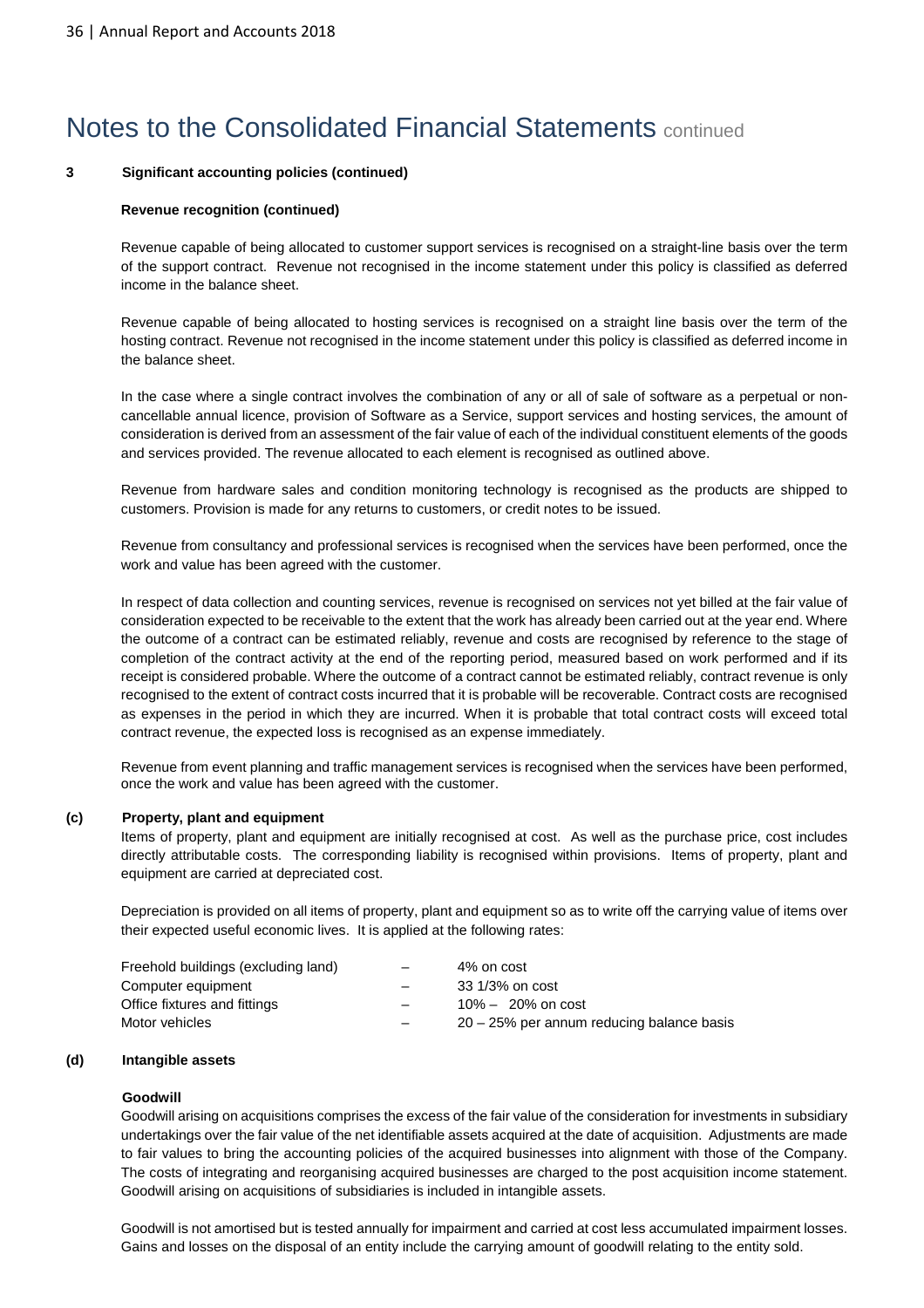# Notes to the Consolidated Financial Statements continued

**3 Significant accounting policies (continued)**

**Revenue recognition (continued)**

Revenue capable of being allocated to customer support services is recognised on a straight-line basis over the term of the support contract. Revenue not recognised in the income statement under this policy is classified as deferred income in the balance sheet.

Revenue capable of being allocated to hosting services is recognised on a straight line basis over the term of the hosting contract. Revenue not recognised in the income statement under this policy is classified as deferred income in the balance sheet.

In the case where a single contract involves the combination of any or all of sale of software as a perpetual or non-cancellable annual licence, provision of Software as a Service, support services and hosting services, the amount of consideration is derived from an assessment of the fair value of each of the individual constituent elements of the goods and services provided. The revenue allocated to each element is recognised as outlined above.

Revenue from hardware sales and condition monitoring technology is recognised as the products are shipped to customers. Provision is made for any returns to customers, or credit notes to be issued.

Revenue from consultancy and professional services is recognised when the services have been performed, once the work and value has been agreed with the customer.

In respect of data collection and counting services, revenue is recognised on services not yet billed at the fair value of consideration expected to be receivable to the extent that the work has already been carried out at the year end. Where the outcome of a contract can be estimated reliably, revenue and costs are recognised by reference to the stage of completion of the contract activity at the end of the reporting period, measured based on work performed and if its receipt is considered probable. Where the outcome of a contract cannot be estimated reliably, contract revenue is only recognised to the extent of contract costs incurred that it is probable will be recoverable. Contract costs are recognised as expenses in the period in which they are incurred. When it is probable that total contract costs will exceed total contract revenue, the expected loss is recognised as an expense immediately.

Revenue from event planning and traffic management services is recognised when the services have been performed, once the work and value has been agreed with the customer.

**(c) Property, plant and equipment**

Items of property, plant and equipment are initially recognised at cost. As well as the purchase price, cost includes directly attributable costs. The corresponding liability is recognised within provisions. Items of property, plant and equipment are carried at depreciated cost.

Depreciation is provided on all items of property, plant and equipment so as to write off the carrying value of items over their expected useful economic lives. It is applied at the following rates:

| | | |
|---|---|---|
| Freehold buildings (excluding land) | – | 4% on cost |
| Computer equipment | – | 33 1/3% on cost |
| Office fixtures and fittings | – | 10% – 20% on cost |
| Motor vehicles | – | 20 – 25% per annum reducing balance basis |

**(d) Intangible assets**

**Goodwill**

Goodwill arising on acquisitions comprises the excess of the fair value of the consideration for investments in subsidiary undertakings over the fair value of the net identifiable assets acquired at the date of acquisition. Adjustments are made to fair values to bring the accounting policies of the acquired businesses into alignment with those of the Company. The costs of integrating and reorganising acquired businesses are charged to the post acquisition income statement. Goodwill arising on acquisitions of subsidiaries is included in intangible assets.

Goodwill is not amortised but is tested annually for impairment and carried at cost less accumulated impairment losses. Gains and losses on the disposal of an entity include the carrying amount of goodwill relating to the entity sold.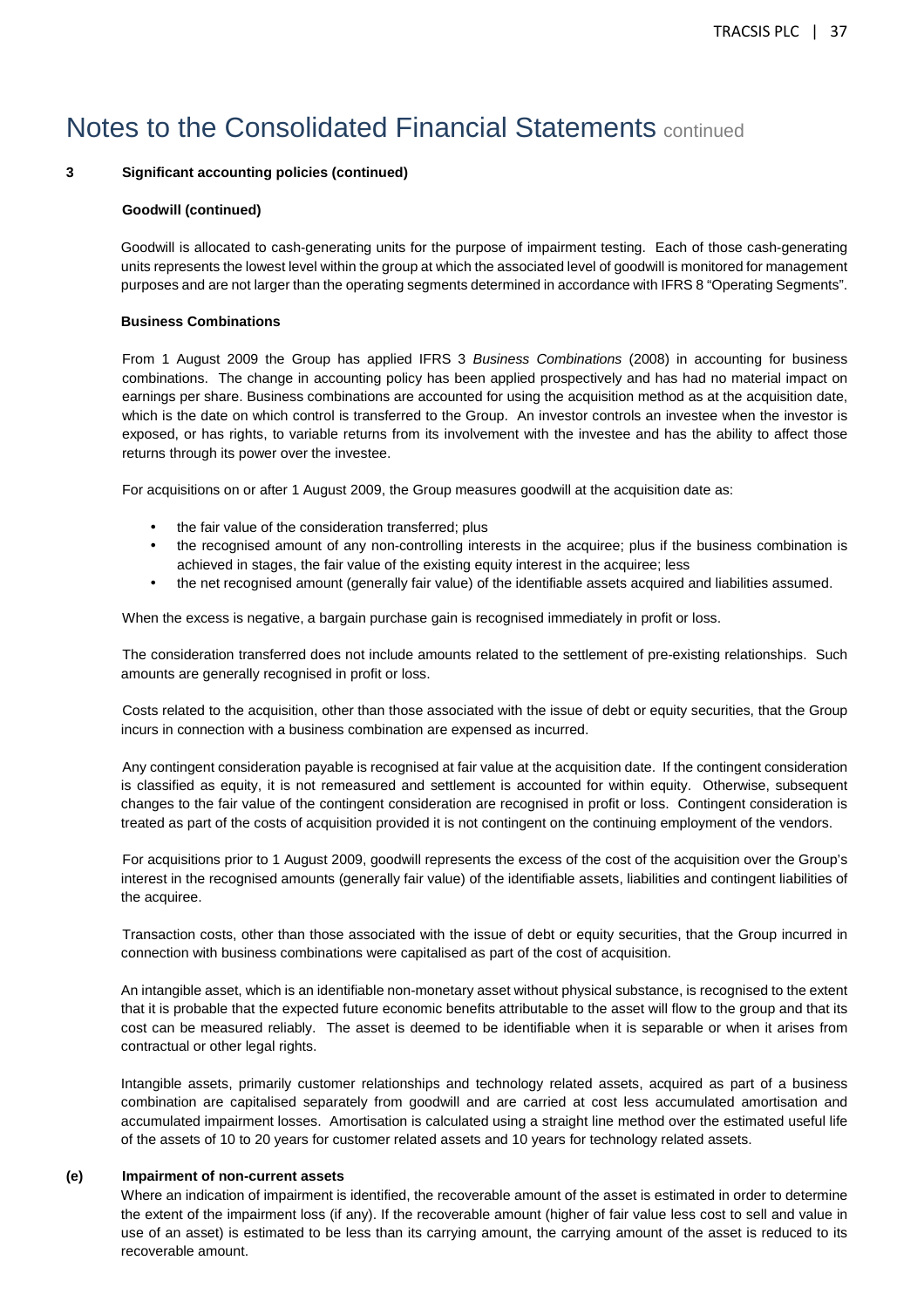# Notes to the Consolidated Financial Statements continued

**3 Significant accounting policies (continued)**

**Goodwill (continued)**

Goodwill is allocated to cash-generating units for the purpose of impairment testing. Each of those cash-generating units represents the lowest level within the group at which the associated level of goodwill is monitored for management purposes and are not larger than the operating segments determined in accordance with IFRS 8 "Operating Segments".

**Business Combinations**

From 1 August 2009 the Group has applied IFRS 3 *Business Combinations* (2008) in accounting for business combinations. The change in accounting policy has been applied prospectively and has had no material impact on earnings per share. Business combinations are accounted for using the acquisition method as at the acquisition date, which is the date on which control is transferred to the Group. An investor controls an investee when the investor is exposed, or has rights, to variable returns from its involvement with the investee and has the ability to affect those returns through its power over the investee.

For acquisitions on or after 1 August 2009, the Group measures goodwill at the acquisition date as:

- the fair value of the consideration transferred; plus
- the recognised amount of any non-controlling interests in the acquiree; plus if the business combination is achieved in stages, the fair value of the existing equity interest in the acquiree; less
- the net recognised amount (generally fair value) of the identifiable assets acquired and liabilities assumed.

When the excess is negative, a bargain purchase gain is recognised immediately in profit or loss.

The consideration transferred does not include amounts related to the settlement of pre-existing relationships. Such amounts are generally recognised in profit or loss.

Costs related to the acquisition, other than those associated with the issue of debt or equity securities, that the Group incurs in connection with a business combination are expensed as incurred.

Any contingent consideration payable is recognised at fair value at the acquisition date. If the contingent consideration is classified as equity, it is not remeasured and settlement is accounted for within equity. Otherwise, subsequent changes to the fair value of the contingent consideration are recognised in profit or loss. Contingent consideration is treated as part of the costs of acquisition provided it is not contingent on the continuing employment of the vendors.

For acquisitions prior to 1 August 2009, goodwill represents the excess of the cost of the acquisition over the Group's interest in the recognised amounts (generally fair value) of the identifiable assets, liabilities and contingent liabilities of the acquiree.

Transaction costs, other than those associated with the issue of debt or equity securities, that the Group incurred in connection with business combinations were capitalised as part of the cost of acquisition.

An intangible asset, which is an identifiable non-monetary asset without physical substance, is recognised to the extent that it is probable that the expected future economic benefits attributable to the asset will flow to the group and that its cost can be measured reliably. The asset is deemed to be identifiable when it is separable or when it arises from contractual or other legal rights.

Intangible assets, primarily customer relationships and technology related assets, acquired as part of a business combination are capitalised separately from goodwill and are carried at cost less accumulated amortisation and accumulated impairment losses. Amortisation is calculated using a straight line method over the estimated useful life of the assets of 10 to 20 years for customer related assets and 10 years for technology related assets.

**(e) Impairment of non-current assets**

Where an indication of impairment is identified, the recoverable amount of the asset is estimated in order to determine the extent of the impairment loss (if any). If the recoverable amount (higher of fair value less cost to sell and value in use of an asset) is estimated to be less than its carrying amount, the carrying amount of the asset is reduced to its recoverable amount.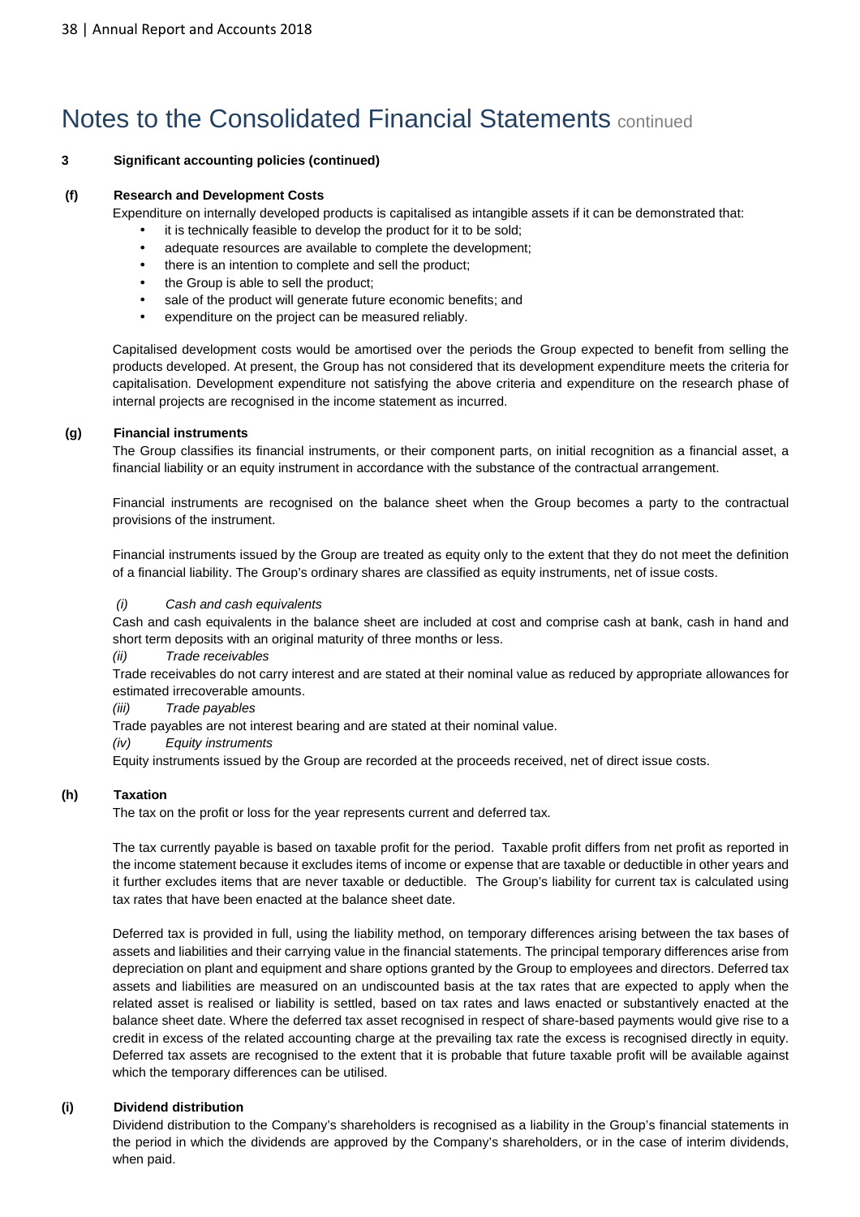# Notes to the Consolidated Financial Statements continued

**3 Significant accounting policies (continued)**

**(f) Research and Development Costs**

Expenditure on internally developed products is capitalised as intangible assets if it can be demonstrated that:

- it is technically feasible to develop the product for it to be sold;
- adequate resources are available to complete the development;
- there is an intention to complete and sell the product;
- the Group is able to sell the product;
- sale of the product will generate future economic benefits; and
- expenditure on the project can be measured reliably.

Capitalised development costs would be amortised over the periods the Group expected to benefit from selling the products developed. At present, the Group has not considered that its development expenditure meets the criteria for capitalisation. Development expenditure not satisfying the above criteria and expenditure on the research phase of internal projects are recognised in the income statement as incurred.

**(g) Financial instruments**

The Group classifies its financial instruments, or their component parts, on initial recognition as a financial asset, a financial liability or an equity instrument in accordance with the substance of the contractual arrangement.

Financial instruments are recognised on the balance sheet when the Group becomes a party to the contractual provisions of the instrument.

Financial instruments issued by the Group are treated as equity only to the extent that they do not meet the definition of a financial liability. The Group's ordinary shares are classified as equity instruments, net of issue costs.

*(i) Cash and cash equivalents*

Cash and cash equivalents in the balance sheet are included at cost and comprise cash at bank, cash in hand and short term deposits with an original maturity of three months or less.

*(ii) Trade receivables*

Trade receivables do not carry interest and are stated at their nominal value as reduced by appropriate allowances for estimated irrecoverable amounts.

*(iii) Trade payables*

Trade payables are not interest bearing and are stated at their nominal value.

*(iv) Equity instruments*

Equity instruments issued by the Group are recorded at the proceeds received, net of direct issue costs.

**(h) Taxation**

The tax on the profit or loss for the year represents current and deferred tax.

The tax currently payable is based on taxable profit for the period. Taxable profit differs from net profit as reported in the income statement because it excludes items of income or expense that are taxable or deductible in other years and it further excludes items that are never taxable or deductible. The Group's liability for current tax is calculated using tax rates that have been enacted at the balance sheet date.

Deferred tax is provided in full, using the liability method, on temporary differences arising between the tax bases of assets and liabilities and their carrying value in the financial statements. The principal temporary differences arise from depreciation on plant and equipment and share options granted by the Group to employees and directors. Deferred tax assets and liabilities are measured on an undiscounted basis at the tax rates that are expected to apply when the related asset is realised or liability is settled, based on tax rates and laws enacted or substantively enacted at the balance sheet date. Where the deferred tax asset recognised in respect of share-based payments would give rise to a credit in excess of the related accounting charge at the prevailing tax rate the excess is recognised directly in equity. Deferred tax assets are recognised to the extent that it is probable that future taxable profit will be available against which the temporary differences can be utilised.

**(i) Dividend distribution**

Dividend distribution to the Company's shareholders is recognised as a liability in the Group's financial statements in the period in which the dividends are approved by the Company's shareholders, or in the case of interim dividends, when paid.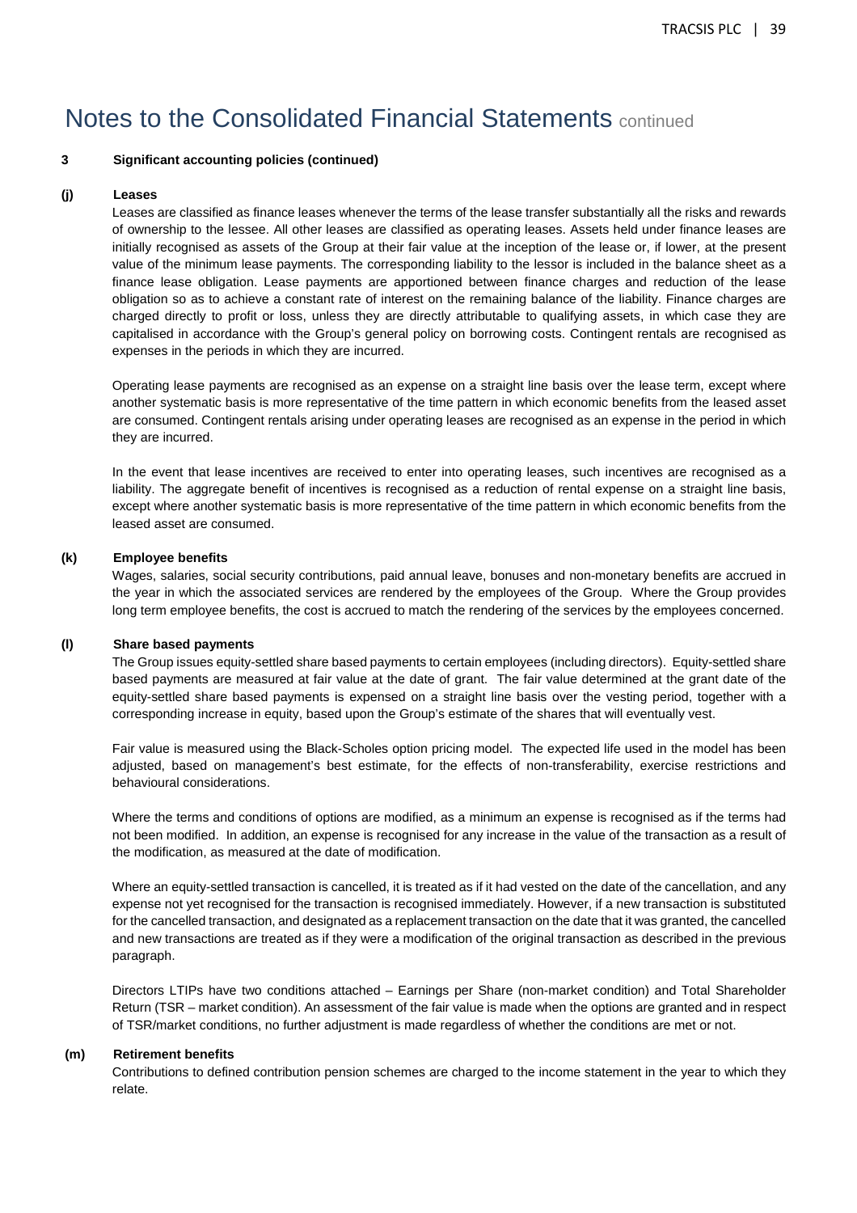# Notes to the Consolidated Financial Statements continued

**3 Significant accounting policies (continued)**

**(j) Leases**

Leases are classified as finance leases whenever the terms of the lease transfer substantially all the risks and rewards of ownership to the lessee. All other leases are classified as operating leases. Assets held under finance leases are initially recognised as assets of the Group at their fair value at the inception of the lease or, if lower, at the present value of the minimum lease payments. The corresponding liability to the lessor is included in the balance sheet as a finance lease obligation. Lease payments are apportioned between finance charges and reduction of the lease obligation so as to achieve a constant rate of interest on the remaining balance of the liability. Finance charges are charged directly to profit or loss, unless they are directly attributable to qualifying assets, in which case they are capitalised in accordance with the Group's general policy on borrowing costs. Contingent rentals are recognised as expenses in the periods in which they are incurred.

Operating lease payments are recognised as an expense on a straight line basis over the lease term, except where another systematic basis is more representative of the time pattern in which economic benefits from the leased asset are consumed. Contingent rentals arising under operating leases are recognised as an expense in the period in which they are incurred.

In the event that lease incentives are received to enter into operating leases, such incentives are recognised as a liability. The aggregate benefit of incentives is recognised as a reduction of rental expense on a straight line basis, except where another systematic basis is more representative of the time pattern in which economic benefits from the leased asset are consumed.

**(k) Employee benefits**

Wages, salaries, social security contributions, paid annual leave, bonuses and non-monetary benefits are accrued in the year in which the associated services are rendered by the employees of the Group. Where the Group provides long term employee benefits, the cost is accrued to match the rendering of the services by the employees concerned.

**(l) Share based payments**

The Group issues equity-settled share based payments to certain employees (including directors). Equity-settled share based payments are measured at fair value at the date of grant. The fair value determined at the grant date of the equity-settled share based payments is expensed on a straight line basis over the vesting period, together with a corresponding increase in equity, based upon the Group's estimate of the shares that will eventually vest.

Fair value is measured using the Black-Scholes option pricing model. The expected life used in the model has been adjusted, based on management's best estimate, for the effects of non-transferability, exercise restrictions and behavioural considerations.

Where the terms and conditions of options are modified, as a minimum an expense is recognised as if the terms had not been modified. In addition, an expense is recognised for any increase in the value of the transaction as a result of the modification, as measured at the date of modification.

Where an equity-settled transaction is cancelled, it is treated as if it had vested on the date of the cancellation, and any expense not yet recognised for the transaction is recognised immediately. However, if a new transaction is substituted for the cancelled transaction, and designated as a replacement transaction on the date that it was granted, the cancelled and new transactions are treated as if they were a modification of the original transaction as described in the previous paragraph.

Directors LTIPs have two conditions attached – Earnings per Share (non-market condition) and Total Shareholder Return (TSR – market condition). An assessment of the fair value is made when the options are granted and in respect of TSR/market conditions, no further adjustment is made regardless of whether the conditions are met or not.

**(m) Retirement benefits**

Contributions to defined contribution pension schemes are charged to the income statement in the year to which they relate.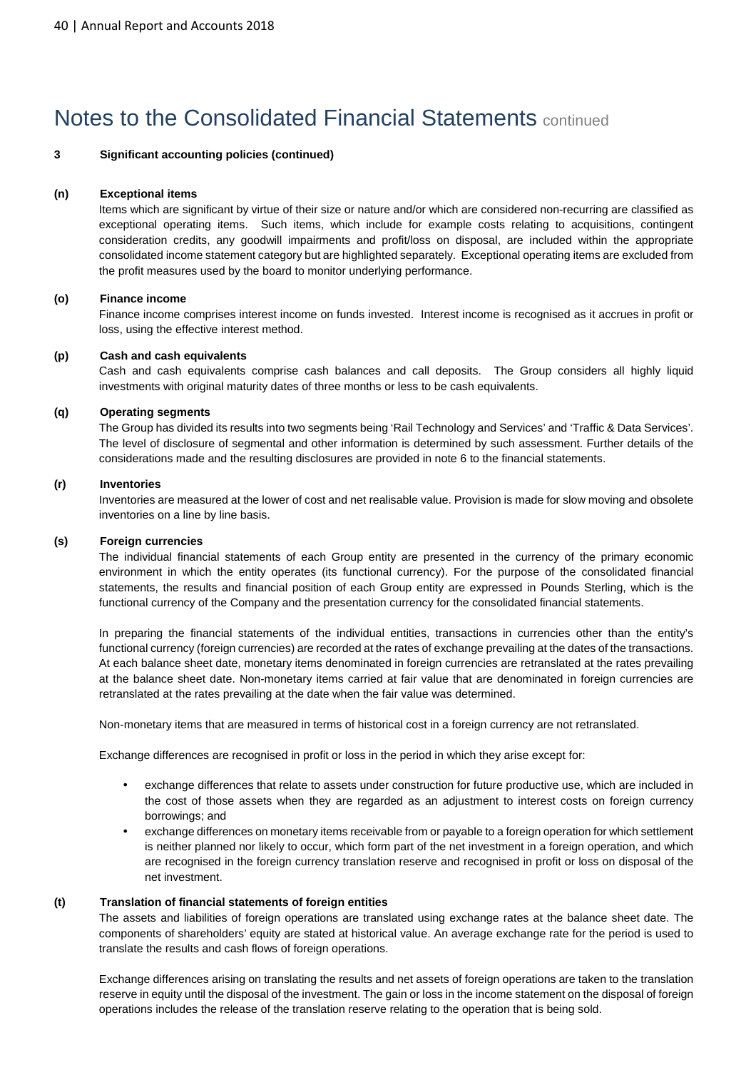# Notes to the Consolidated Financial Statements continued

**3 Significant accounting policies (continued)**

**(n) Exceptional items**

Items which are significant by virtue of their size or nature and/or which are considered non-recurring are classified as exceptional operating items. Such items, which include for example costs relating to acquisitions, contingent consideration credits, any goodwill impairments and profit/loss on disposal, are included within the appropriate consolidated income statement category but are highlighted separately. Exceptional operating items are excluded from the profit measures used by the board to monitor underlying performance.

**(o) Finance income**

Finance income comprises interest income on funds invested. Interest income is recognised as it accrues in profit or loss, using the effective interest method.

**(p) Cash and cash equivalents**

Cash and cash equivalents comprise cash balances and call deposits. The Group considers all highly liquid investments with original maturity dates of three months or less to be cash equivalents.

**(q) Operating segments**

The Group has divided its results into two segments being 'Rail Technology and Services' and 'Traffic & Data Services'. The level of disclosure of segmental and other information is determined by such assessment. Further details of the considerations made and the resulting disclosures are provided in note 6 to the financial statements.

**(r) Inventories**

Inventories are measured at the lower of cost and net realisable value. Provision is made for slow moving and obsolete inventories on a line by line basis.

**(s) Foreign currencies**

The individual financial statements of each Group entity are presented in the currency of the primary economic environment in which the entity operates (its functional currency). For the purpose of the consolidated financial statements, the results and financial position of each Group entity are expressed in Pounds Sterling, which is the functional currency of the Company and the presentation currency for the consolidated financial statements.

In preparing the financial statements of the individual entities, transactions in currencies other than the entity's functional currency (foreign currencies) are recorded at the rates of exchange prevailing at the dates of the transactions. At each balance sheet date, monetary items denominated in foreign currencies are retranslated at the rates prevailing at the balance sheet date. Non-monetary items carried at fair value that are denominated in foreign currencies are retranslated at the rates prevailing at the date when the fair value was determined.

Non-monetary items that are measured in terms of historical cost in a foreign currency are not retranslated.

Exchange differences are recognised in profit or loss in the period in which they arise except for:

- exchange differences that relate to assets under construction for future productive use, which are included in the cost of those assets when they are regarded as an adjustment to interest costs on foreign currency borrowings; and
- exchange differences on monetary items receivable from or payable to a foreign operation for which settlement is neither planned nor likely to occur, which form part of the net investment in a foreign operation, and which are recognised in the foreign currency translation reserve and recognised in profit or loss on disposal of the net investment.

**(t) Translation of financial statements of foreign entities**

The assets and liabilities of foreign operations are translated using exchange rates at the balance sheet date. The components of shareholders' equity are stated at historical value. An average exchange rate for the period is used to translate the results and cash flows of foreign operations.

Exchange differences arising on translating the results and net assets of foreign operations are taken to the translation reserve in equity until the disposal of the investment. The gain or loss in the income statement on the disposal of foreign operations includes the release of the translation reserve relating to the operation that is being sold.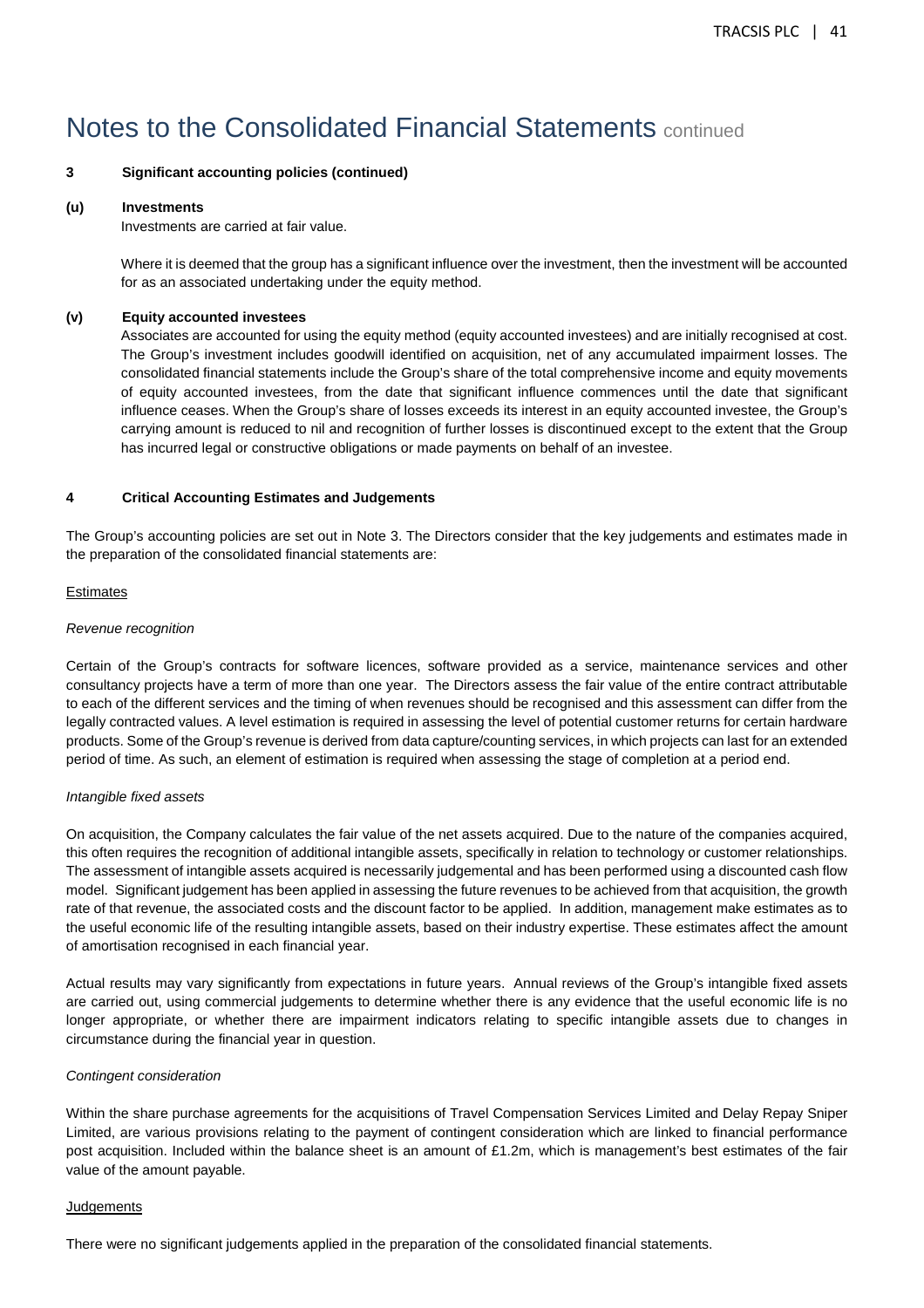# Notes to the Consolidated Financial Statements continued

**3 Significant accounting policies (continued)**

**(u) Investments**

Investments are carried at fair value.

Where it is deemed that the group has a significant influence over the investment, then the investment will be accounted for as an associated undertaking under the equity method.

**(v) Equity accounted investees**

Associates are accounted for using the equity method (equity accounted investees) and are initially recognised at cost. The Group's investment includes goodwill identified on acquisition, net of any accumulated impairment losses. The consolidated financial statements include the Group's share of the total comprehensive income and equity movements of equity accounted investees, from the date that significant influence commences until the date that significant influence ceases. When the Group's share of losses exceeds its interest in an equity accounted investee, the Group's carrying amount is reduced to nil and recognition of further losses is discontinued except to the extent that the Group has incurred legal or constructive obligations or made payments on behalf of an investee.

**4 Critical Accounting Estimates and Judgements**

The Group's accounting policies are set out in Note 3. The Directors consider that the key judgements and estimates made in the preparation of the consolidated financial statements are:

Estimates

*Revenue recognition*

Certain of the Group's contracts for software licences, software provided as a service, maintenance services and other consultancy projects have a term of more than one year. The Directors assess the fair value of the entire contract attributable to each of the different services and the timing of when revenues should be recognised and this assessment can differ from the legally contracted values. A level estimation is required in assessing the level of potential customer returns for certain hardware products. Some of the Group's revenue is derived from data capture/counting services, in which projects can last for an extended period of time. As such, an element of estimation is required when assessing the stage of completion at a period end.

*Intangible fixed assets*

On acquisition, the Company calculates the fair value of the net assets acquired. Due to the nature of the companies acquired, this often requires the recognition of additional intangible assets, specifically in relation to technology or customer relationships. The assessment of intangible assets acquired is necessarily judgemental and has been performed using a discounted cash flow model. Significant judgement has been applied in assessing the future revenues to be achieved from that acquisition, the growth rate of that revenue, the associated costs and the discount factor to be applied. In addition, management make estimates as to the useful economic life of the resulting intangible assets, based on their industry expertise. These estimates affect the amount of amortisation recognised in each financial year.

Actual results may vary significantly from expectations in future years. Annual reviews of the Group's intangible fixed assets are carried out, using commercial judgements to determine whether there is any evidence that the useful economic life is no longer appropriate, or whether there are impairment indicators relating to specific intangible assets due to changes in circumstance during the financial year in question.

*Contingent consideration*

Within the share purchase agreements for the acquisitions of Travel Compensation Services Limited and Delay Repay Sniper Limited, are various provisions relating to the payment of contingent consideration which are linked to financial performance post acquisition. Included within the balance sheet is an amount of £1.2m, which is management's best estimates of the fair value of the amount payable.

Judgements

There were no significant judgements applied in the preparation of the consolidated financial statements.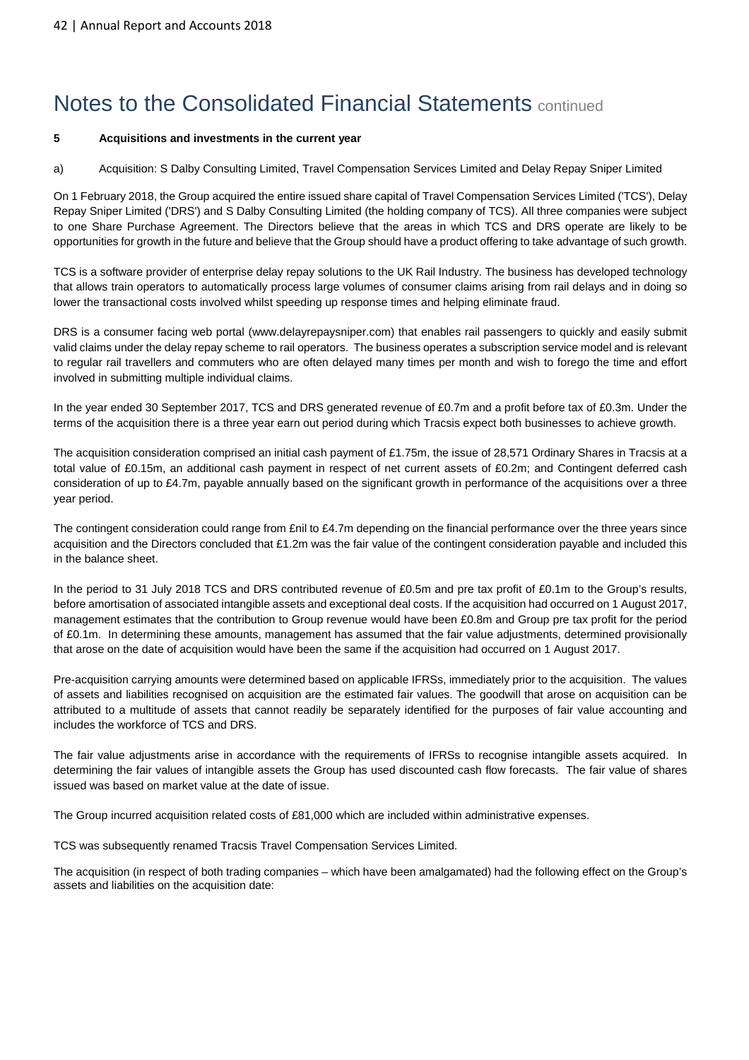# Notes to the Consolidated Financial Statements continued

**5 Acquisitions and investments in the current year**

a) Acquisition: S Dalby Consulting Limited, Travel Compensation Services Limited and Delay Repay Sniper Limited

On 1 February 2018, the Group acquired the entire issued share capital of Travel Compensation Services Limited ('TCS'), Delay Repay Sniper Limited ('DRS') and S Dalby Consulting Limited (the holding company of TCS). All three companies were subject to one Share Purchase Agreement. The Directors believe that the areas in which TCS and DRS operate are likely to be opportunities for growth in the future and believe that the Group should have a product offering to take advantage of such growth.

TCS is a software provider of enterprise delay repay solutions to the UK Rail Industry. The business has developed technology that allows train operators to automatically process large volumes of consumer claims arising from rail delays and in doing so lower the transactional costs involved whilst speeding up response times and helping eliminate fraud.

DRS is a consumer facing web portal (www.delayrepaysniper.com) that enables rail passengers to quickly and easily submit valid claims under the delay repay scheme to rail operators. The business operates a subscription service model and is relevant to regular rail travellers and commuters who are often delayed many times per month and wish to forego the time and effort involved in submitting multiple individual claims.

In the year ended 30 September 2017, TCS and DRS generated revenue of £0.7m and a profit before tax of £0.3m. Under the terms of the acquisition there is a three year earn out period during which Tracsis expect both businesses to achieve growth.

The acquisition consideration comprised an initial cash payment of £1.75m, the issue of 28,571 Ordinary Shares in Tracsis at a total value of £0.15m, an additional cash payment in respect of net current assets of £0.2m; and Contingent deferred cash consideration of up to £4.7m, payable annually based on the significant growth in performance of the acquisitions over a three year period.

The contingent consideration could range from £nil to £4.7m depending on the financial performance over the three years since acquisition and the Directors concluded that £1.2m was the fair value of the contingent consideration payable and included this in the balance sheet.

In the period to 31 July 2018 TCS and DRS contributed revenue of £0.5m and pre tax profit of £0.1m to the Group's results, before amortisation of associated intangible assets and exceptional deal costs. If the acquisition had occurred on 1 August 2017, management estimates that the contribution to Group revenue would have been £0.8m and Group pre tax profit for the period of £0.1m. In determining these amounts, management has assumed that the fair value adjustments, determined provisionally that arose on the date of acquisition would have been the same if the acquisition had occurred on 1 August 2017.

Pre-acquisition carrying amounts were determined based on applicable IFRSs, immediately prior to the acquisition. The values of assets and liabilities recognised on acquisition are the estimated fair values. The goodwill that arose on acquisition can be attributed to a multitude of assets that cannot readily be separately identified for the purposes of fair value accounting and includes the workforce of TCS and DRS.

The fair value adjustments arise in accordance with the requirements of IFRSs to recognise intangible assets acquired. In determining the fair values of intangible assets the Group has used discounted cash flow forecasts. The fair value of shares issued was based on market value at the date of issue.

The Group incurred acquisition related costs of £81,000 which are included within administrative expenses.

TCS was subsequently renamed Tracsis Travel Compensation Services Limited.

The acquisition (in respect of both trading companies – which have been amalgamated) had the following effect on the Group's assets and liabilities on the acquisition date: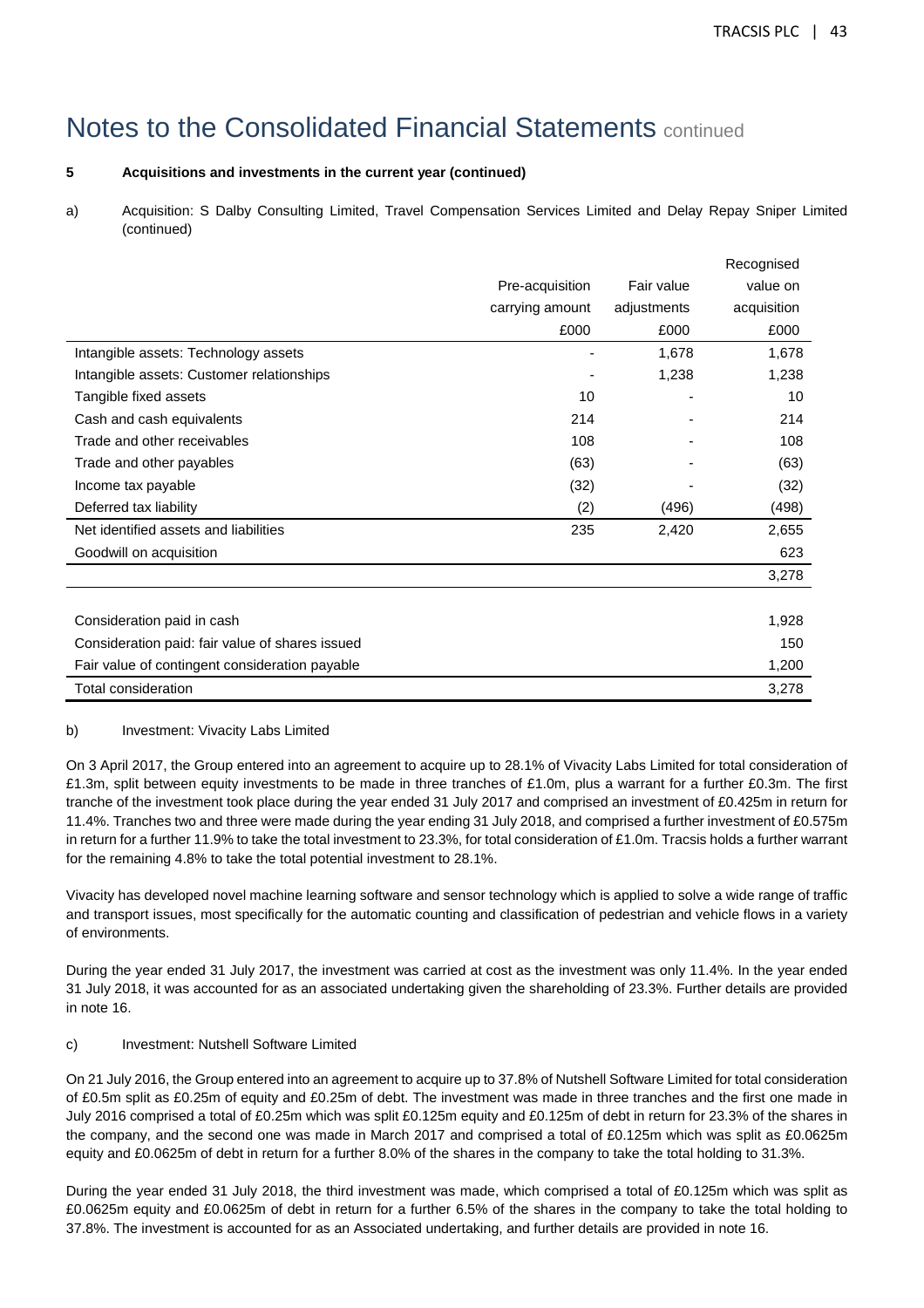# Notes to the Consolidated Financial Statements continued

**5 Acquisitions and investments in the current year (continued)**

a) Acquisition: S Dalby Consulting Limited, Travel Compensation Services Limited and Delay Repay Sniper Limited (continued)

| | Pre-acquisition carrying amount £000 | Fair value adjustments £000 | Recognised value on acquisition £000 |
|---|---|---|---|
| Intangible assets: Technology assets | - | 1,678 | 1,678 |
| Intangible assets: Customer relationships | - | 1,238 | 1,238 |
| Tangible fixed assets | 10 | - | 10 |
| Cash and cash equivalents | 214 | - | 214 |
| Trade and other receivables | 108 | - | 108 |
| Trade and other payables | (63) | - | (63) |
| Income tax payable | (32) | - | (32) |
| Deferred tax liability | (2) | (496) | (498) |
| Net identified assets and liabilities | 235 | 2,420 | 2,655 |
| Goodwill on acquisition | | | 623 |
| | | | 3,278 |
| | | | |
| Consideration paid in cash | | | 1,928 |
| Consideration paid: fair value of shares issued | | | 150 |
| Fair value of contingent consideration payable | | | 1,200 |
| Total consideration | | | 3,278 |

b) Investment: Vivacity Labs Limited

On 3 April 2017, the Group entered into an agreement to acquire up to 28.1% of Vivacity Labs Limited for total consideration of £1.3m, split between equity investments to be made in three tranches of £1.0m, plus a warrant for a further £0.3m. The first tranche of the investment took place during the year ended 31 July 2017 and comprised an investment of £0.425m in return for 11.4%. Tranches two and three were made during the year ending 31 July 2018, and comprised a further investment of £0.575m in return for a further 11.9% to take the total investment to 23.3%, for total consideration of £1.0m. Tracsis holds a further warrant for the remaining 4.8% to take the total potential investment to 28.1%.

Vivacity has developed novel machine learning software and sensor technology which is applied to solve a wide range of traffic and transport issues, most specifically for the automatic counting and classification of pedestrian and vehicle flows in a variety of environments.

During the year ended 31 July 2017, the investment was carried at cost as the investment was only 11.4%. In the year ended 31 July 2018, it was accounted for as an associated undertaking given the shareholding of 23.3%. Further details are provided in note 16.

c) Investment: Nutshell Software Limited

On 21 July 2016, the Group entered into an agreement to acquire up to 37.8% of Nutshell Software Limited for total consideration of £0.5m split as £0.25m of equity and £0.25m of debt. The investment was made in three tranches and the first one made in July 2016 comprised a total of £0.25m which was split £0.125m equity and £0.125m of debt in return for 23.3% of the shares in the company, and the second one was made in March 2017 and comprised a total of £0.125m which was split as £0.0625m equity and £0.0625m of debt in return for a further 8.0% of the shares in the company to take the total holding to 31.3%.

During the year ended 31 July 2018, the third investment was made, which comprised a total of £0.125m which was split as £0.0625m equity and £0.0625m of debt in return for a further 6.5% of the shares in the company to take the total holding to 37.8%. The investment is accounted for as an Associated undertaking, and further details are provided in note 16.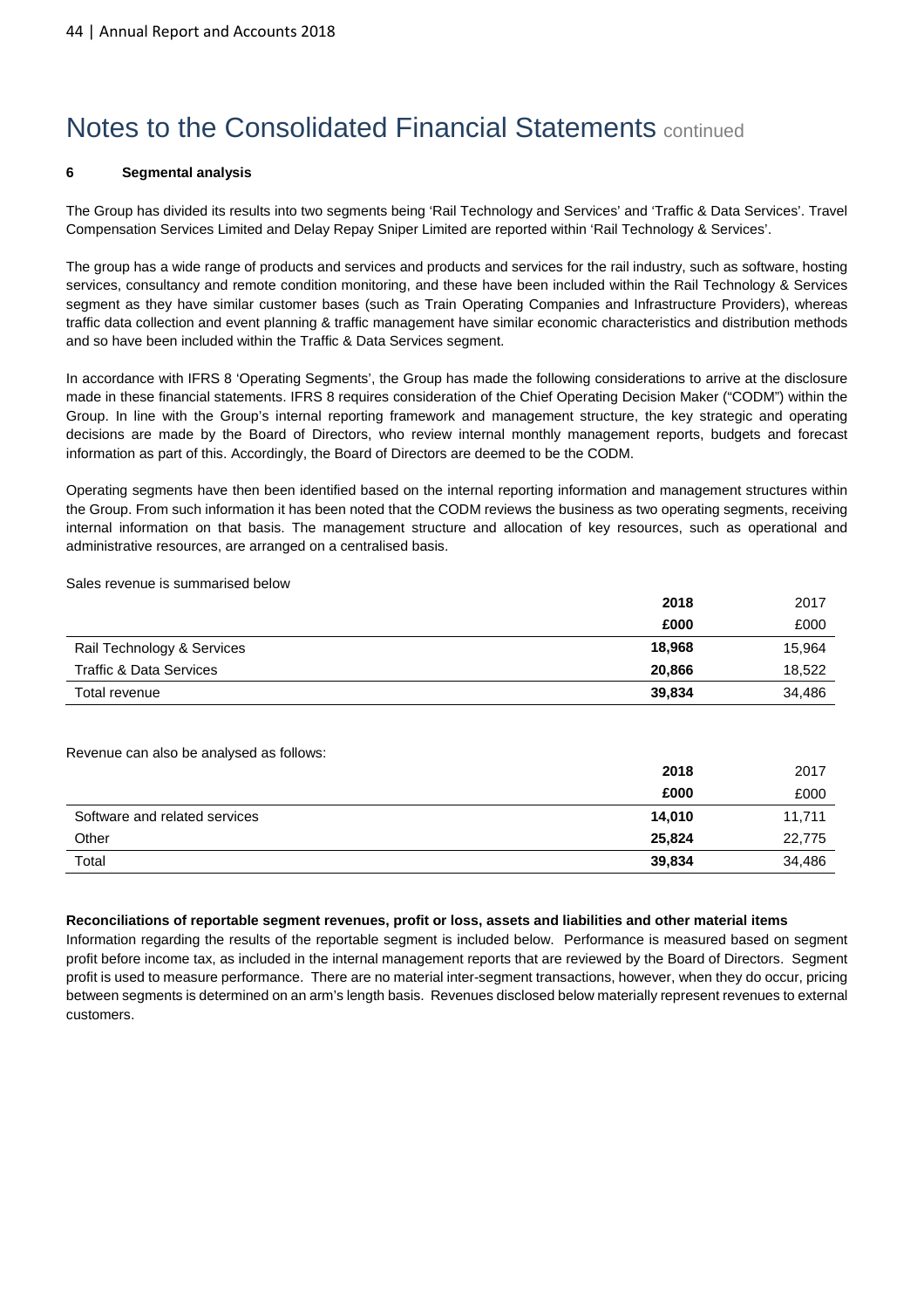# Notes to the Consolidated Financial Statements continued

## 6 Segmental analysis

The Group has divided its results into two segments being 'Rail Technology and Services' and 'Traffic & Data Services'. Travel Compensation Services Limited and Delay Repay Sniper Limited are reported within 'Rail Technology & Services'.

The group has a wide range of products and services and products and services for the rail industry, such as software, hosting services, consultancy and remote condition monitoring, and these have been included within the Rail Technology & Services segment as they have similar customer bases (such as Train Operating Companies and Infrastructure Providers), whereas traffic data collection and event planning & traffic management have similar economic characteristics and distribution methods and so have been included within the Traffic & Data Services segment.

In accordance with IFRS 8 'Operating Segments', the Group has made the following considerations to arrive at the disclosure made in these financial statements. IFRS 8 requires consideration of the Chief Operating Decision Maker ("CODM") within the Group. In line with the Group's internal reporting framework and management structure, the key strategic and operating decisions are made by the Board of Directors, who review internal monthly management reports, budgets and forecast information as part of this. Accordingly, the Board of Directors are deemed to be the CODM.

Operating segments have then been identified based on the internal reporting information and management structures within the Group. From such information it has been noted that the CODM reviews the business as two operating segments, receiving internal information on that basis. The management structure and allocation of key resources, such as operational and administrative resources, are arranged on a centralised basis.

Sales revenue is summarised below

| | **2018** | 2017 |
|---|---|---|
| | **£000** | £000 |
| Rail Technology & Services | **18,968** | 15,964 |
| Traffic & Data Services | **20,866** | 18,522 |
| Total revenue | **39,834** | 34,486 |

Revenue can also be analysed as follows:

| | **2018** | 2017 |
|---|---|---|
| | **£000** | £000 |
| Software and related services | **14,010** | 11,711 |
| Other | **25,824** | 22,775 |
| Total | **39,834** | 34,486 |

**Reconciliations of reportable segment revenues, profit or loss, assets and liabilities and other material items**

Information regarding the results of the reportable segment is included below. Performance is measured based on segment profit before income tax, as included in the internal management reports that are reviewed by the Board of Directors. Segment profit is used to measure performance. There are no material inter-segment transactions, however, when they do occur, pricing between segments is determined on an arm's length basis. Revenues disclosed below materially represent revenues to external customers.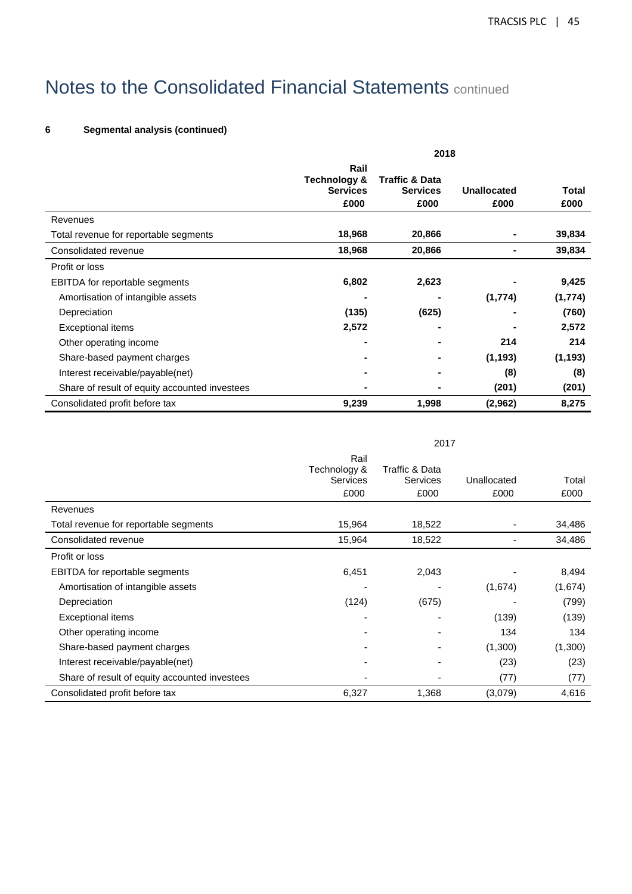# Notes to the Consolidated Financial Statements continued

**6 Segmental analysis (continued)**

| | **2018** | | | |
|---|---|---|---|---|
| | **Rail Technology & Services £000** | **Traffic & Data Services £000** | **Unallocated £000** | **Total £000** |
| Revenues | | | | |
| Total revenue for reportable segments | **18,968** | **20,866** | **-** | **39,834** |
| Consolidated revenue | **18,968** | **20,866** | **-** | **39,834** |
| Profit or loss | | | | |
| EBITDA for reportable segments | **6,802** | **2,623** | **-** | **9,425** |
| Amortisation of intangible assets | **-** | **-** | **(1,774)** | **(1,774)** |
| Depreciation | **(135)** | **(625)** | **-** | **(760)** |
| Exceptional items | **2,572** | **-** | **-** | **2,572** |
| Other operating income | **-** | **-** | **214** | **214** |
| Share-based payment charges | **-** | **-** | **(1,193)** | **(1,193)** |
| Interest receivable/payable(net) | **-** | **-** | **(8)** | **(8)** |
| Share of result of equity accounted investees | **-** | **-** | **(201)** | **(201)** |
| Consolidated profit before tax | **9,239** | **1,998** | **(2,962)** | **8,275** |

| | 2017 | | | |
|---|---|---|---|---|
| | Rail Technology & Services £000 | Traffic & Data Services £000 | Unallocated £000 | Total £000 |
| Revenues | | | | |
| Total revenue for reportable segments | 15,964 | 18,522 | - | 34,486 |
| Consolidated revenue | 15,964 | 18,522 | - | 34,486 |
| Profit or loss | | | | |
| EBITDA for reportable segments | 6,451 | 2,043 | - | 8,494 |
| Amortisation of intangible assets | - | - | (1,674) | (1,674) |
| Depreciation | (124) | (675) | - | (799) |
| Exceptional items | - | - | (139) | (139) |
| Other operating income | - | - | 134 | 134 |
| Share-based payment charges | - | - | (1,300) | (1,300) |
| Interest receivable/payable(net) | - | - | (23) | (23) |
| Share of result of equity accounted investees | - | - | (77) | (77) |
| Consolidated profit before tax | 6,327 | 1,368 | (3,079) | 4,616 |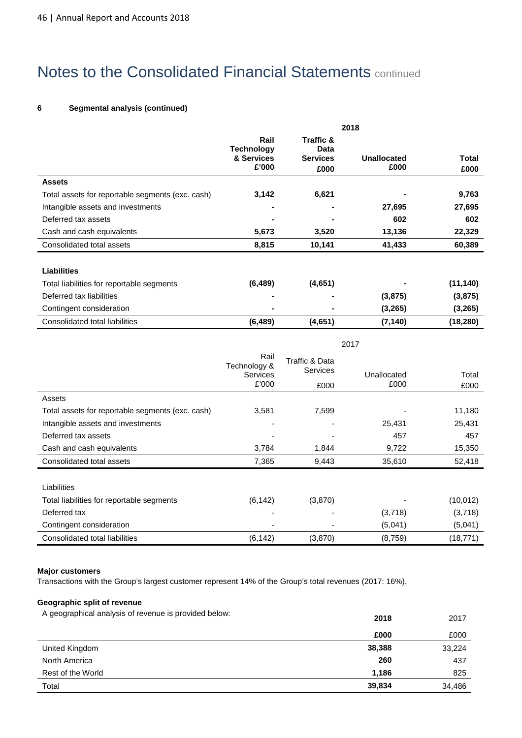# Notes to the Consolidated Financial Statements continued

**6 Segmental analysis (continued)**

| | 2018 | | | |
|---|---|---|---|---|
| | **Rail Technology & Services £'000** | **Traffic & Data Services £000** | **Unallocated £000** | **Total £000** |
| **Assets** | | | | |
| Total assets for reportable segments (exc. cash) | **3,142** | **6,621** | **-** | **9,763** |
| Intangible assets and investments | **-** | **-** | **27,695** | **27,695** |
| Deferred tax assets | **-** | **-** | **602** | **602** |
| Cash and cash equivalents | **5,673** | **3,520** | **13,136** | **22,329** |
| Consolidated total assets | **8,815** | **10,141** | **41,433** | **60,389** |
| **Liabilities** | | | | |
| Total liabilities for reportable segments | **(6,489)** | **(4,651)** | **-** | **(11,140)** |
| Deferred tax liabilities | **-** | **-** | **(3,875)** | **(3,875)** |
| Contingent consideration | **-** | **-** | **(3,265)** | **(3,265)** |
| Consolidated total liabilities | **(6,489)** | **(4,651)** | **(7,140)** | **(18,280)** |

| | 2017 | | | |
|---|---|---|---|---|
| | Rail Technology & Services £'000 | Traffic & Data Services £000 | Unallocated £000 | Total £000 |
| Assets | | | | |
| Total assets for reportable segments (exc. cash) | 3,581 | 7,599 | - | 11,180 |
| Intangible assets and investments | - | - | 25,431 | 25,431 |
| Deferred tax assets | - | - | 457 | 457 |
| Cash and cash equivalents | 3,784 | 1,844 | 9,722 | 15,350 |
| Consolidated total assets | 7,365 | 9,443 | 35,610 | 52,418 |
| Liabilities | | | | |
| Total liabilities for reportable segments | (6,142) | (3,870) | - | (10,012) |
| Deferred tax | - | - | (3,718) | (3,718) |
| Contingent consideration | - | - | (5,041) | (5,041) |
| Consolidated total liabilities | (6,142) | (3,870) | (8,759) | (18,771) |

**Major customers**

Transactions with the Group's largest customer represent 14% of the Group's total revenues (2017: 16%).

**Geographic split of revenue**

A geographical analysis of revenue is provided below:

| | **2018** | 2017 |
|---|---|---|
| | **£000** | £000 |
| United Kingdom | **38,388** | 33,224 |
| North America | **260** | 437 |
| Rest of the World | **1,186** | 825 |
| Total | **39,834** | 34,486 |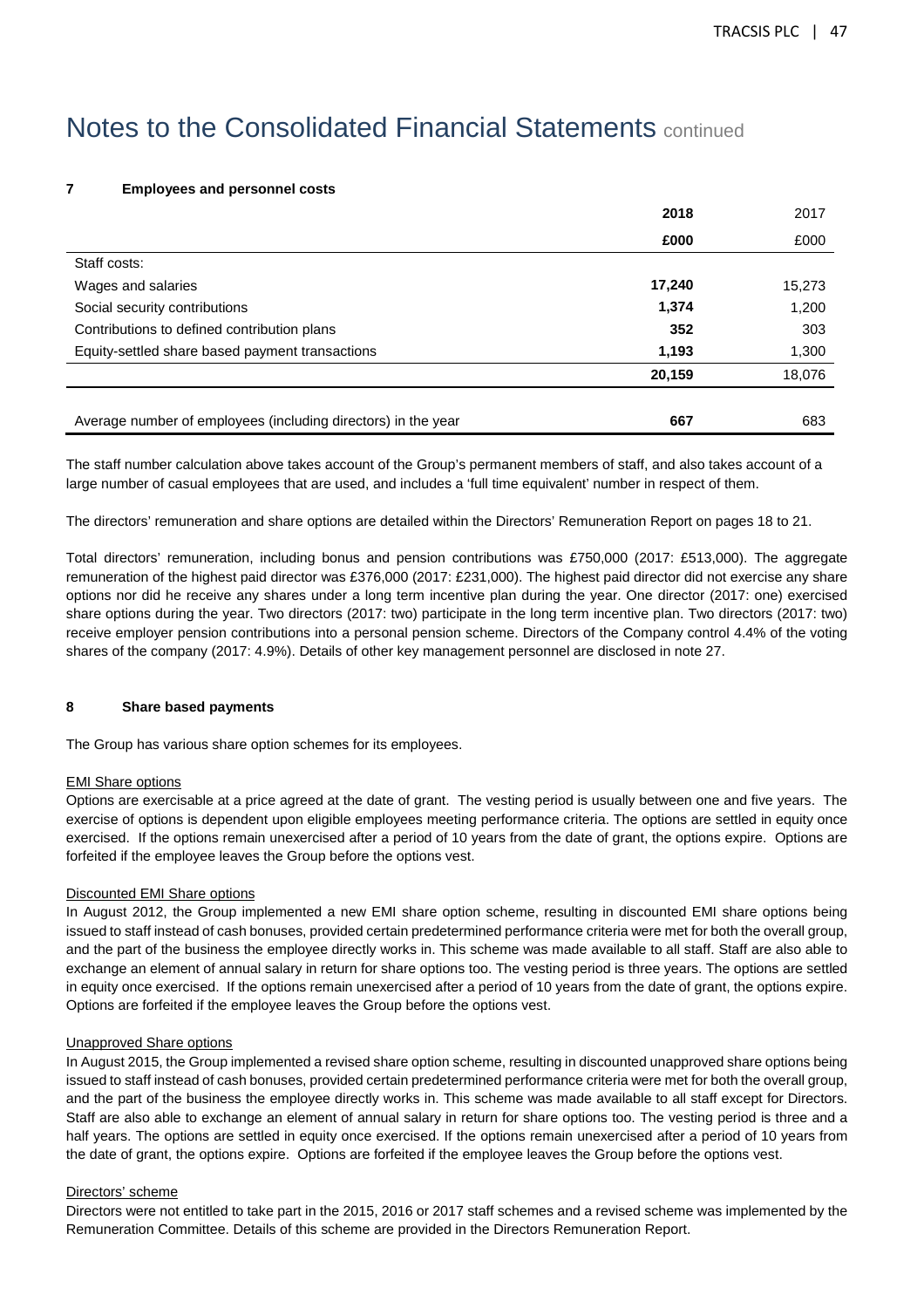# Notes to the Consolidated Financial Statements continued

### 7 Employees and personnel costs

| | 2018 | 2017 |
|---|---|---|
| | £000 | £000 |
| Staff costs: | | |
| Wages and salaries | **17,240** | 15,273 |
| Social security contributions | **1,374** | 1,200 |
| Contributions to defined contribution plans | **352** | 303 |
| Equity-settled share based payment transactions | **1,193** | 1,300 |
| | **20,159** | 18,076 |
| | | |
| Average number of employees (including directors) in the year | **667** | 683 |

The staff number calculation above takes account of the Group's permanent members of staff, and also takes account of a large number of casual employees that are used, and includes a 'full time equivalent' number in respect of them.

The directors' remuneration and share options are detailed within the Directors' Remuneration Report on pages 18 to 21.

Total directors' remuneration, including bonus and pension contributions was £750,000 (2017: £513,000). The aggregate remuneration of the highest paid director was £376,000 (2017: £231,000). The highest paid director did not exercise any share options nor did he receive any shares under a long term incentive plan during the year. One director (2017: one) exercised share options during the year. Two directors (2017: two) participate in the long term incentive plan. Two directors (2017: two) receive employer pension contributions into a personal pension scheme. Directors of the Company control 4.4% of the voting shares of the company (2017: 4.9%). Details of other key management personnel are disclosed in note 27.

### 8 Share based payments

The Group has various share option schemes for its employees.

EMI Share options

Options are exercisable at a price agreed at the date of grant. The vesting period is usually between one and five years. The exercise of options is dependent upon eligible employees meeting performance criteria. The options are settled in equity once exercised. If the options remain unexercised after a period of 10 years from the date of grant, the options expire. Options are forfeited if the employee leaves the Group before the options vest.

Discounted EMI Share options

In August 2012, the Group implemented a new EMI share option scheme, resulting in discounted EMI share options being issued to staff instead of cash bonuses, provided certain predetermined performance criteria were met for both the overall group, and the part of the business the employee directly works in. This scheme was made available to all staff. Staff are also able to exchange an element of annual salary in return for share options too. The vesting period is three years. The options are settled in equity once exercised. If the options remain unexercised after a period of 10 years from the date of grant, the options expire. Options are forfeited if the employee leaves the Group before the options vest.

Unapproved Share options

In August 2015, the Group implemented a revised share option scheme, resulting in discounted unapproved share options being issued to staff instead of cash bonuses, provided certain predetermined performance criteria were met for both the overall group, and the part of the business the employee directly works in. This scheme was made available to all staff except for Directors. Staff are also able to exchange an element of annual salary in return for share options too. The vesting period is three and a half years. The options are settled in equity once exercised. If the options remain unexercised after a period of 10 years from the date of grant, the options expire. Options are forfeited if the employee leaves the Group before the options vest.

Directors' scheme

Directors were not entitled to take part in the 2015, 2016 or 2017 staff schemes and a revised scheme was implemented by the Remuneration Committee. Details of this scheme are provided in the Directors Remuneration Report.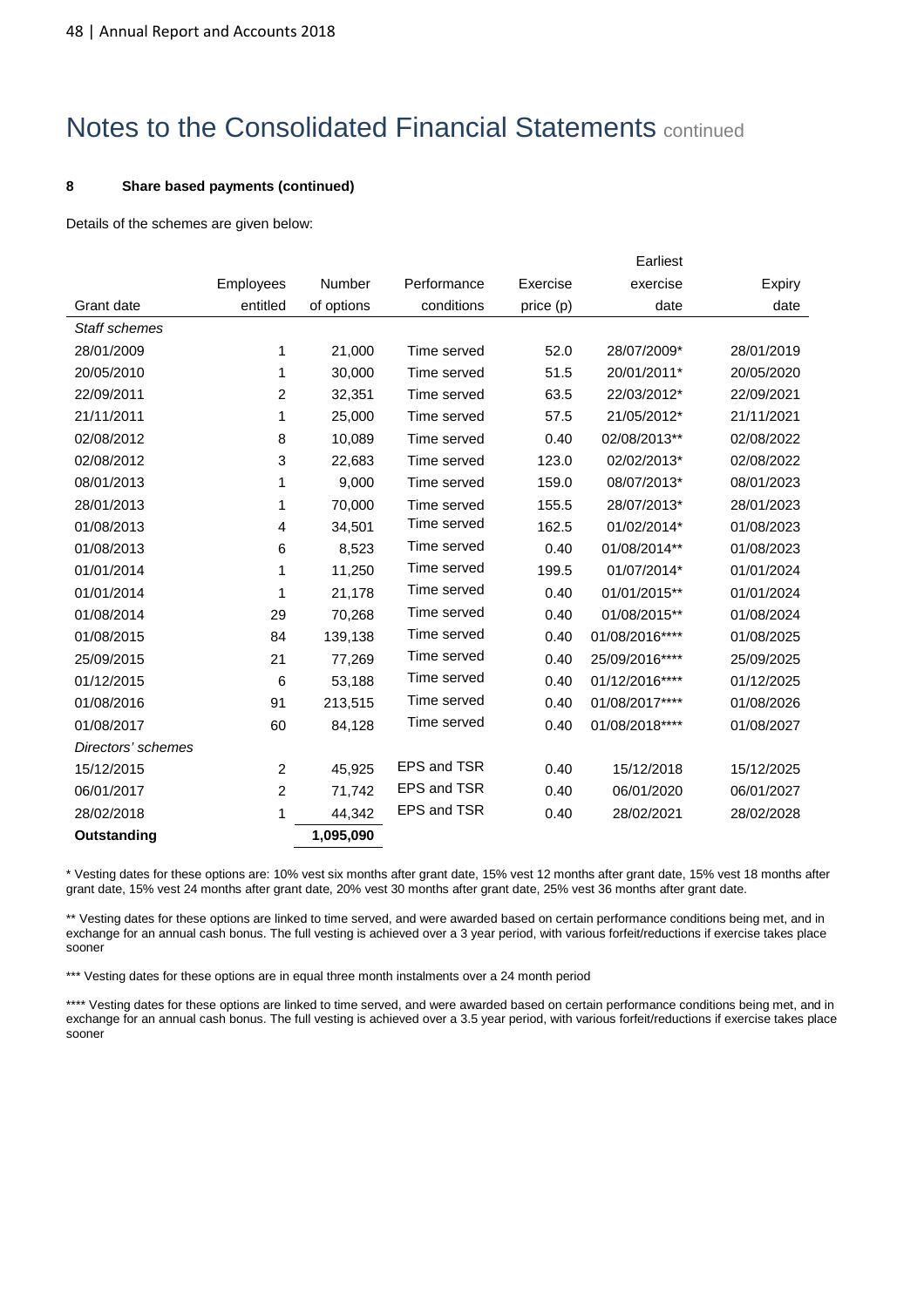# Notes to the Consolidated Financial Statements continued

**8 Share based payments (continued)**

Details of the schemes are given below:

| Grant date | Employees entitled | Number of options | Performance conditions | Exercise price (p) | Earliest exercise date | Expiry date |
|---|---|---|---|---|---|---|
| *Staff schemes* | | | | | | |
| 28/01/2009 | 1 | 21,000 | Time served | 52.0 | 28/07/2009* | 28/01/2019 |
| 20/05/2010 | 1 | 30,000 | Time served | 51.5 | 20/01/2011* | 20/05/2020 |
| 22/09/2011 | 2 | 32,351 | Time served | 63.5 | 22/03/2012* | 22/09/2021 |
| 21/11/2011 | 1 | 25,000 | Time served | 57.5 | 21/05/2012* | 21/11/2021 |
| 02/08/2012 | 8 | 10,089 | Time served | 0.40 | 02/08/2013** | 02/08/2022 |
| 02/08/2012 | 3 | 22,683 | Time served | 123.0 | 02/02/2013* | 02/08/2022 |
| 08/01/2013 | 1 | 9,000 | Time served | 159.0 | 08/07/2013* | 08/01/2023 |
| 28/01/2013 | 1 | 70,000 | Time served | 155.5 | 28/07/2013* | 28/01/2023 |
| 01/08/2013 | 4 | 34,501 | Time served | 162.5 | 01/02/2014* | 01/08/2023 |
| 01/08/2013 | 6 | 8,523 | Time served | 0.40 | 01/08/2014** | 01/08/2023 |
| 01/01/2014 | 1 | 11,250 | Time served | 199.5 | 01/07/2014* | 01/01/2024 |
| 01/01/2014 | 1 | 21,178 | Time served | 0.40 | 01/01/2015** | 01/01/2024 |
| 01/08/2014 | 29 | 70,268 | Time served | 0.40 | 01/08/2015** | 01/08/2024 |
| 01/08/2015 | 84 | 139,138 | Time served | 0.40 | 01/08/2016**** | 01/08/2025 |
| 25/09/2015 | 21 | 77,269 | Time served | 0.40 | 25/09/2016**** | 25/09/2025 |
| 01/12/2015 | 6 | 53,188 | Time served | 0.40 | 01/12/2016**** | 01/12/2025 |
| 01/08/2016 | 91 | 213,515 | Time served | 0.40 | 01/08/2017**** | 01/08/2026 |
| 01/08/2017 | 60 | 84,128 | Time served | 0.40 | 01/08/2018**** | 01/08/2027 |
| *Directors' schemes* | | | | | | |
| 15/12/2015 | 2 | 45,925 | EPS and TSR | 0.40 | 15/12/2018 | 15/12/2025 |
| 06/01/2017 | 2 | 71,742 | EPS and TSR | 0.40 | 06/01/2020 | 06/01/2027 |
| 28/02/2018 | 1 | 44,342 | EPS and TSR | 0.40 | 28/02/2021 | 28/02/2028 |
| **Outstanding** | | **1,095,090** | | | | |

* Vesting dates for these options are: 10% vest six months after grant date, 15% vest 12 months after grant date, 15% vest 18 months after grant date, 15% vest 24 months after grant date, 20% vest 30 months after grant date, 25% vest 36 months after grant date.

** Vesting dates for these options are linked to time served, and were awarded based on certain performance conditions being met, and in exchange for an annual cash bonus. The full vesting is achieved over a 3 year period, with various forfeit/reductions if exercise takes place sooner

*** Vesting dates for these options are in equal three month instalments over a 24 month period

**** Vesting dates for these options are linked to time served, and were awarded based on certain performance conditions being met, and in exchange for an annual cash bonus. The full vesting is achieved over a 3.5 year period, with various forfeit/reductions if exercise takes place sooner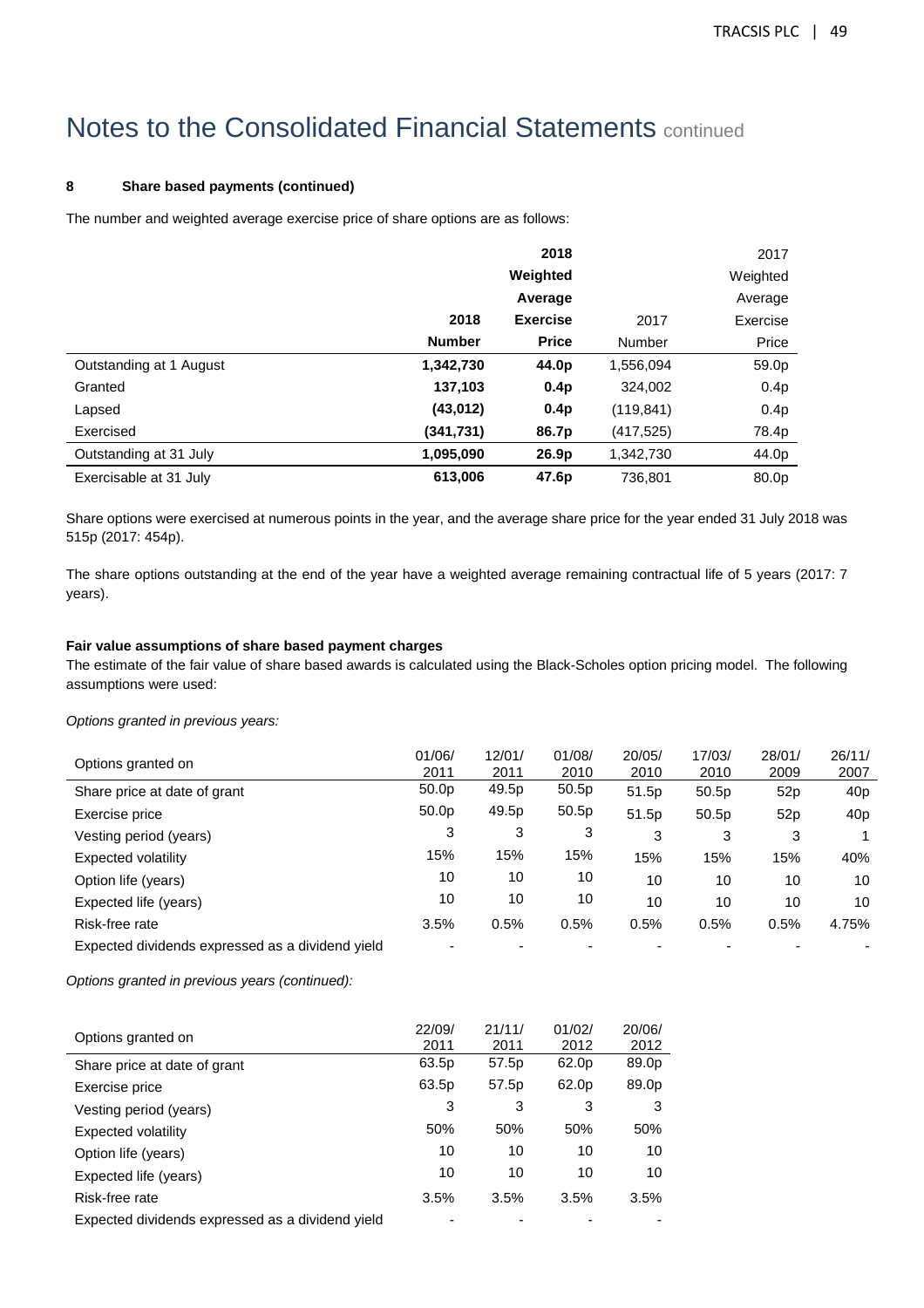# Notes to the Consolidated Financial Statements continued

**8 Share based payments (continued)**

The number and weighted average exercise price of share options are as follows:

| | **2018 Number** | **2018 Weighted Average Exercise Price** | 2017 Number | 2017 Weighted Average Exercise Price |
|---|---|---|---|---|
| Outstanding at 1 August | **1,342,730** | **44.0p** | 1,556,094 | 59.0p |
| Granted | **137,103** | **0.4p** | 324,002 | 0.4p |
| Lapsed | **(43,012)** | **0.4p** | (119,841) | 0.4p |
| Exercised | **(341,731)** | **86.7p** | (417,525) | 78.4p |
| Outstanding at 31 July | **1,095,090** | **26.9p** | 1,342,730 | 44.0p |
| Exercisable at 31 July | **613,006** | **47.6p** | 736,801 | 80.0p |

Share options were exercised at numerous points in the year, and the average share price for the year ended 31 July 2018 was 515p (2017: 454p).

The share options outstanding at the end of the year have a weighted average remaining contractual life of 5 years (2017: 7 years).

**Fair value assumptions of share based payment charges**

The estimate of the fair value of share based awards is calculated using the Black-Scholes option pricing model. The following assumptions were used:

*Options granted in previous years:*

| Options granted on | 01/06/2011 | 12/01/2011 | 01/08/2010 | 20/05/2010 | 17/03/2010 | 28/01/2009 | 26/11/2007 |
|---|---|---|---|---|---|---|---|
| Share price at date of grant | 50.0p | 49.5p | 50.5p | 51.5p | 50.5p | 52p | 40p |
| Exercise price | 50.0p | 49.5p | 50.5p | 51.5p | 50.5p | 52p | 40p |
| Vesting period (years) | 3 | 3 | 3 | 3 | 3 | 3 | 1 |
| Expected volatility | 15% | 15% | 15% | 15% | 15% | 15% | 40% |
| Option life (years) | 10 | 10 | 10 | 10 | 10 | 10 | 10 |
| Expected life (years) | 10 | 10 | 10 | 10 | 10 | 10 | 10 |
| Risk-free rate | 3.5% | 0.5% | 0.5% | 0.5% | 0.5% | 0.5% | 4.75% |
| Expected dividends expressed as a dividend yield | - | - | - | - | - | - | - |

*Options granted in previous years (continued):*

| Options granted on | 22/09/2011 | 21/11/2011 | 01/02/2012 | 20/06/2012 |
|---|---|---|---|---|
| Share price at date of grant | 63.5p | 57.5p | 62.0p | 89.0p |
| Exercise price | 63.5p | 57.5p | 62.0p | 89.0p |
| Vesting period (years) | 3 | 3 | 3 | 3 |
| Expected volatility | 50% | 50% | 50% | 50% |
| Option life (years) | 10 | 10 | 10 | 10 |
| Expected life (years) | 10 | 10 | 10 | 10 |
| Risk-free rate | 3.5% | 3.5% | 3.5% | 3.5% |
| Expected dividends expressed as a dividend yield | - | - | - | - |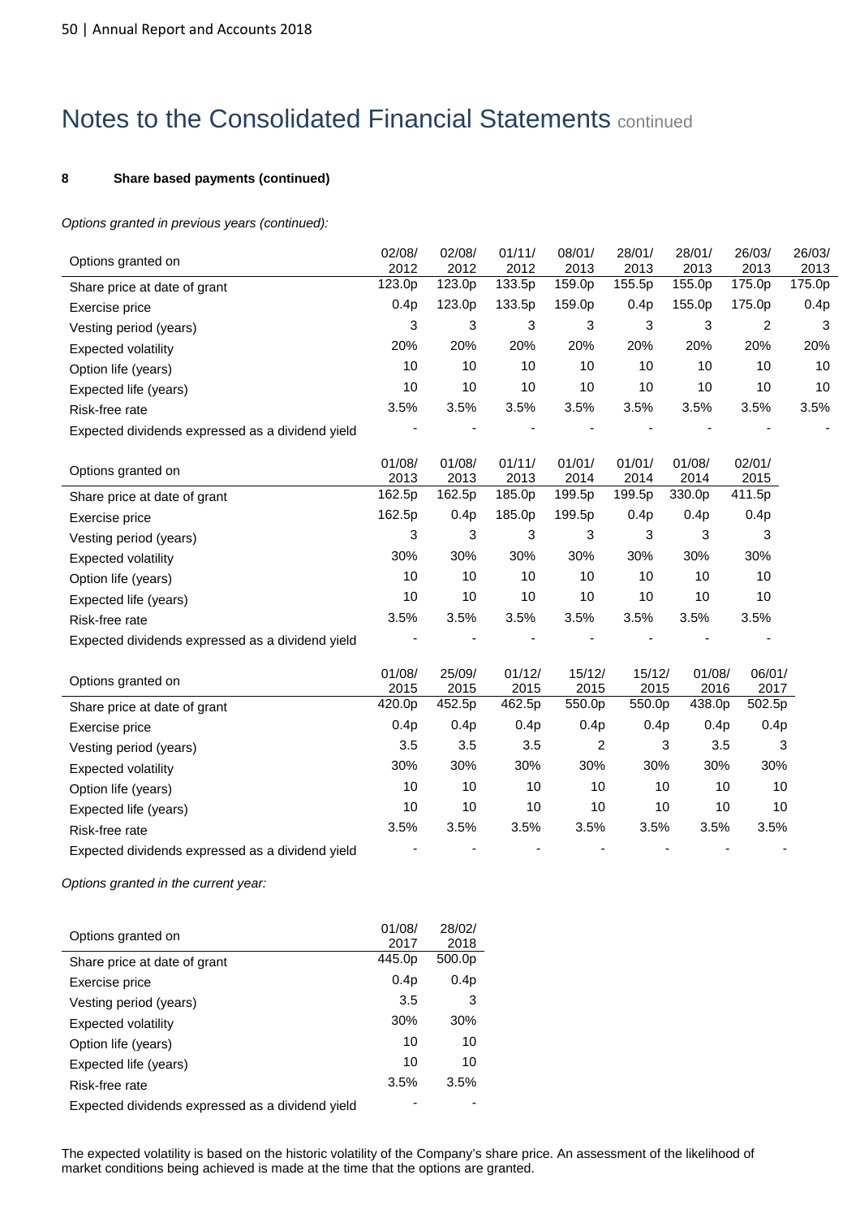# Notes to the Consolidated Financial Statements continued

**8 Share based payments (continued)**

*Options granted in previous years (continued):*

| Options granted on | 02/08/ 2012 | 02/08/ 2012 | 01/11/ 2012 | 08/01/ 2013 | 28/01/ 2013 | 28/01/ 2013 | 26/03/ 2013 | 26/03/ 2013 |
|---|---|---|---|---|---|---|---|---|
| Share price at date of grant | 123.0p | 123.0p | 133.5p | 159.0p | 155.5p | 155.0p | 175.0p | 175.0p |
| Exercise price | 0.4p | 123.0p | 133.5p | 159.0p | 0.4p | 155.0p | 175.0p | 0.4p |
| Vesting period (years) | 3 | 3 | 3 | 3 | 3 | 3 | 2 | 3 |
| Expected volatility | 20% | 20% | 20% | 20% | 20% | 20% | 20% | 20% |
| Option life (years) | 10 | 10 | 10 | 10 | 10 | 10 | 10 | 10 |
| Expected life (years) | 10 | 10 | 10 | 10 | 10 | 10 | 10 | 10 |
| Risk-free rate | 3.5% | 3.5% | 3.5% | 3.5% | 3.5% | 3.5% | 3.5% | 3.5% |
| Expected dividends expressed as a dividend yield | - | - | - | - | - | - | - | - |

| Options granted on | 01/08/ 2013 | 01/08/ 2013 | 01/11/ 2013 | 01/01/ 2014 | 01/01/ 2014 | 01/08/ 2014 | 02/01/ 2015 |
|---|---|---|---|---|---|---|---|
| Share price at date of grant | 162.5p | 162.5p | 185.0p | 199.5p | 199.5p | 330.0p | 411.5p |
| Exercise price | 162.5p | 0.4p | 185.0p | 199.5p | 0.4p | 0.4p | 0.4p |
| Vesting period (years) | 3 | 3 | 3 | 3 | 3 | 3 | 3 |
| Expected volatility | 30% | 30% | 30% | 30% | 30% | 30% | 30% |
| Option life (years) | 10 | 10 | 10 | 10 | 10 | 10 | 10 |
| Expected life (years) | 10 | 10 | 10 | 10 | 10 | 10 | 10 |
| Risk-free rate | 3.5% | 3.5% | 3.5% | 3.5% | 3.5% | 3.5% | 3.5% |
| Expected dividends expressed as a dividend yield | - | - | - | - | - | - | - |

| Options granted on | 01/08/ 2015 | 25/09/ 2015 | 01/12/ 2015 | 15/12/ 2015 | 15/12/ 2015 | 01/08/ 2016 | 06/01/ 2017 |
|---|---|---|---|---|---|---|---|
| Share price at date of grant | 420.0p | 452.5p | 462.5p | 550.0p | 550.0p | 438.0p | 502.5p |
| Exercise price | 0.4p | 0.4p | 0.4p | 0.4p | 0.4p | 0.4p | 0.4p |
| Vesting period (years) | 3.5 | 3.5 | 3.5 | 2 | 3 | 3.5 | 3 |
| Expected volatility | 30% | 30% | 30% | 30% | 30% | 30% | 30% |
| Option life (years) | 10 | 10 | 10 | 10 | 10 | 10 | 10 |
| Expected life (years) | 10 | 10 | 10 | 10 | 10 | 10 | 10 |
| Risk-free rate | 3.5% | 3.5% | 3.5% | 3.5% | 3.5% | 3.5% | 3.5% |
| Expected dividends expressed as a dividend yield | - | - | - | - | - | - | - |

*Options granted in the current year:*

| Options granted on | 01/08/ 2017 | 28/02/ 2018 |
|---|---|---|
| Share price at date of grant | 445.0p | 500.0p |
| Exercise price | 0.4p | 0.4p |
| Vesting period (years) | 3.5 | 3 |
| Expected volatility | 30% | 30% |
| Option life (years) | 10 | 10 |
| Expected life (years) | 10 | 10 |
| Risk-free rate | 3.5% | 3.5% |
| Expected dividends expressed as a dividend yield | - | - |

The expected volatility is based on the historic volatility of the Company's share price. An assessment of the likelihood of market conditions being achieved is made at the time that the options are granted.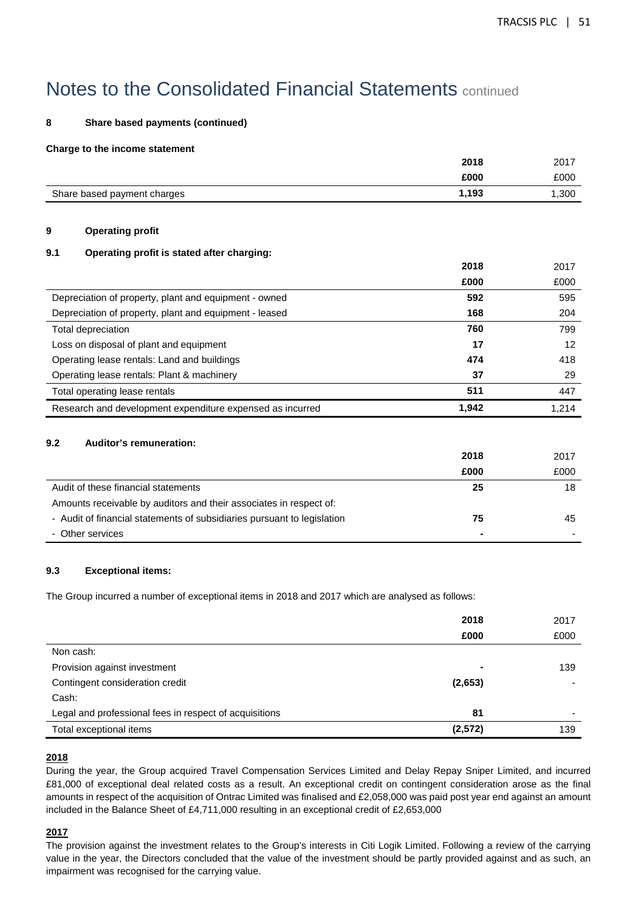# Notes to the Consolidated Financial Statements continued

#### 8 Share based payments (continued)

**Charge to the income statement**

| | 2018 | 2017 |
|---|---|---|
| | £000 | £000 |
| Share based payment charges | 1,193 | 1,300 |

#### 9 Operating profit

#### 9.1 Operating profit is stated after charging:

| | 2018 | 2017 |
|---|---|---|
| | £000 | £000 |
| Depreciation of property, plant and equipment - owned | 592 | 595 |
| Depreciation of property, plant and equipment - leased | 168 | 204 |
| Total depreciation | 760 | 799 |
| Loss on disposal of plant and equipment | 17 | 12 |
| Operating lease rentals: Land and buildings | 474 | 418 |
| Operating lease rentals: Plant & machinery | 37 | 29 |
| Total operating lease rentals | 511 | 447 |
| Research and development expenditure expensed as incurred | 1,942 | 1,214 |

#### 9.2 Auditor's remuneration:

| | 2018 | 2017 |
|---|---|---|
| | £000 | £000 |
| Audit of these financial statements | 25 | 18 |
| Amounts receivable by auditors and their associates in respect of: | | |
| - Audit of financial statements of subsidiaries pursuant to legislation | 75 | 45 |
| - Other services | - | - |

#### 9.3 Exceptional items:

The Group incurred a number of exceptional items in 2018 and 2017 which are analysed as follows:

| | 2018 | 2017 |
|---|---|---|
| | £000 | £000 |
| Non cash: | | |
| Provision against investment | - | 139 |
| Contingent consideration credit | (2,653) | - |
| Cash: | | |
| Legal and professional fees in respect of acquisitions | 81 | - |
| Total exceptional items | (2,572) | 139 |

**2018**

During the year, the Group acquired Travel Compensation Services Limited and Delay Repay Sniper Limited, and incurred £81,000 of exceptional deal related costs as a result. An exceptional credit on contingent consideration arose as the final amounts in respect of the acquisition of Ontrac Limited was finalised and £2,058,000 was paid post year end against an amount included in the Balance Sheet of £4,711,000 resulting in an exceptional credit of £2,653,000

**2017**

The provision against the investment relates to the Group's interests in Citi Logik Limited. Following a review of the carrying value in the year, the Directors concluded that the value of the investment should be partly provided against and as such, an impairment was recognised for the carrying value.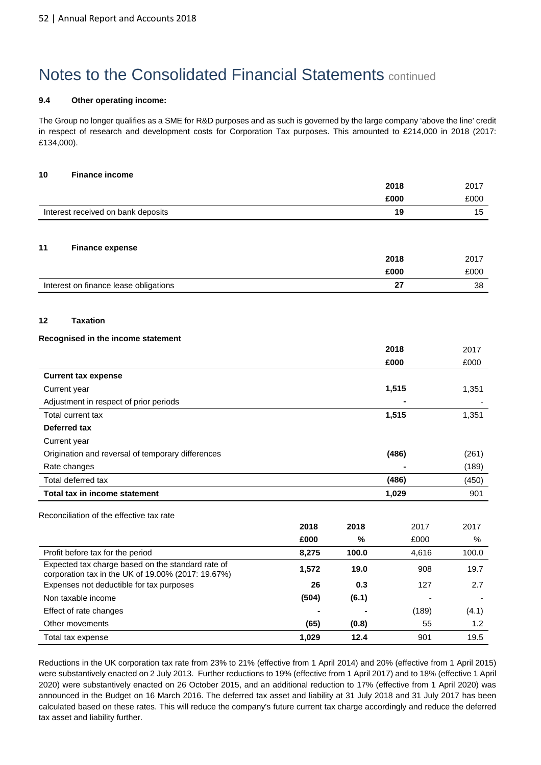# Notes to the Consolidated Financial Statements continued

**9.4 Other operating income:**

The Group no longer qualifies as a SME for R&D purposes and as such is governed by the large company 'above the line' credit in respect of research and development costs for Corporation Tax purposes. This amounted to £214,000 in 2018 (2017: £134,000).

## 10 Finance income

| | **2018** | 2017 |
|---|---|---|
| | **£000** | £000 |
| Interest received on bank deposits | **19** | 15 |

## 11 Finance expense

| | **2018** | 2017 |
|---|---|---|
| | **£000** | £000 |
| Interest on finance lease obligations | **27** | 38 |

## 12 Taxation

**Recognised in the income statement**

| | **2018** | 2017 |
|---|---|---|
| | **£000** | £000 |
| **Current tax expense** | | |
| Current year | **1,515** | 1,351 |
| Adjustment in respect of prior periods | **-** | - |
| Total current tax | **1,515** | 1,351 |
| **Deferred tax** | | |
| Current year | | |
| Origination and reversal of temporary differences | **(486)** | (261) |
| Rate changes | **-** | (189) |
| Total deferred tax | **(486)** | (450) |
| **Total tax in income statement** | **1,029** | 901 |

Reconciliation of the effective tax rate

| | **2018** | **2018** | 2017 | 2017 |
|---|---|---|---|---|
| | **£000** | **%** | £000 | % |
| Profit before tax for the period | **8,275** | **100.0** | 4,616 | 100.0 |
| Expected tax charge based on the standard rate of corporation tax in the UK of 19.00% (2017: 19.67%) | **1,572** | **19.0** | 908 | 19.7 |
| Expenses not deductible for tax purposes | **26** | **0.3** | 127 | 2.7 |
| Non taxable income | **(504)** | **(6.1)** | - | - |
| Effect of rate changes | **-** | **-** | (189) | (4.1) |
| Other movements | **(65)** | **(0.8)** | 55 | 1.2 |
| Total tax expense | **1,029** | **12.4** | 901 | 19.5 |

Reductions in the UK corporation tax rate from 23% to 21% (effective from 1 April 2014) and 20% (effective from 1 April 2015) were substantively enacted on 2 July 2013. Further reductions to 19% (effective from 1 April 2017) and to 18% (effective 1 April 2020) were substantively enacted on 26 October 2015, and an additional reduction to 17% (effective from 1 April 2020) was announced in the Budget on 16 March 2016. The deferred tax asset and liability at 31 July 2018 and 31 July 2017 has been calculated based on these rates. This will reduce the company's future current tax charge accordingly and reduce the deferred tax asset and liability further.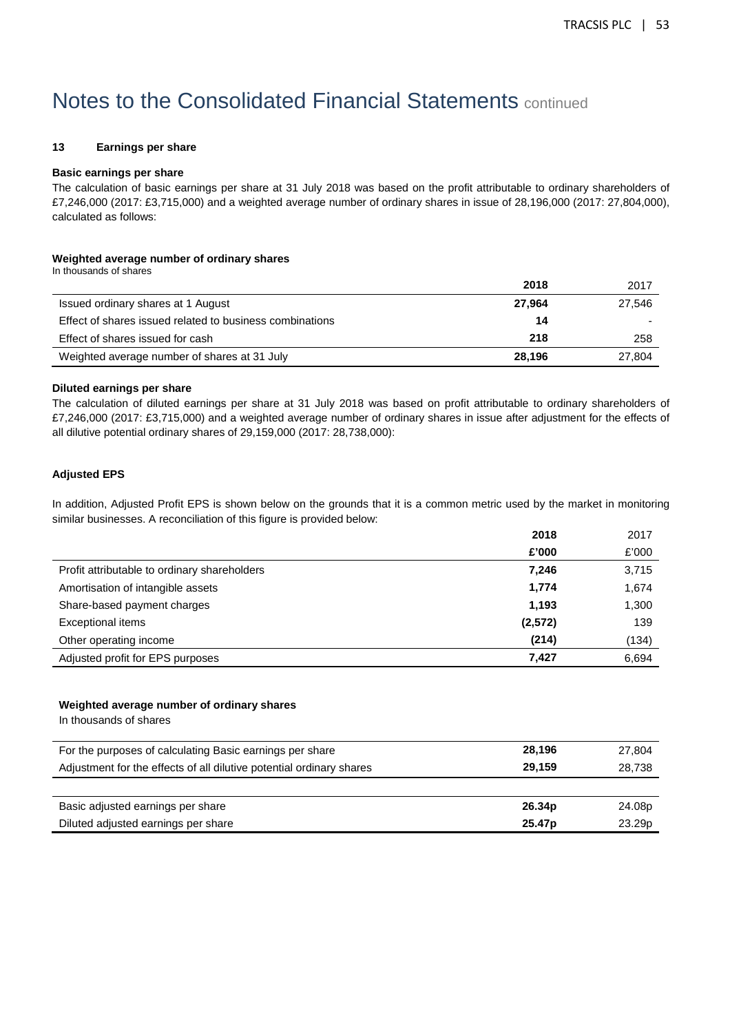# Notes to the Consolidated Financial Statements continued

### 13 Earnings per share

**Basic earnings per share**

The calculation of basic earnings per share at 31 July 2018 was based on the profit attributable to ordinary shareholders of £7,246,000 (2017: £3,715,000) and a weighted average number of ordinary shares in issue of 28,196,000 (2017: 27,804,000), calculated as follows:

**Weighted average number of ordinary shares**

In thousands of shares

| | 2018 | 2017 |
|---|---|---|
| Issued ordinary shares at 1 August | **27,964** | 27,546 |
| Effect of shares issued related to business combinations | **14** | - |
| Effect of shares issued for cash | **218** | 258 |
| Weighted average number of shares at 31 July | **28,196** | 27,804 |

**Diluted earnings per share**

The calculation of diluted earnings per share at 31 July 2018 was based on profit attributable to ordinary shareholders of £7,246,000 (2017: £3,715,000) and a weighted average number of ordinary shares in issue after adjustment for the effects of all dilutive potential ordinary shares of 29,159,000 (2017: 28,738,000):

**Adjusted EPS**

In addition, Adjusted Profit EPS is shown below on the grounds that it is a common metric used by the market in monitoring similar businesses. A reconciliation of this figure is provided below:

| | 2018 | 2017 |
|---|---|---|
| | **£'000** | £'000 |
| Profit attributable to ordinary shareholders | **7,246** | 3,715 |
| Amortisation of intangible assets | **1,774** | 1,674 |
| Share-based payment charges | **1,193** | 1,300 |
| Exceptional items | **(2,572)** | 139 |
| Other operating income | **(214)** | (134) |
| Adjusted profit for EPS purposes | **7,427** | 6,694 |

**Weighted average number of ordinary shares**

In thousands of shares

| | 2018 | 2017 |
|---|---|---|
| For the purposes of calculating Basic earnings per share | **28,196** | 27,804 |
| Adjustment for the effects of all dilutive potential ordinary shares | **29,159** | 28,738 |
| | | |
| Basic adjusted earnings per share | **26.34p** | 24.08p |
| Diluted adjusted earnings per share | **25.47p** | 23.29p |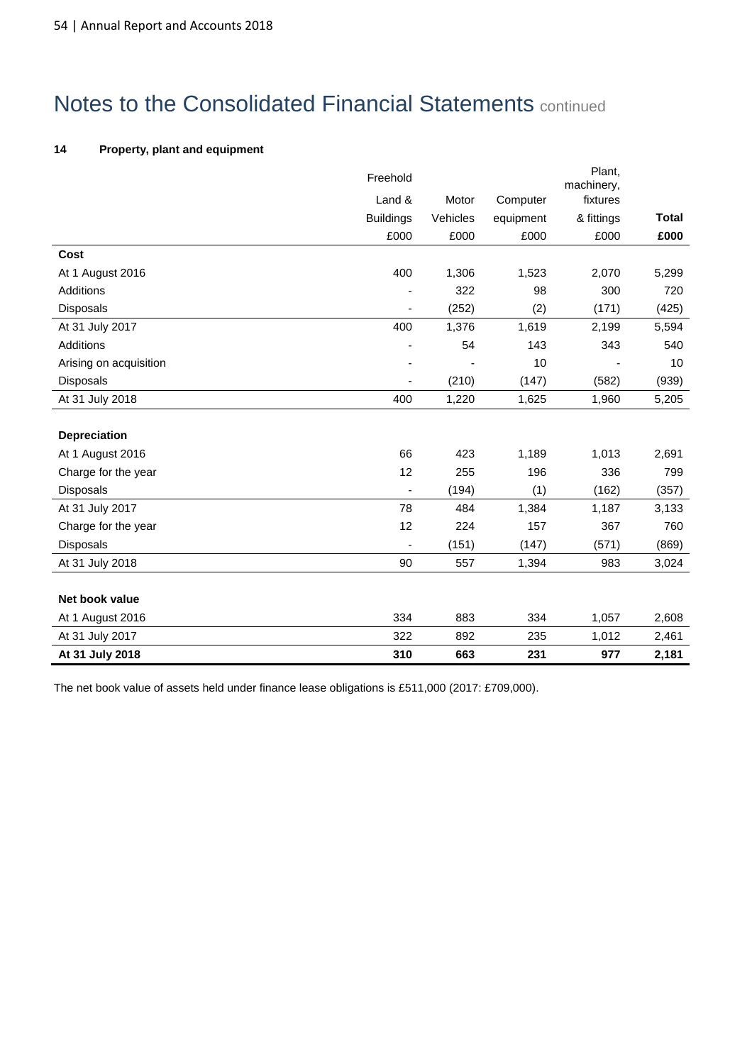# Notes to the Consolidated Financial Statements continued

## 14 Property, plant and equipment

| | Freehold Land & Buildings £000 | Motor Vehicles £000 | Computer equipment £000 | Plant, machinery, fixtures & fittings £000 | **Total £000** |
|---|---|---|---|---|---|
| **Cost** | | | | | |
| At 1 August 2016 | 400 | 1,306 | 1,523 | 2,070 | 5,299 |
| Additions | - | 322 | 98 | 300 | 720 |
| Disposals | - | (252) | (2) | (171) | (425) |
| At 31 July 2017 | 400 | 1,376 | 1,619 | 2,199 | 5,594 |
| Additions | - | 54 | 143 | 343 | 540 |
| Arising on acquisition | - | - | 10 | - | 10 |
| Disposals | - | (210) | (147) | (582) | (939) |
| At 31 July 2018 | 400 | 1,220 | 1,625 | 1,960 | 5,205 |
| | | | | | |
| **Depreciation** | | | | | |
| At 1 August 2016 | 66 | 423 | 1,189 | 1,013 | 2,691 |
| Charge for the year | 12 | 255 | 196 | 336 | 799 |
| Disposals | - | (194) | (1) | (162) | (357) |
| At 31 July 2017 | 78 | 484 | 1,384 | 1,187 | 3,133 |
| Charge for the year | 12 | 224 | 157 | 367 | 760 |
| Disposals | - | (151) | (147) | (571) | (869) |
| At 31 July 2018 | 90 | 557 | 1,394 | 983 | 3,024 |
| | | | | | |
| **Net book value** | | | | | |
| At 1 August 2016 | 334 | 883 | 334 | 1,057 | 2,608 |
| At 31 July 2017 | 322 | 892 | 235 | 1,012 | 2,461 |
| **At 31 July 2018** | **310** | **663** | **231** | **977** | **2,181** |

The net book value of assets held under finance lease obligations is £511,000 (2017: £709,000).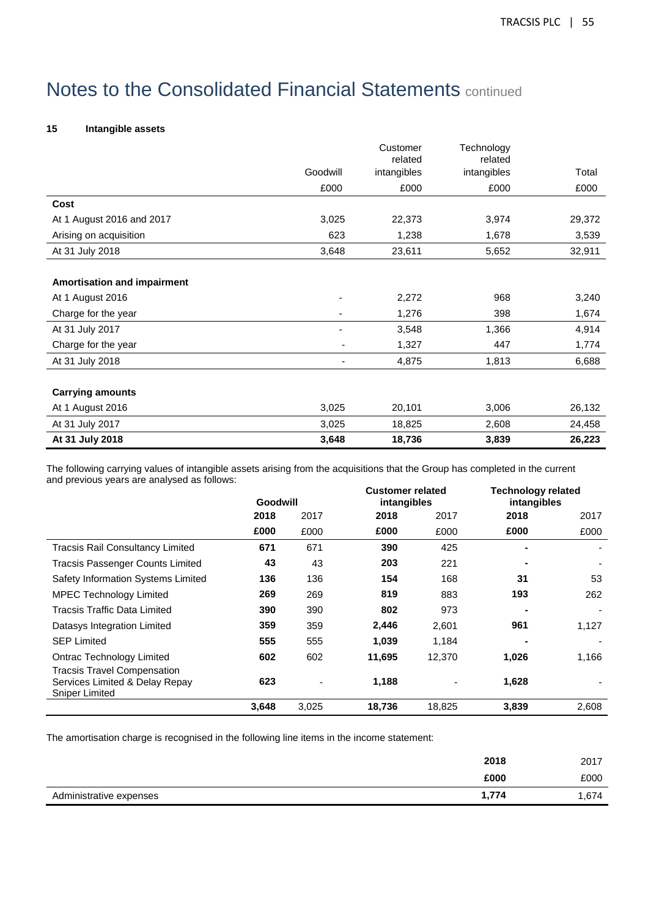# Notes to the Consolidated Financial Statements continued

## 15 Intangible assets

| | Goodwill | Customer related intangibles | Technology related intangibles | Total |
|---|---|---|---|---|
| | £000 | £000 | £000 | £000 |
| **Cost** | | | | |
| At 1 August 2016 and 2017 | 3,025 | 22,373 | 3,974 | 29,372 |
| Arising on acquisition | 623 | 1,238 | 1,678 | 3,539 |
| At 31 July 2018 | 3,648 | 23,611 | 5,652 | 32,911 |
| | | | | |
| **Amortisation and impairment** | | | | |
| At 1 August 2016 | - | 2,272 | 968 | 3,240 |
| Charge for the year | - | 1,276 | 398 | 1,674 |
| At 31 July 2017 | - | 3,548 | 1,366 | 4,914 |
| Charge for the year | - | 1,327 | 447 | 1,774 |
| At 31 July 2018 | - | 4,875 | 1,813 | 6,688 |
| | | | | |
| **Carrying amounts** | | | | |
| At 1 August 2016 | 3,025 | 20,101 | 3,006 | 26,132 |
| At 31 July 2017 | 3,025 | 18,825 | 2,608 | 24,458 |
| **At 31 July 2018** | **3,648** | **18,736** | **3,839** | **26,223** |

The following carrying values of intangible assets arising from the acquisitions that the Group has completed in the current and previous years are analysed as follows:

| | **Goodwill** | | **Customer related intangibles** | | **Technology related intangibles** | |
|---|---|---|---|---|---|---|
| | **2018** | 2017 | **2018** | 2017 | **2018** | 2017 |
| | **£000** | £000 | **£000** | £000 | **£000** | £000 |
| Tracsis Rail Consultancy Limited | **671** | 671 | **390** | 425 | **-** | - |
| Tracsis Passenger Counts Limited | **43** | 43 | **203** | 221 | **-** | - |
| Safety Information Systems Limited | **136** | 136 | **154** | 168 | **31** | 53 |
| MPEC Technology Limited | **269** | 269 | **819** | 883 | **193** | 262 |
| Tracsis Traffic Data Limited | **390** | 390 | **802** | 973 | **-** | - |
| Datasys Integration Limited | **359** | 359 | **2,446** | 2,601 | **961** | 1,127 |
| SEP Limited | **555** | 555 | **1,039** | 1,184 | **-** | - |
| Ontrac Technology Limited | **602** | 602 | **11,695** | 12,370 | **1,026** | 1,166 |
| Tracsis Travel Compensation Services Limited & Delay Repay Sniper Limited | **623** | - | **1,188** | - | **1,628** | - |
| | **3,648** | 3,025 | **18,736** | 18,825 | **3,839** | 2,608 |

The amortisation charge is recognised in the following line items in the income statement:

| | **2018** | 2017 |
|---|---|---|
| | **£000** | £000 |
| Administrative expenses | **1,774** | 1,674 |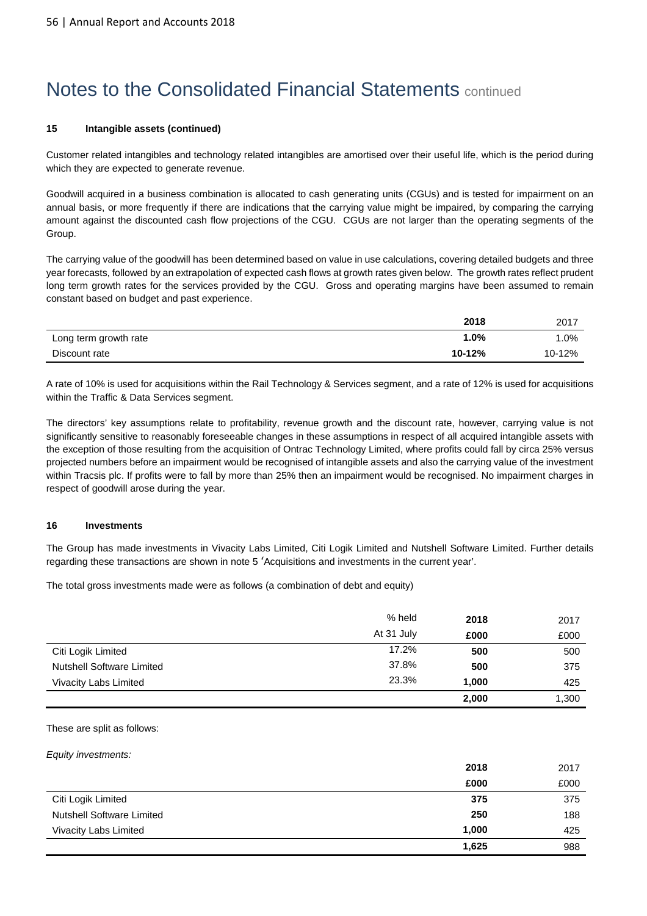# Notes to the Consolidated Financial Statements continued

**15 Intangible assets (continued)**

Customer related intangibles and technology related intangibles are amortised over their useful life, which is the period during which they are expected to generate revenue.

Goodwill acquired in a business combination is allocated to cash generating units (CGUs) and is tested for impairment on an annual basis, or more frequently if there are indications that the carrying value might be impaired, by comparing the carrying amount against the discounted cash flow projections of the CGU. CGUs are not larger than the operating segments of the Group.

The carrying value of the goodwill has been determined based on value in use calculations, covering detailed budgets and three year forecasts, followed by an extrapolation of expected cash flows at growth rates given below. The growth rates reflect prudent long term growth rates for the services provided by the CGU. Gross and operating margins have been assumed to remain constant based on budget and past experience.

| | **2018** | 2017 |
|---|---|---|
| Long term growth rate | **1.0%** | 1.0% |
| Discount rate | **10-12%** | 10-12% |

A rate of 10% is used for acquisitions within the Rail Technology & Services segment, and a rate of 12% is used for acquisitions within the Traffic & Data Services segment.

The directors' key assumptions relate to profitability, revenue growth and the discount rate, however, carrying value is not significantly sensitive to reasonably foreseeable changes in these assumptions in respect of all acquired intangible assets with the exception of those resulting from the acquisition of Ontrac Technology Limited, where profits could fall by circa 25% versus projected numbers before an impairment would be recognised of intangible assets and also the carrying value of the investment within Tracsis plc. If profits were to fall by more than 25% then an impairment would be recognised. No impairment charges in respect of goodwill arose during the year.

**16 Investments**

The Group has made investments in Vivacity Labs Limited, Citi Logik Limited and Nutshell Software Limited. Further details regarding these transactions are shown in note 5 'Acquisitions and investments in the current year'.

The total gross investments made were as follows (a combination of debt and equity)

| | % held At 31 July | **2018 £000** | 2017 £000 |
|---|---|---|---|
| Citi Logik Limited | 17.2% | **500** | 500 |
| Nutshell Software Limited | 37.8% | **500** | 375 |
| Vivacity Labs Limited | 23.3% | **1,000** | 425 |
| | | **2,000** | 1,300 |

These are split as follows:

*Equity investments:*

| | **2018 £000** | 2017 £000 |
|---|---|---|
| Citi Logik Limited | **375** | 375 |
| Nutshell Software Limited | **250** | 188 |
| Vivacity Labs Limited | **1,000** | 425 |
| | **1,625** | 988 |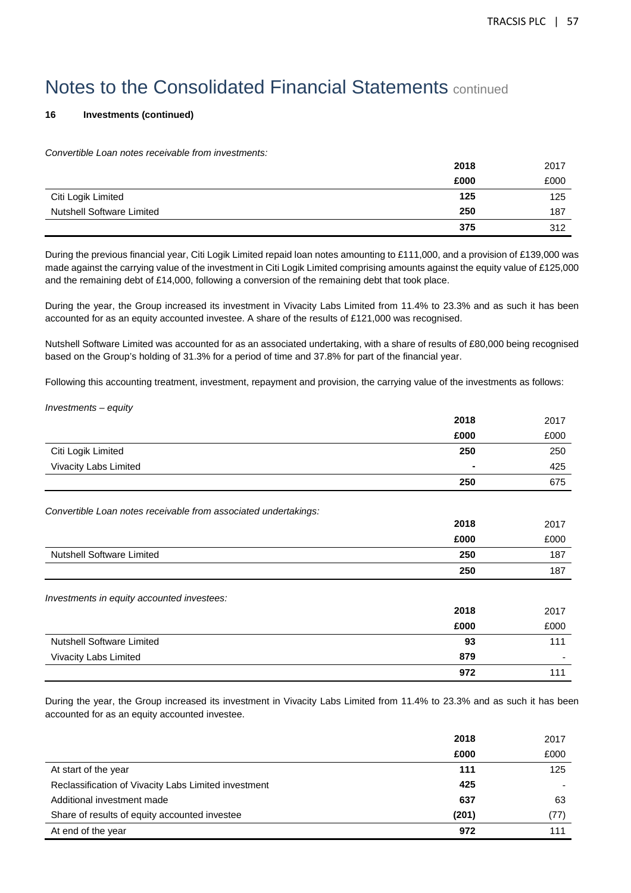# Notes to the Consolidated Financial Statements continued

**16 Investments (continued)**

*Convertible Loan notes receivable from investments:*

| | 2018 | 2017 |
|---|---|---|
| | £000 | £000 |
| Citi Logik Limited | 125 | 125 |
| Nutshell Software Limited | 250 | 187 |
| | 375 | 312 |

During the previous financial year, Citi Logik Limited repaid loan notes amounting to £111,000, and a provision of £139,000 was made against the carrying value of the investment in Citi Logik Limited comprising amounts against the equity value of £125,000 and the remaining debt of £14,000, following a conversion of the remaining debt that took place.

During the year, the Group increased its investment in Vivacity Labs Limited from 11.4% to 23.3% and as such it has been accounted for as an equity accounted investee. A share of the results of £121,000 was recognised.

Nutshell Software Limited was accounted for as an associated undertaking, with a share of results of £80,000 being recognised based on the Group's holding of 31.3% for a period of time and 37.8% for part of the financial year.

Following this accounting treatment, investment, repayment and provision, the carrying value of the investments as follows:

*Investments – equity*

| | 2018 | 2017 |
|---|---|---|
| | £000 | £000 |
| Citi Logik Limited | 250 | 250 |
| Vivacity Labs Limited | - | 425 |
| | 250 | 675 |

*Convertible Loan notes receivable from associated undertakings:*

| | 2018 | 2017 |
|---|---|---|
| | £000 | £000 |
| Nutshell Software Limited | 250 | 187 |
| | 250 | 187 |

*Investments in equity accounted investees:*

| | 2018 | 2017 |
|---|---|---|
| | £000 | £000 |
| Nutshell Software Limited | 93 | 111 |
| Vivacity Labs Limited | 879 | - |
| | 972 | 111 |

During the year, the Group increased its investment in Vivacity Labs Limited from 11.4% to 23.3% and as such it has been accounted for as an equity accounted investee.

| | 2018 | 2017 |
|---|---|---|
| | £000 | £000 |
| At start of the year | 111 | 125 |
| Reclassification of Vivacity Labs Limited investment | 425 | - |
| Additional investment made | 637 | 63 |
| Share of results of equity accounted investee | (201) | (77) |
| At end of the year | 972 | 111 |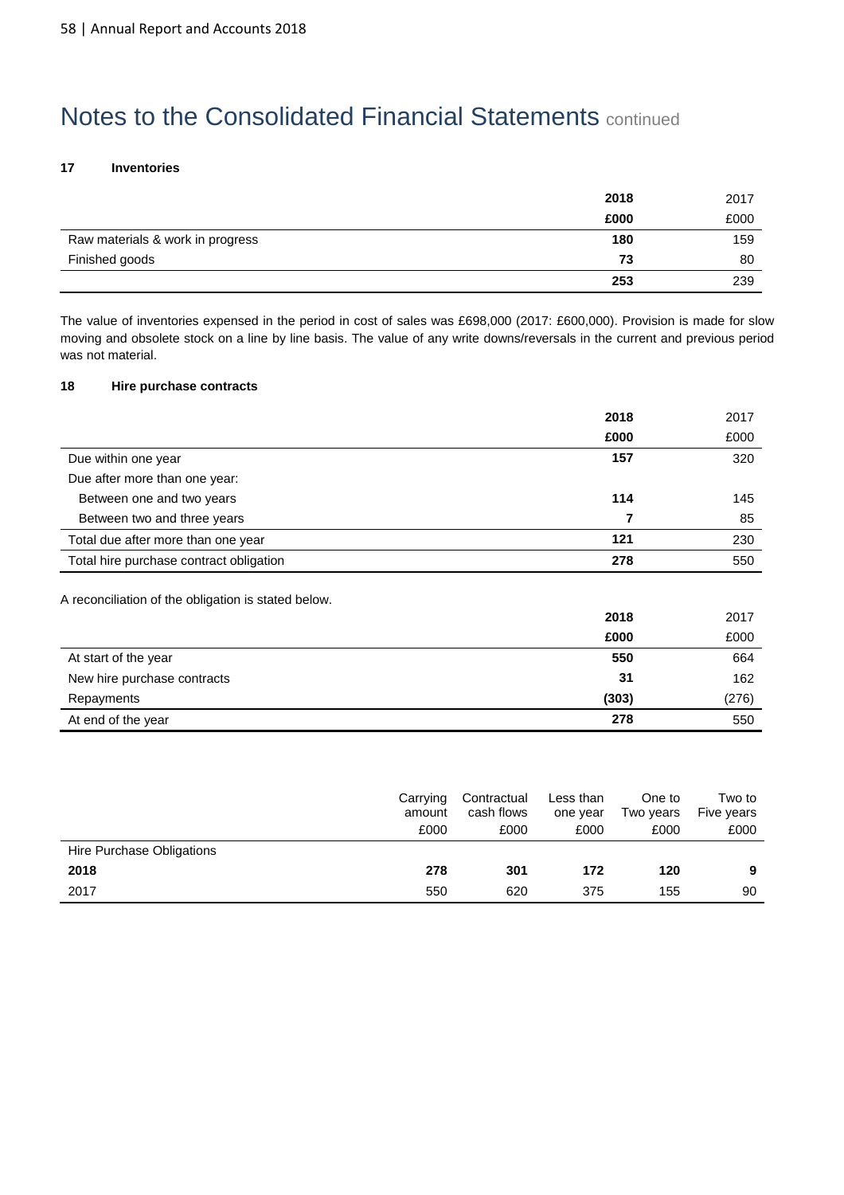# Notes to the Consolidated Financial Statements continued

### 17 Inventories

| | **2018** | 2017 |
|---|---|---|
| | **£000** | £000 |
| Raw materials & work in progress | **180** | 159 |
| Finished goods | **73** | 80 |
| | **253** | 239 |

The value of inventories expensed in the period in cost of sales was £698,000 (2017: £600,000). Provision is made for slow moving and obsolete stock on a line by line basis. The value of any write downs/reversals in the current and previous period was not material.

### 18 Hire purchase contracts

| | **2018** | 2017 |
|---|---|---|
| | **£000** | £000 |
| Due within one year | **157** | 320 |
| Due after more than one year: | | |
| Between one and two years | **114** | 145 |
| Between two and three years | **7** | 85 |
| Total due after more than one year | **121** | 230 |
| Total hire purchase contract obligation | **278** | 550 |

A reconciliation of the obligation is stated below.

| | **2018** | 2017 |
|---|---|---|
| | **£000** | £000 |
| At start of the year | **550** | 664 |
| New hire purchase contracts | **31** | 162 |
| Repayments | **(303)** | (276) |
| At end of the year | **278** | 550 |

| | Carrying amount £000 | Contractual cash flows £000 | Less than one year £000 | One to Two years £000 | Two to Five years £000 |
|---|---|---|---|---|---|
| Hire Purchase Obligations | | | | | |
| **2018** | **278** | **301** | **172** | **120** | **9** |
| 2017 | 550 | 620 | 375 | 155 | 90 |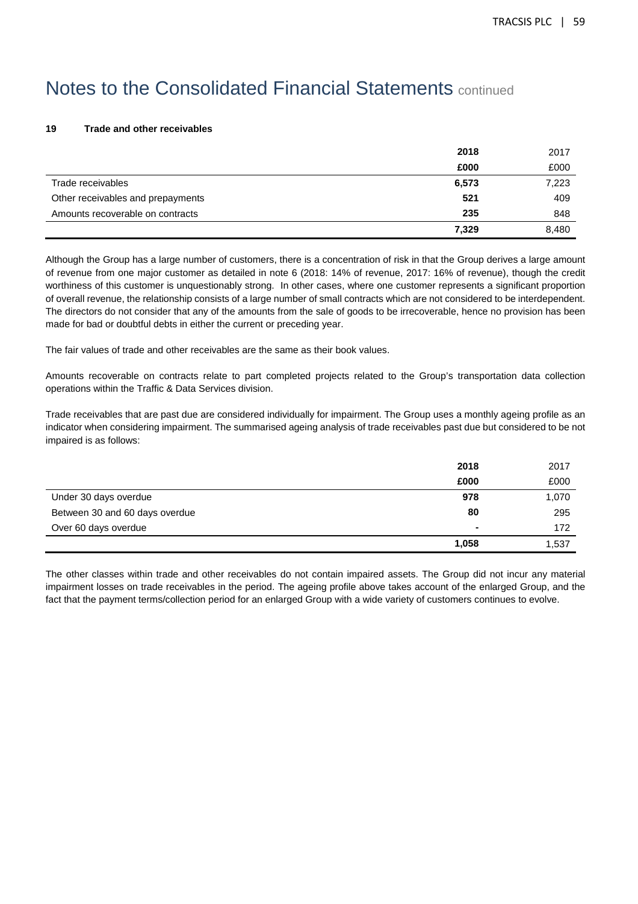# Notes to the Consolidated Financial Statements continued

### 19 Trade and other receivables

| | 2018 | 2017 |
|---|---|---|
| | £000 | £000 |
| Trade receivables | 6,573 | 7,223 |
| Other receivables and prepayments | 521 | 409 |
| Amounts recoverable on contracts | 235 | 848 |
| | 7,329 | 8,480 |

Although the Group has a large number of customers, there is a concentration of risk in that the Group derives a large amount of revenue from one major customer as detailed in note 6 (2018: 14% of revenue, 2017: 16% of revenue), though the credit worthiness of this customer is unquestionably strong. In other cases, where one customer represents a significant proportion of overall revenue, the relationship consists of a large number of small contracts which are not considered to be interdependent. The directors do not consider that any of the amounts from the sale of goods to be irrecoverable, hence no provision has been made for bad or doubtful debts in either the current or preceding year.

The fair values of trade and other receivables are the same as their book values.

Amounts recoverable on contracts relate to part completed projects related to the Group's transportation data collection operations within the Traffic & Data Services division.

Trade receivables that are past due are considered individually for impairment. The Group uses a monthly ageing profile as an indicator when considering impairment. The summarised ageing analysis of trade receivables past due but considered to be not impaired is as follows:

| | 2018 | 2017 |
|---|---|---|
| | £000 | £000 |
| Under 30 days overdue | 978 | 1,070 |
| Between 30 and 60 days overdue | 80 | 295 |
| Over 60 days overdue | - | 172 |
| | 1,058 | 1,537 |

The other classes within trade and other receivables do not contain impaired assets. The Group did not incur any material impairment losses on trade receivables in the period. The ageing profile above takes account of the enlarged Group, and the fact that the payment terms/collection period for an enlarged Group with a wide variety of customers continues to evolve.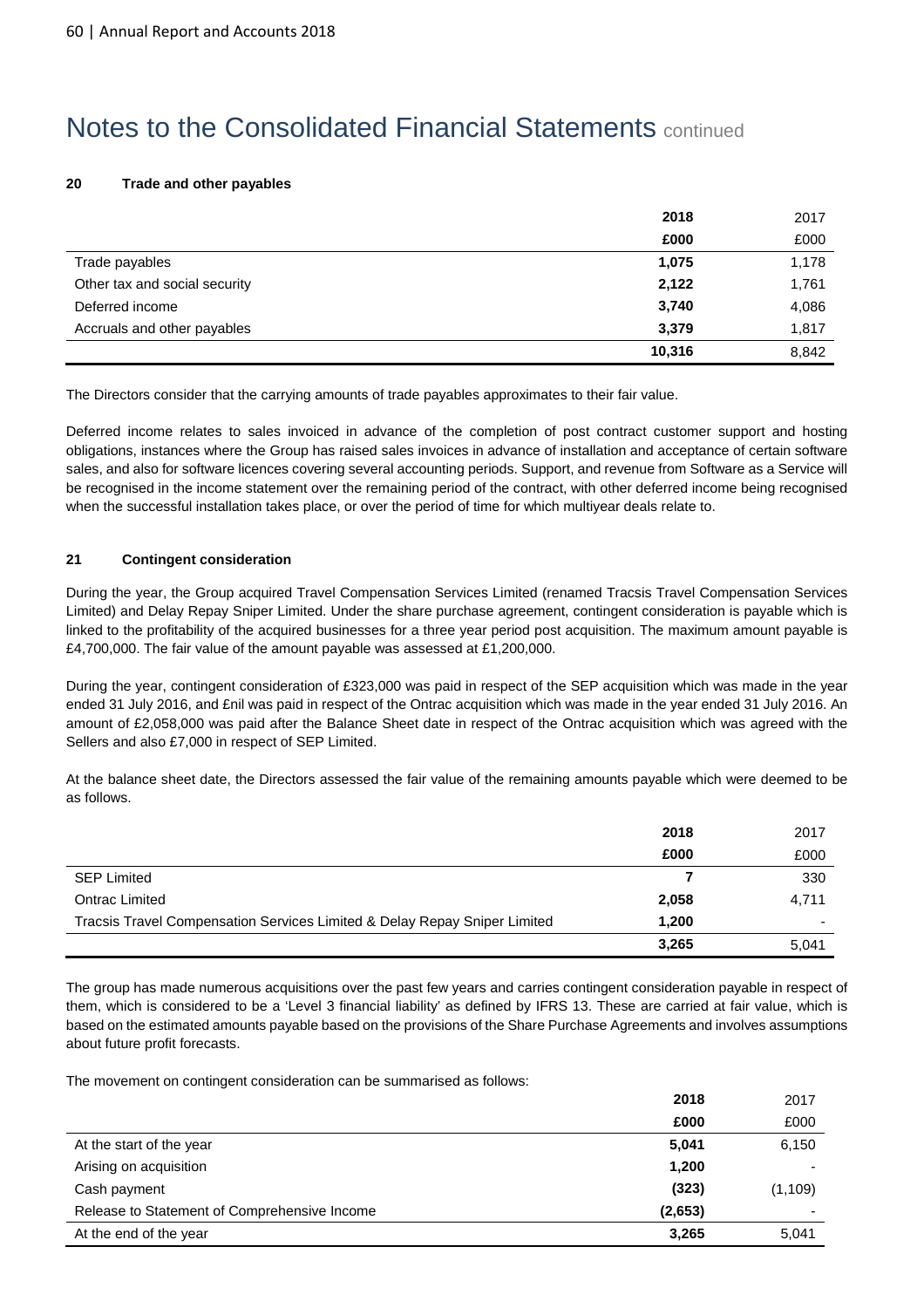# Notes to the Consolidated Financial Statements continued

### 20 Trade and other payables

| | 2018 | 2017 |
|---|---|---|
| | £000 | £000 |
| Trade payables | 1,075 | 1,178 |
| Other tax and social security | 2,122 | 1,761 |
| Deferred income | 3,740 | 4,086 |
| Accruals and other payables | 3,379 | 1,817 |
| | 10,316 | 8,842 |

The Directors consider that the carrying amounts of trade payables approximates to their fair value.

Deferred income relates to sales invoiced in advance of the completion of post contract customer support and hosting obligations, instances where the Group has raised sales invoices in advance of installation and acceptance of certain software sales, and also for software licences covering several accounting periods. Support, and revenue from Software as a Service will be recognised in the income statement over the remaining period of the contract, with other deferred income being recognised when the successful installation takes place, or over the period of time for which multiyear deals relate to.

### 21 Contingent consideration

During the year, the Group acquired Travel Compensation Services Limited (renamed Tracsis Travel Compensation Services Limited) and Delay Repay Sniper Limited. Under the share purchase agreement, contingent consideration is payable which is linked to the profitability of the acquired businesses for a three year period post acquisition. The maximum amount payable is £4,700,000. The fair value of the amount payable was assessed at £1,200,000.

During the year, contingent consideration of £323,000 was paid in respect of the SEP acquisition which was made in the year ended 31 July 2016, and £nil was paid in respect of the Ontrac acquisition which was made in the year ended 31 July 2016. An amount of £2,058,000 was paid after the Balance Sheet date in respect of the Ontrac acquisition which was agreed with the Sellers and also £7,000 in respect of SEP Limited.

At the balance sheet date, the Directors assessed the fair value of the remaining amounts payable which were deemed to be as follows.

| | 2018 | 2017 |
|---|---|---|
| | £000 | £000 |
| SEP Limited | 7 | 330 |
| Ontrac Limited | 2,058 | 4,711 |
| Tracsis Travel Compensation Services Limited & Delay Repay Sniper Limited | 1,200 | - |
| | 3,265 | 5,041 |

The group has made numerous acquisitions over the past few years and carries contingent consideration payable in respect of them, which is considered to be a 'Level 3 financial liability' as defined by IFRS 13. These are carried at fair value, which is based on the estimated amounts payable based on the provisions of the Share Purchase Agreements and involves assumptions about future profit forecasts.

The movement on contingent consideration can be summarised as follows:

| | 2018 | 2017 |
|---|---|---|
| | £000 | £000 |
| At the start of the year | 5,041 | 6,150 |
| Arising on acquisition | 1,200 | - |
| Cash payment | (323) | (1,109) |
| Release to Statement of Comprehensive Income | (2,653) | - |
| At the end of the year | 3,265 | 5,041 |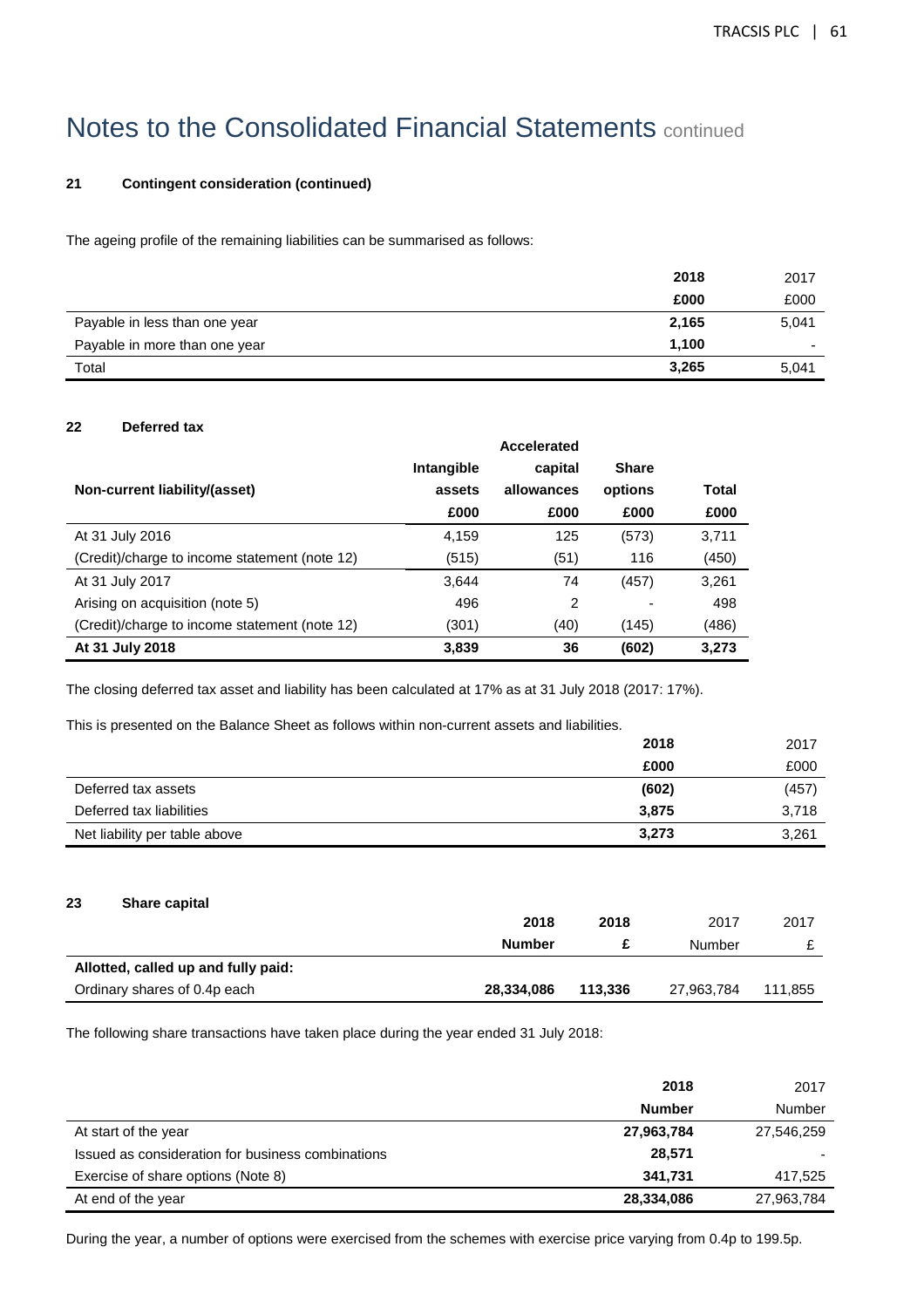# Notes to the Consolidated Financial Statements continued

### 21 Contingent consideration (continued)

The ageing profile of the remaining liabilities can be summarised as follows:

| | 2018 £000 | 2017 £000 |
|---|---|---|
| Payable in less than one year | **2,165** | 5,041 |
| Payable in more than one year | **1,100** | - |
| Total | **3,265** | 5,041 |

### 22 Deferred tax

| Non-current liability/(asset) | Intangible assets £000 | Accelerated capital allowances £000 | Share options £000 | Total £000 |
|---|---|---|---|---|
| At 31 July 2016 | 4,159 | 125 | (573) | 3,711 |
| (Credit)/charge to income statement (note 12) | (515) | (51) | 116 | (450) |
| At 31 July 2017 | 3,644 | 74 | (457) | 3,261 |
| Arising on acquisition (note 5) | 496 | 2 | - | 498 |
| (Credit)/charge to income statement (note 12) | (301) | (40) | (145) | (486) |
| **At 31 July 2018** | **3,839** | **36** | **(602)** | **3,273** |

The closing deferred tax asset and liability has been calculated at 17% as at 31 July 2018 (2017: 17%).

This is presented on the Balance Sheet as follows within non-current assets and liabilities.

| | 2018 £000 | 2017 £000 |
|---|---|---|
| Deferred tax assets | **(602)** | (457) |
| Deferred tax liabilities | **3,875** | 3,718 |
| Net liability per table above | **3,273** | 3,261 |

### 23 Share capital

| | 2018 Number | 2018 £ | 2017 Number | 2017 £ |
|---|---|---|---|---|
| **Allotted, called up and fully paid:** | | | | |
| Ordinary shares of 0.4p each | **28,334,086** | **113,336** | 27,963,784 | 111,855 |

The following share transactions have taken place during the year ended 31 July 2018:

| | 2018 Number | 2017 Number |
|---|---|---|
| At start of the year | **27,963,784** | 27,546,259 |
| Issued as consideration for business combinations | **28,571** | - |
| Exercise of share options (Note 8) | **341,731** | 417,525 |
| At end of the year | **28,334,086** | 27,963,784 |

During the year, a number of options were exercised from the schemes with exercise price varying from 0.4p to 199.5p.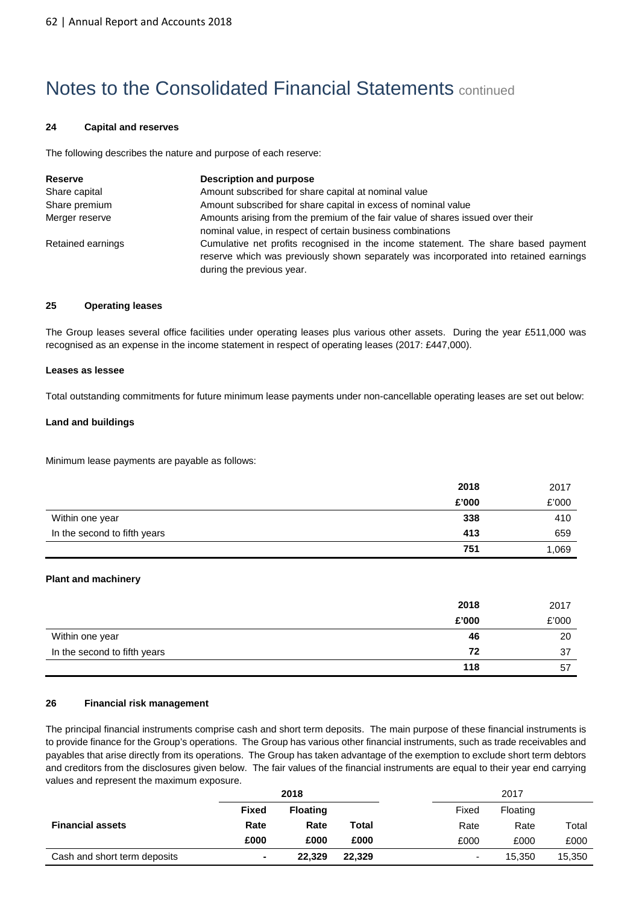# Notes to the Consolidated Financial Statements continued

### 24 Capital and reserves

The following describes the nature and purpose of each reserve:

| Reserve | Description and purpose |
|---|---|
| Share capital | Amount subscribed for share capital at nominal value |
| Share premium | Amount subscribed for share capital in excess of nominal value |
| Merger reserve | Amounts arising from the premium of the fair value of shares issued over their nominal value, in respect of certain business combinations |
| Retained earnings | Cumulative net profits recognised in the income statement. The share based payment reserve which was previously shown separately was incorporated into retained earnings during the previous year. |

### 25 Operating leases

The Group leases several office facilities under operating leases plus various other assets. During the year £511,000 was recognised as an expense in the income statement in respect of operating leases (2017: £447,000).

**Leases as lessee**

Total outstanding commitments for future minimum lease payments under non-cancellable operating leases are set out below:

**Land and buildings**

Minimum lease payments are payable as follows:

| | 2018 | 2017 |
|---|---|---|
| | £'000 | £'000 |
| Within one year | 338 | 410 |
| In the second to fifth years | 413 | 659 |
| | 751 | 1,069 |

**Plant and machinery**

| | 2018 | 2017 |
|---|---|---|
| | £'000 | £'000 |
| Within one year | 46 | 20 |
| In the second to fifth years | 72 | 37 |
| | 118 | 57 |

### 26 Financial risk management

The principal financial instruments comprise cash and short term deposits. The main purpose of these financial instruments is to provide finance for the Group's operations. The Group has various other financial instruments, such as trade receivables and payables that arise directly from its operations. The Group has taken advantage of the exemption to exclude short term debtors and creditors from the disclosures given below. The fair values of the financial instruments are equal to their year end carrying values and represent the maximum exposure.

| | 2018 | | | 2017 | | |
|---|---|---|---|---|---|---|
| | Fixed | Floating | | Fixed | Floating | |
| **Financial assets** | Rate | Rate | Total | Rate | Rate | Total |
| | £000 | £000 | £000 | £000 | £000 | £000 |
| Cash and short term deposits | - | 22,329 | 22,329 | - | 15,350 | 15,350 |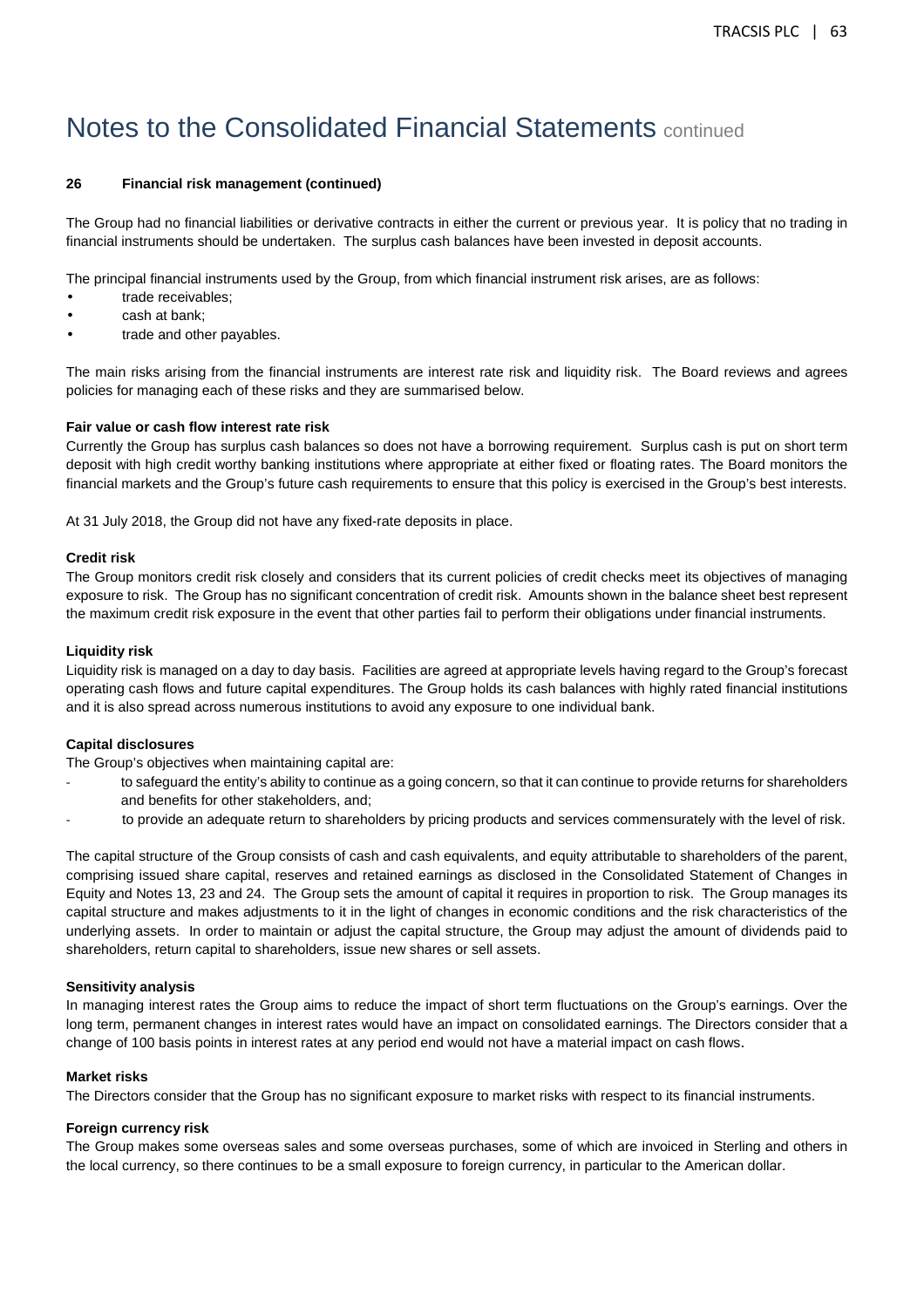# Notes to the Consolidated Financial Statements continued

**26 Financial risk management (continued)**

The Group had no financial liabilities or derivative contracts in either the current or previous year. It is policy that no trading in financial instruments should be undertaken. The surplus cash balances have been invested in deposit accounts.

The principal financial instruments used by the Group, from which financial instrument risk arises, are as follows:

- trade receivables;
- cash at bank;
- trade and other payables.

The main risks arising from the financial instruments are interest rate risk and liquidity risk. The Board reviews and agrees policies for managing each of these risks and they are summarised below.

**Fair value or cash flow interest rate risk**

Currently the Group has surplus cash balances so does not have a borrowing requirement. Surplus cash is put on short term deposit with high credit worthy banking institutions where appropriate at either fixed or floating rates. The Board monitors the financial markets and the Group's future cash requirements to ensure that this policy is exercised in the Group's best interests.

At 31 July 2018, the Group did not have any fixed-rate deposits in place.

**Credit risk**

The Group monitors credit risk closely and considers that its current policies of credit checks meet its objectives of managing exposure to risk. The Group has no significant concentration of credit risk. Amounts shown in the balance sheet best represent the maximum credit risk exposure in the event that other parties fail to perform their obligations under financial instruments.

**Liquidity risk**

Liquidity risk is managed on a day to day basis. Facilities are agreed at appropriate levels having regard to the Group's forecast operating cash flows and future capital expenditures. The Group holds its cash balances with highly rated financial institutions and it is also spread across numerous institutions to avoid any exposure to one individual bank.

**Capital disclosures**

The Group's objectives when maintaining capital are:

- to safeguard the entity's ability to continue as a going concern, so that it can continue to provide returns for shareholders and benefits for other stakeholders, and;
- to provide an adequate return to shareholders by pricing products and services commensurately with the level of risk.

The capital structure of the Group consists of cash and cash equivalents, and equity attributable to shareholders of the parent, comprising issued share capital, reserves and retained earnings as disclosed in the Consolidated Statement of Changes in Equity and Notes 13, 23 and 24. The Group sets the amount of capital it requires in proportion to risk. The Group manages its capital structure and makes adjustments to it in the light of changes in economic conditions and the risk characteristics of the underlying assets. In order to maintain or adjust the capital structure, the Group may adjust the amount of dividends paid to shareholders, return capital to shareholders, issue new shares or sell assets.

**Sensitivity analysis**

In managing interest rates the Group aims to reduce the impact of short term fluctuations on the Group's earnings. Over the long term, permanent changes in interest rates would have an impact on consolidated earnings. The Directors consider that a change of 100 basis points in interest rates at any period end would not have a material impact on cash flows.

**Market risks**

The Directors consider that the Group has no significant exposure to market risks with respect to its financial instruments.

**Foreign currency risk**

The Group makes some overseas sales and some overseas purchases, some of which are invoiced in Sterling and others in the local currency, so there continues to be a small exposure to foreign currency, in particular to the American dollar.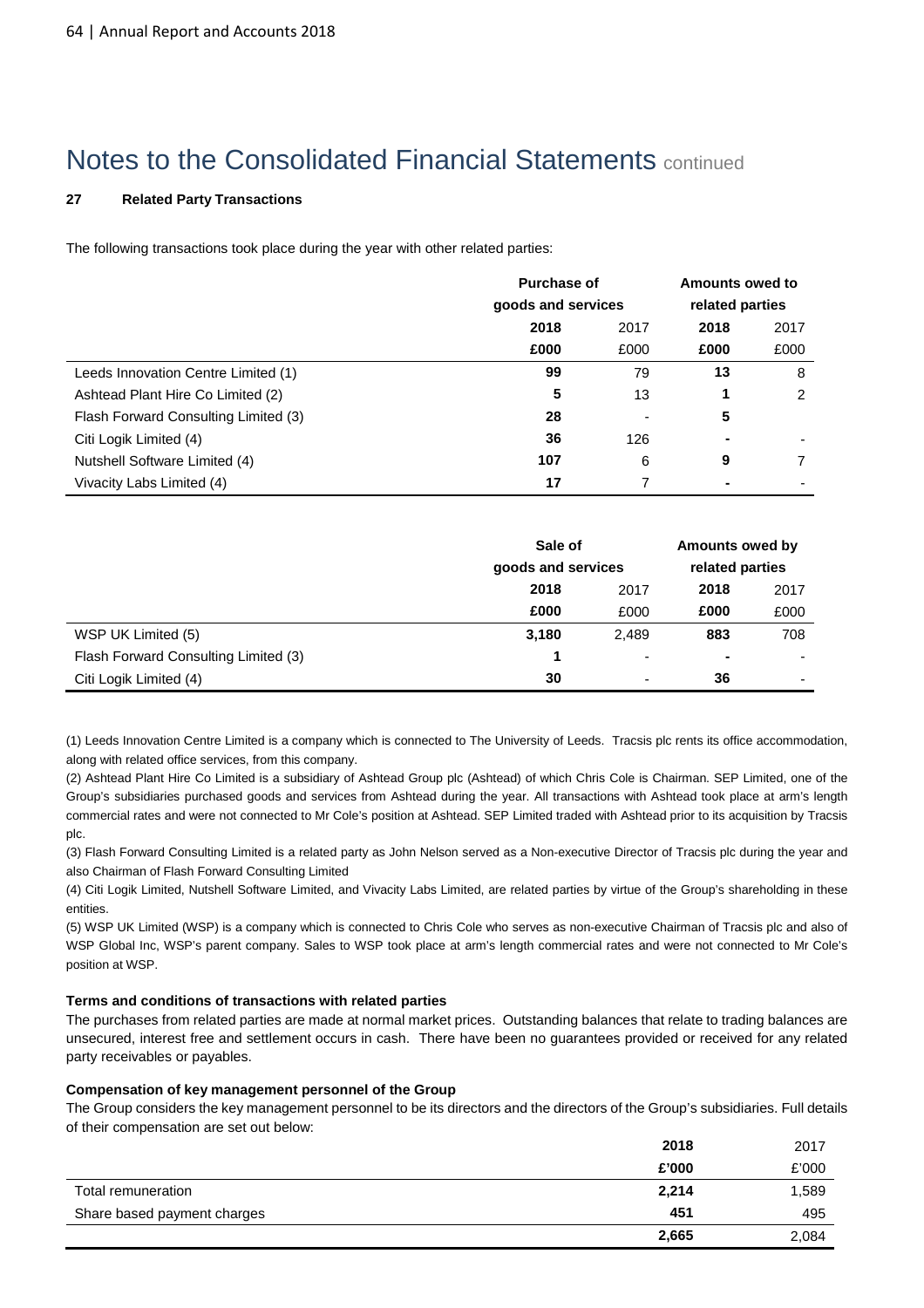# Notes to the Consolidated Financial Statements continued

### 27 Related Party Transactions

The following transactions took place during the year with other related parties:

| | Purchase of goods and services | | Amounts owed to related parties | |
|---|---|---|---|---|
| | **2018** | 2017 | **2018** | 2017 |
| | **£000** | £000 | **£000** | £000 |
| Leeds Innovation Centre Limited (1) | **99** | 79 | **13** | 8 |
| Ashtead Plant Hire Co Limited (2) | **5** | 13 | **1** | 2 |
| Flash Forward Consulting Limited (3) | **28** | - | **5** | |
| Citi Logik Limited (4) | **36** | 126 | **-** | - |
| Nutshell Software Limited (4) | **107** | 6 | **9** | 7 |
| Vivacity Labs Limited (4) | **17** | 7 | **-** | - |

| | Sale of goods and services | | Amounts owed by related parties | |
|---|---|---|---|---|
| | **2018** | 2017 | **2018** | 2017 |
| | **£000** | £000 | **£000** | £000 |
| WSP UK Limited (5) | **3,180** | 2,489 | **883** | 708 |
| Flash Forward Consulting Limited (3) | **1** | - | **-** | - |
| Citi Logik Limited (4) | **30** | - | **36** | - |

(1) Leeds Innovation Centre Limited is a company which is connected to The University of Leeds. Tracsis plc rents its office accommodation, along with related office services, from this company.

(2) Ashtead Plant Hire Co Limited is a subsidiary of Ashtead Group plc (Ashtead) of which Chris Cole is Chairman. SEP Limited, one of the Group's subsidiaries purchased goods and services from Ashtead during the year. All transactions with Ashtead took place at arm's length commercial rates and were not connected to Mr Cole's position at Ashtead. SEP Limited traded with Ashtead prior to its acquisition by Tracsis plc.

(3) Flash Forward Consulting Limited is a related party as John Nelson served as a Non-executive Director of Tracsis plc during the year and also Chairman of Flash Forward Consulting Limited

(4) Citi Logik Limited, Nutshell Software Limited, and Vivacity Labs Limited, are related parties by virtue of the Group's shareholding in these entities.

(5) WSP UK Limited (WSP) is a company which is connected to Chris Cole who serves as non-executive Chairman of Tracsis plc and also of WSP Global Inc, WSP's parent company. Sales to WSP took place at arm's length commercial rates and were not connected to Mr Cole's position at WSP.

#### Terms and conditions of transactions with related parties

The purchases from related parties are made at normal market prices. Outstanding balances that relate to trading balances are unsecured, interest free and settlement occurs in cash. There have been no guarantees provided or received for any related party receivables or payables.

#### Compensation of key management personnel of the Group

The Group considers the key management personnel to be its directors and the directors of the Group's subsidiaries. Full details of their compensation are set out below:

| | **2018** | 2017 |
|---|---|---|
| | **£'000** | £'000 |
| Total remuneration | **2,214** | 1,589 |
| Share based payment charges | **451** | 495 |
| | **2,665** | 2,084 |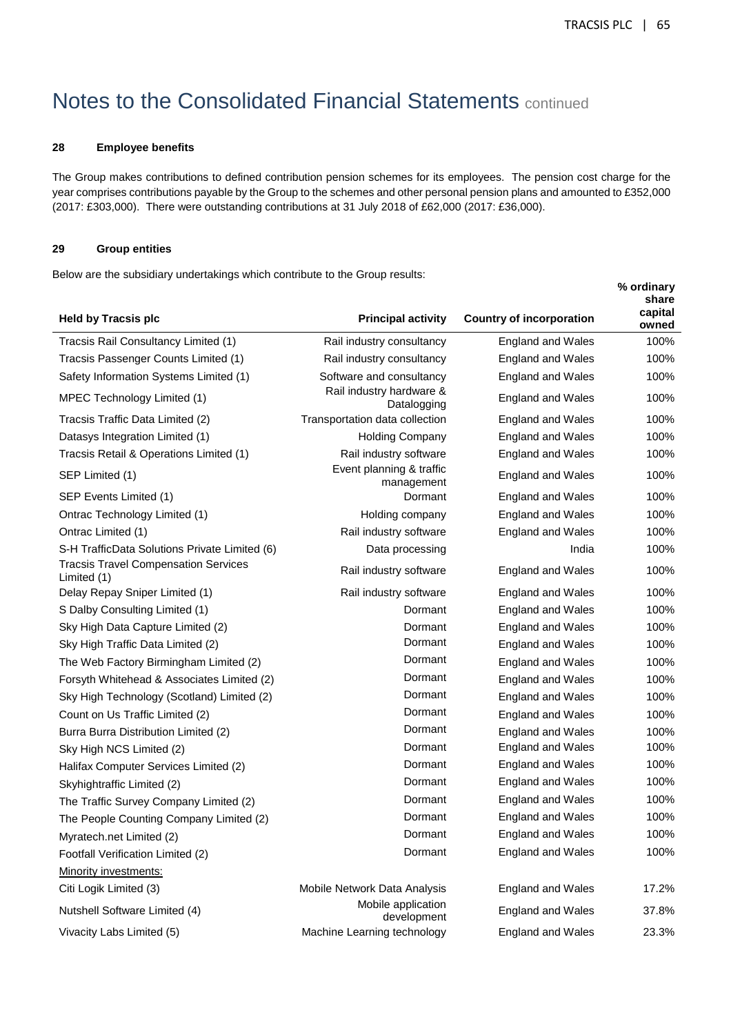# Notes to the Consolidated Financial Statements continued

### 28 Employee benefits

The Group makes contributions to defined contribution pension schemes for its employees. The pension cost charge for the year comprises contributions payable by the Group to the schemes and other personal pension plans and amounted to £352,000 (2017: £303,000). There were outstanding contributions at 31 July 2018 of £62,000 (2017: £36,000).

### 29 Group entities

Below are the subsidiary undertakings which contribute to the Group results:

| Held by Tracsis plc | Principal activity | Country of incorporation | % ordinary share capital owned |
|---|---|---|---|
| Tracsis Rail Consultancy Limited (1) | Rail industry consultancy | England and Wales | 100% |
| Tracsis Passenger Counts Limited (1) | Rail industry consultancy | England and Wales | 100% |
| Safety Information Systems Limited (1) | Software and consultancy | England and Wales | 100% |
| MPEC Technology Limited (1) | Rail industry hardware & Datalogging | England and Wales | 100% |
| Tracsis Traffic Data Limited (2) | Transportation data collection | England and Wales | 100% |
| Datasys Integration Limited (1) | Holding Company | England and Wales | 100% |
| Tracsis Retail & Operations Limited (1) | Rail industry software | England and Wales | 100% |
| SEP Limited (1) | Event planning & traffic management | England and Wales | 100% |
| SEP Events Limited (1) | Dormant | England and Wales | 100% |
| Ontrac Technology Limited (1) | Holding company | England and Wales | 100% |
| Ontrac Limited (1) | Rail industry software | England and Wales | 100% |
| S-H TrafficData Solutions Private Limited (6) | Data processing | India | 100% |
| Tracsis Travel Compensation Services Limited (1) | Rail industry software | England and Wales | 100% |
| Delay Repay Sniper Limited (1) | Rail industry software | England and Wales | 100% |
| S Dalby Consulting Limited (1) | Dormant | England and Wales | 100% |
| Sky High Data Capture Limited (2) | Dormant | England and Wales | 100% |
| Sky High Traffic Data Limited (2) | Dormant | England and Wales | 100% |
| The Web Factory Birmingham Limited (2) | Dormant | England and Wales | 100% |
| Forsyth Whitehead & Associates Limited (2) | Dormant | England and Wales | 100% |
| Sky High Technology (Scotland) Limited (2) | Dormant | England and Wales | 100% |
| Count on Us Traffic Limited (2) | Dormant | England and Wales | 100% |
| Burra Burra Distribution Limited (2) | Dormant | England and Wales | 100% |
| Sky High NCS Limited (2) | Dormant | England and Wales | 100% |
| Halifax Computer Services Limited (2) | Dormant | England and Wales | 100% |
| Skyhightraffic Limited (2) | Dormant | England and Wales | 100% |
| The Traffic Survey Company Limited (2) | Dormant | England and Wales | 100% |
| The People Counting Company Limited (2) | Dormant | England and Wales | 100% |
| Myratech.net Limited (2) | Dormant | England and Wales | 100% |
| Footfall Verification Limited (2) | Dormant | England and Wales | 100% |
| Minority investments: | | | |
| Citi Logik Limited (3) | Mobile Network Data Analysis | England and Wales | 17.2% |
| Nutshell Software Limited (4) | Mobile application development | England and Wales | 37.8% |
| Vivacity Labs Limited (5) | Machine Learning technology | England and Wales | 23.3% |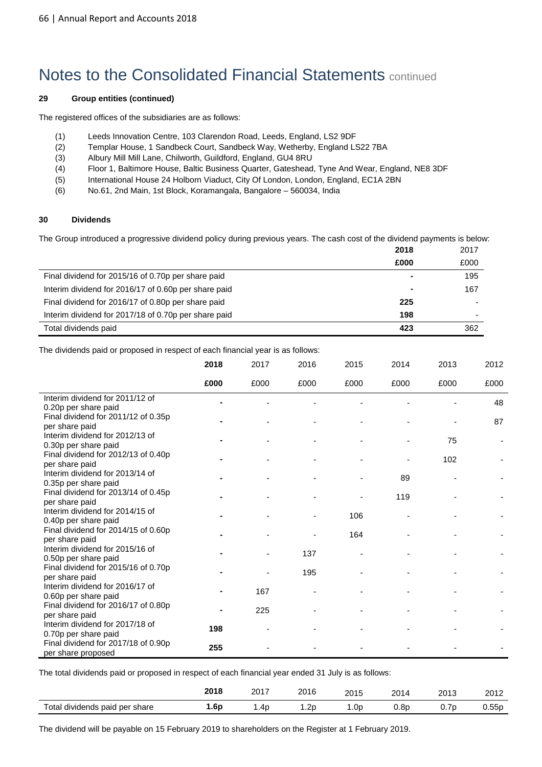# Notes to the Consolidated Financial Statements continued

**29 Group entities (continued)**

The registered offices of the subsidiaries are as follows:

(1) Leeds Innovation Centre, 103 Clarendon Road, Leeds, England, LS2 9DF
(2) Templar House, 1 Sandbeck Court, Sandbeck Way, Wetherby, England LS22 7BA
(3) Albury Mill Mill Lane, Chilworth, Guildford, England, GU4 8RU
(4) Floor 1, Baltimore House, Baltic Business Quarter, Gateshead, Tyne And Wear, England, NE8 3DF
(5) International House 24 Holborn Viaduct, City Of London, London, England, EC1A 2BN
(6) No.61, 2nd Main, 1st Block, Koramangala, Bangalore – 560034, India

**30 Dividends**

The Group introduced a progressive dividend policy during previous years. The cash cost of the dividend payments is below:

| | **2018** | 2017 |
|---|---|---|
| | **£000** | £000 |
| Final dividend for 2015/16 of 0.70p per share paid | **-** | 195 |
| Interim dividend for 2016/17 of 0.60p per share paid | **-** | 167 |
| Final dividend for 2016/17 of 0.80p per share paid | **225** | - |
| Interim dividend for 2017/18 of 0.70p per share paid | **198** | - |
| Total dividends paid | **423** | 362 |

The dividends paid or proposed in respect of each financial year is as follows:

| | **2018** | 2017 | 2016 | 2015 | 2014 | 2013 | 2012 |
|---|---|---|---|---|---|---|---|
| | **£000** | £000 | £000 | £000 | £000 | £000 | £000 |
| Interim dividend for 2011/12 of 0.20p per share paid | **-** | - | - | - | - | - | 48 |
| Final dividend for 2011/12 of 0.35p per share paid | **-** | - | - | - | - | - | 87 |
| Interim dividend for 2012/13 of 0.30p per share paid | **-** | - | - | - | - | 75 | - |
| Final dividend for 2012/13 of 0.40p per share paid | **-** | - | - | - | - | 102 | - |
| Interim dividend for 2013/14 of 0.35p per share paid | **-** | - | - | - | 89 | - | - |
| Final dividend for 2013/14 of 0.45p per share paid | **-** | - | - | - | 119 | - | - |
| Interim dividend for 2014/15 of 0.40p per share paid | **-** | - | - | 106 | - | - | - |
| Final dividend for 2014/15 of 0.60p per share paid | **-** | - | - | 164 | - | - | - |
| Interim dividend for 2015/16 of 0.50p per share paid | **-** | - | 137 | - | - | - | - |
| Final dividend for 2015/16 of 0.70p per share paid | **-** | - | 195 | - | - | - | - |
| Interim dividend for 2016/17 of 0.60p per share paid | **-** | 167 | - | - | - | - | - |
| Final dividend for 2016/17 of 0.80p per share paid | **-** | 225 | - | - | - | - | - |
| Interim dividend for 2017/18 of 0.70p per share paid | **198** | - | - | - | - | - | - |
| Final dividend for 2017/18 of 0.90p per share proposed | **255** | - | - | - | - | - | - |

The total dividends paid or proposed in respect of each financial year ended 31 July is as follows:

| | **2018** | 2017 | 2016 | 2015 | 2014 | 2013 | 2012 |
|---|---|---|---|---|---|---|---|
| Total dividends paid per share | **1.6p** | 1.4p | 1.2p | 1.0p | 0.8p | 0.7p | 0.55p |

The dividend will be payable on 15 February 2019 to shareholders on the Register at 1 February 2019.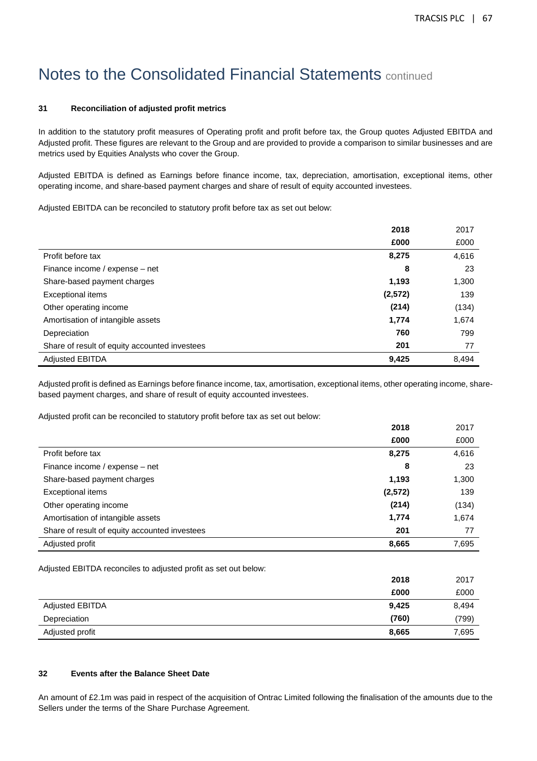# Notes to the Consolidated Financial Statements continued

### 31 Reconciliation of adjusted profit metrics

In addition to the statutory profit measures of Operating profit and profit before tax, the Group quotes Adjusted EBITDA and Adjusted profit. These figures are relevant to the Group and are provided to provide a comparison to similar businesses and are metrics used by Equities Analysts who cover the Group.

Adjusted EBITDA is defined as Earnings before finance income, tax, depreciation, amortisation, exceptional items, other operating income, and share-based payment charges and share of result of equity accounted investees.

Adjusted EBITDA can be reconciled to statutory profit before tax as set out below:

| | **2018** | 2017 |
|---|---|---|
| | **£000** | £000 |
| Profit before tax | **8,275** | 4,616 |
| Finance income / expense – net | **8** | 23 |
| Share-based payment charges | **1,193** | 1,300 |
| Exceptional items | **(2,572)** | 139 |
| Other operating income | **(214)** | (134) |
| Amortisation of intangible assets | **1,774** | 1,674 |
| Depreciation | **760** | 799 |
| Share of result of equity accounted investees | **201** | 77 |
| Adjusted EBITDA | **9,425** | 8,494 |

Adjusted profit is defined as Earnings before finance income, tax, amortisation, exceptional items, other operating income, share-based payment charges, and share of result of equity accounted investees.

Adjusted profit can be reconciled to statutory profit before tax as set out below:

| | **2018** | 2017 |
|---|---|---|
| | **£000** | £000 |
| Profit before tax | **8,275** | 4,616 |
| Finance income / expense – net | **8** | 23 |
| Share-based payment charges | **1,193** | 1,300 |
| Exceptional items | **(2,572)** | 139 |
| Other operating income | **(214)** | (134) |
| Amortisation of intangible assets | **1,774** | 1,674 |
| Share of result of equity accounted investees | **201** | 77 |
| Adjusted profit | **8,665** | 7,695 |

Adjusted EBITDA reconciles to adjusted profit as set out below:

| | **2018** | 2017 |
|---|---|---|
| | **£000** | £000 |
| Adjusted EBITDA | **9,425** | 8,494 |
| Depreciation | **(760)** | (799) |
| Adjusted profit | **8,665** | 7,695 |

### 32 Events after the Balance Sheet Date

An amount of £2.1m was paid in respect of the acquisition of Ontrac Limited following the finalisation of the amounts due to the Sellers under the terms of the Share Purchase Agreement.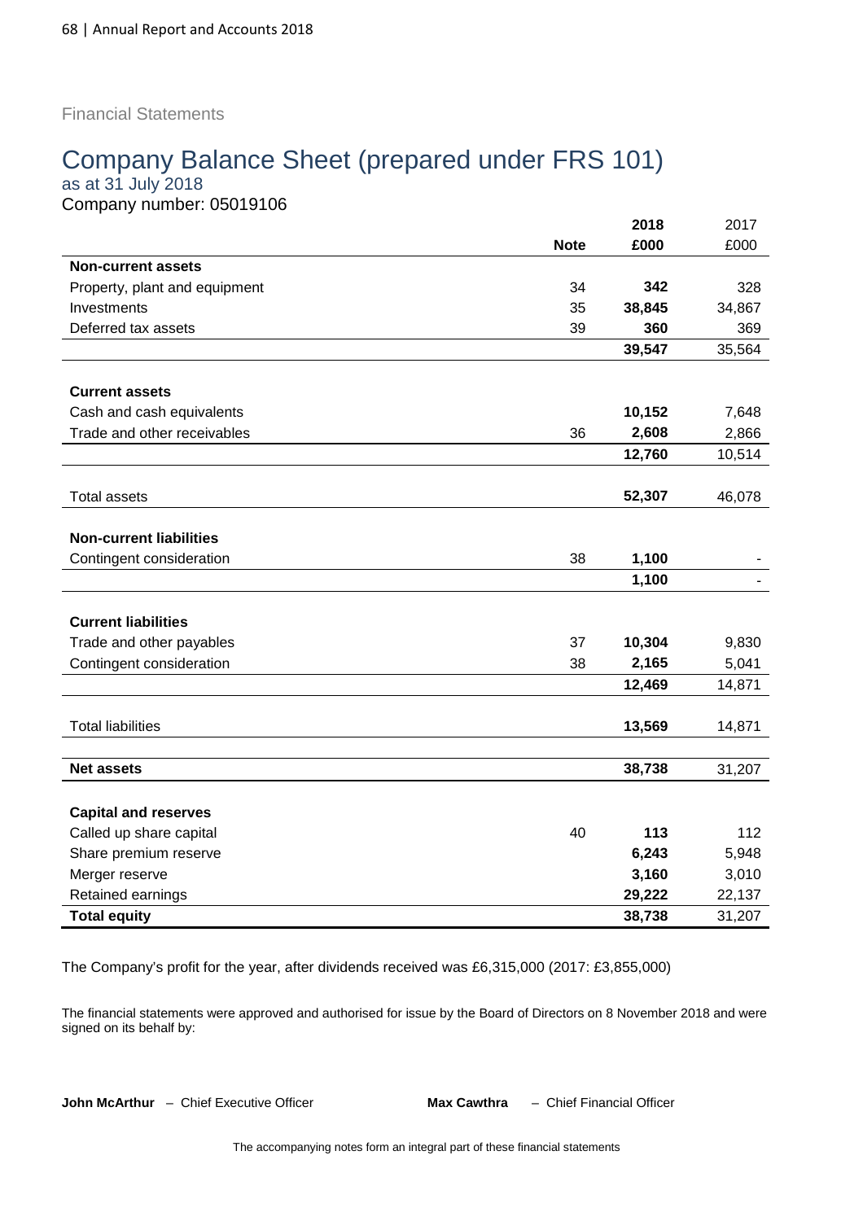Financial Statements

# Company Balance Sheet (prepared under FRS 101)

as at 31 July 2018

Company number: 05019106

| | Note | 2018 £000 | 2017 £000 |
|---|---|---|---|
| **Non-current assets** | | | |
| Property, plant and equipment | 34 | **342** | 328 |
| Investments | 35 | **38,845** | 34,867 |
| Deferred tax assets | 39 | **360** | 369 |
| | | **39,547** | 35,564 |
| **Current assets** | | | |
| Cash and cash equivalents | | **10,152** | 7,648 |
| Trade and other receivables | 36 | **2,608** | 2,866 |
| | | **12,760** | 10,514 |
| Total assets | | **52,307** | 46,078 |
| **Non-current liabilities** | | | |
| Contingent consideration | 38 | **1,100** | - |
| | | **1,100** | - |
| **Current liabilities** | | | |
| Trade and other payables | 37 | **10,304** | 9,830 |
| Contingent consideration | 38 | **2,165** | 5,041 |
| | | **12,469** | 14,871 |
| Total liabilities | | **13,569** | 14,871 |
| **Net assets** | | **38,738** | 31,207 |
| **Capital and reserves** | | | |
| Called up share capital | 40 | **113** | 112 |
| Share premium reserve | | **6,243** | 5,948 |
| Merger reserve | | **3,160** | 3,010 |
| Retained earnings | | **29,222** | 22,137 |
| **Total equity** | | **38,738** | 31,207 |

The Company's profit for the year, after dividends received was £6,315,000 (2017: £3,855,000)

The financial statements were approved and authorised for issue by the Board of Directors on 8 November 2018 and were signed on its behalf by:

**John McArthur** – Chief Executive Officer

**Max Cawthra** – Chief Financial Officer

The accompanying notes form an integral part of these financial statements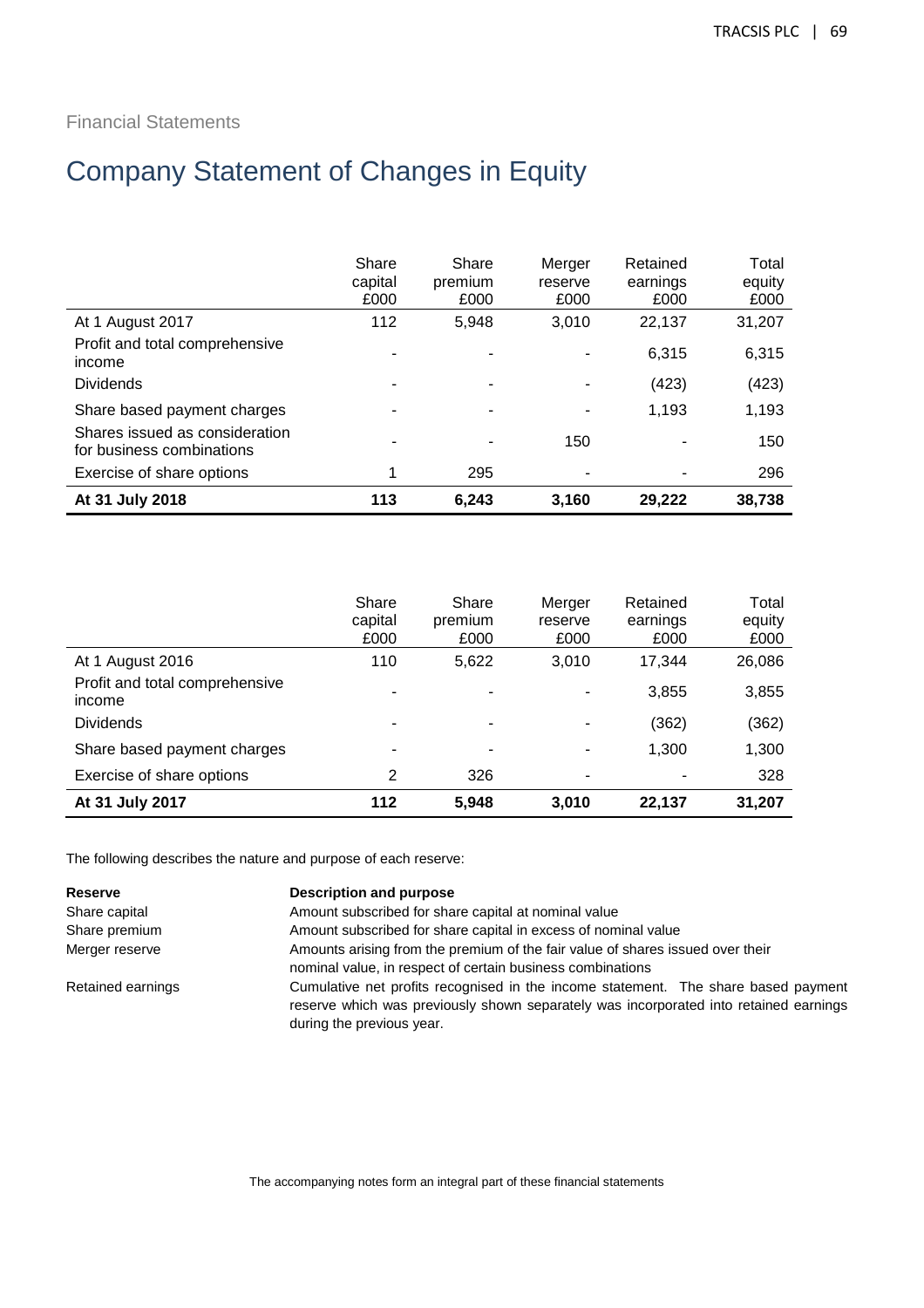Financial Statements

# Company Statement of Changes in Equity

| | Share capital £000 | Share premium £000 | Merger reserve £000 | Retained earnings £000 | Total equity £000 |
|---|---|---|---|---|---|
| At 1 August 2017 | 112 | 5,948 | 3,010 | 22,137 | 31,207 |
| Profit and total comprehensive income | - | - | - | 6,315 | 6,315 |
| Dividends | - | - | - | (423) | (423) |
| Share based payment charges | - | - | - | 1,193 | 1,193 |
| Shares issued as consideration for business combinations | - | - | 150 | - | 150 |
| Exercise of share options | 1 | 295 | - | - | 296 |
| **At 31 July 2018** | **113** | **6,243** | **3,160** | **29,222** | **38,738** |

| | Share capital £000 | Share premium £000 | Merger reserve £000 | Retained earnings £000 | Total equity £000 |
|---|---|---|---|---|---|
| At 1 August 2016 | 110 | 5,622 | 3,010 | 17,344 | 26,086 |
| Profit and total comprehensive income | - | - | - | 3,855 | 3,855 |
| Dividends | - | - | - | (362) | (362) |
| Share based payment charges | - | - | - | 1,300 | 1,300 |
| Exercise of share options | 2 | 326 | - | - | 328 |
| **At 31 July 2017** | **112** | **5,948** | **3,010** | **22,137** | **31,207** |

The following describes the nature and purpose of each reserve:

| **Reserve** | **Description and purpose** |
|---|---|
| Share capital | Amount subscribed for share capital at nominal value |
| Share premium | Amount subscribed for share capital in excess of nominal value |
| Merger reserve | Amounts arising from the premium of the fair value of shares issued over their nominal value, in respect of certain business combinations |
| Retained earnings | Cumulative net profits recognised in the income statement. The share based payment reserve which was previously shown separately was incorporated into retained earnings during the previous year. |

The accompanying notes form an integral part of these financial statements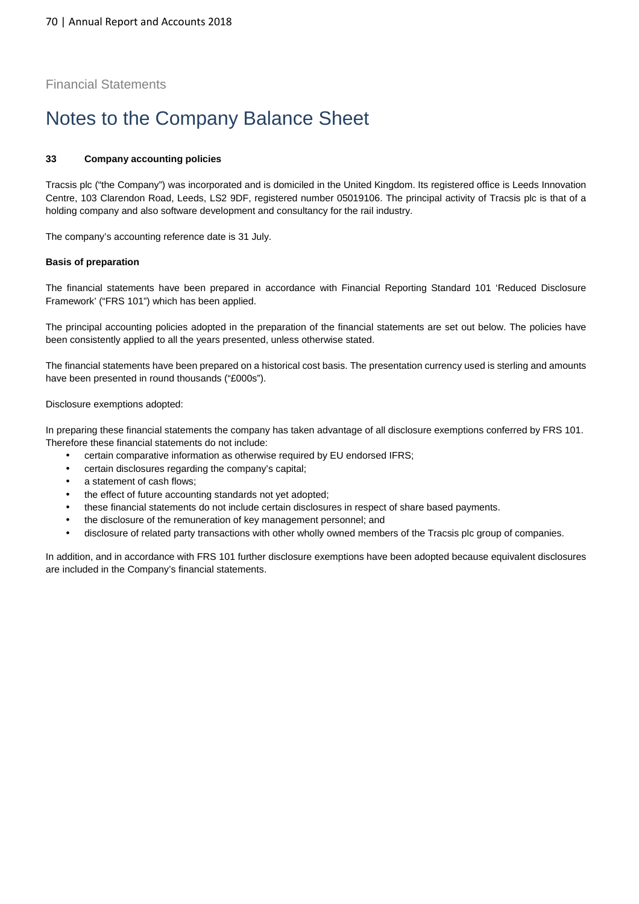Financial Statements

# Notes to the Company Balance Sheet

### 33 Company accounting policies

Tracsis plc ("the Company") was incorporated and is domiciled in the United Kingdom. Its registered office is Leeds Innovation Centre, 103 Clarendon Road, Leeds, LS2 9DF, registered number 05019106. The principal activity of Tracsis plc is that of a holding company and also software development and consultancy for the rail industry.

The company's accounting reference date is 31 July.

**Basis of preparation**

The financial statements have been prepared in accordance with Financial Reporting Standard 101 'Reduced Disclosure Framework' ("FRS 101") which has been applied.

The principal accounting policies adopted in the preparation of the financial statements are set out below. The policies have been consistently applied to all the years presented, unless otherwise stated.

The financial statements have been prepared on a historical cost basis. The presentation currency used is sterling and amounts have been presented in round thousands ("£000s").

Disclosure exemptions adopted:

In preparing these financial statements the company has taken advantage of all disclosure exemptions conferred by FRS 101. Therefore these financial statements do not include:

- certain comparative information as otherwise required by EU endorsed IFRS;
- certain disclosures regarding the company's capital;
- a statement of cash flows;
- the effect of future accounting standards not yet adopted;
- these financial statements do not include certain disclosures in respect of share based payments.
- the disclosure of the remuneration of key management personnel; and
- disclosure of related party transactions with other wholly owned members of the Tracsis plc group of companies.

In addition, and in accordance with FRS 101 further disclosure exemptions have been adopted because equivalent disclosures are included in the Company's financial statements.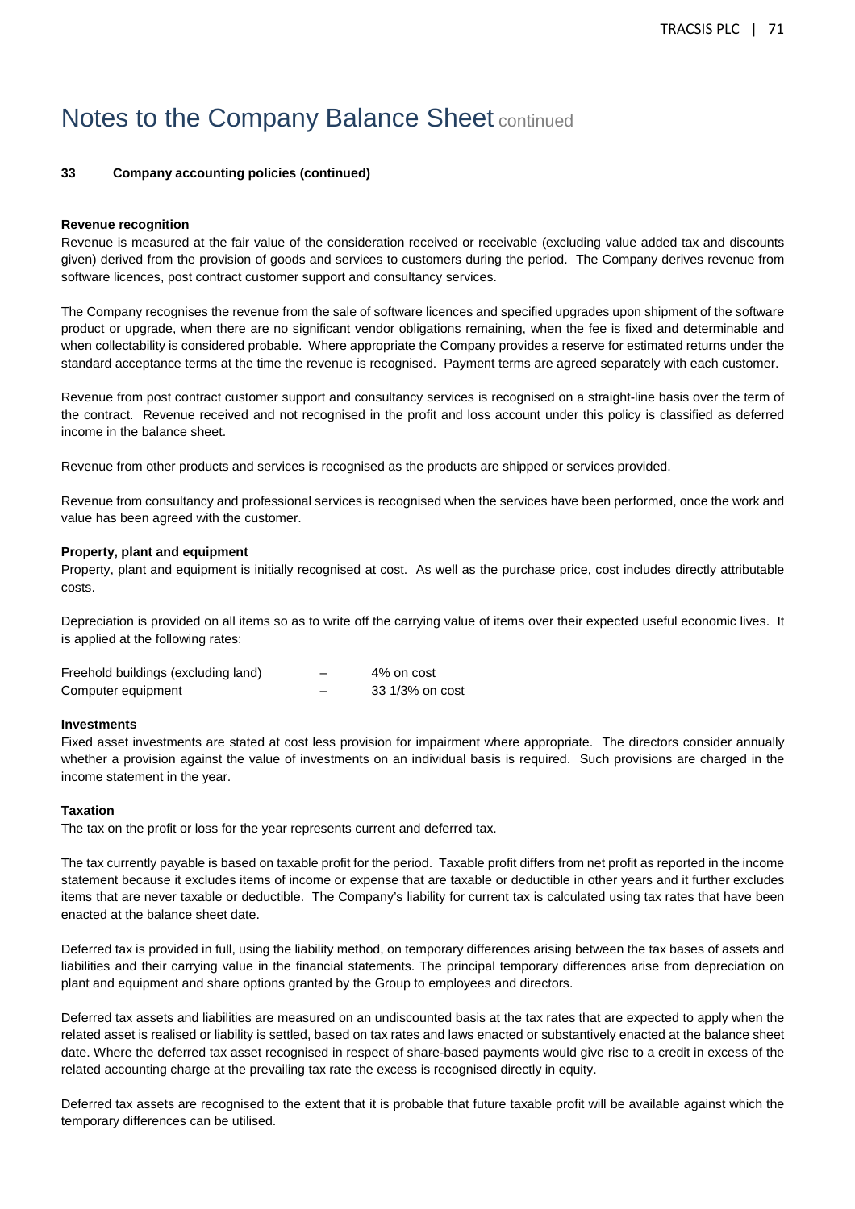# Notes to the Company Balance Sheet continued

## 33 Company accounting policies (continued)

**Revenue recognition**

Revenue is measured at the fair value of the consideration received or receivable (excluding value added tax and discounts given) derived from the provision of goods and services to customers during the period. The Company derives revenue from software licences, post contract customer support and consultancy services.

The Company recognises the revenue from the sale of software licences and specified upgrades upon shipment of the software product or upgrade, when there are no significant vendor obligations remaining, when the fee is fixed and determinable and when collectability is considered probable. Where appropriate the Company provides a reserve for estimated returns under the standard acceptance terms at the time the revenue is recognised. Payment terms are agreed separately with each customer.

Revenue from post contract customer support and consultancy services is recognised on a straight-line basis over the term of the contract. Revenue received and not recognised in the profit and loss account under this policy is classified as deferred income in the balance sheet.

Revenue from other products and services is recognised as the products are shipped or services provided.

Revenue from consultancy and professional services is recognised when the services have been performed, once the work and value has been agreed with the customer.

**Property, plant and equipment**

Property, plant and equipment is initially recognised at cost. As well as the purchase price, cost includes directly attributable costs.

Depreciation is provided on all items so as to write off the carrying value of items over their expected useful economic lives. It is applied at the following rates:

| | | |
|---|---|---|
| Freehold buildings (excluding land) | – | 4% on cost |
| Computer equipment | – | 33 1/3% on cost |

**Investments**

Fixed asset investments are stated at cost less provision for impairment where appropriate. The directors consider annually whether a provision against the value of investments on an individual basis is required. Such provisions are charged in the income statement in the year.

**Taxation**

The tax on the profit or loss for the year represents current and deferred tax.

The tax currently payable is based on taxable profit for the period. Taxable profit differs from net profit as reported in the income statement because it excludes items of income or expense that are taxable or deductible in other years and it further excludes items that are never taxable or deductible. The Company's liability for current tax is calculated using tax rates that have been enacted at the balance sheet date.

Deferred tax is provided in full, using the liability method, on temporary differences arising between the tax bases of assets and liabilities and their carrying value in the financial statements. The principal temporary differences arise from depreciation on plant and equipment and share options granted by the Group to employees and directors.

Deferred tax assets and liabilities are measured on an undiscounted basis at the tax rates that are expected to apply when the related asset is realised or liability is settled, based on tax rates and laws enacted or substantively enacted at the balance sheet date. Where the deferred tax asset recognised in respect of share-based payments would give rise to a credit in excess of the related accounting charge at the prevailing tax rate the excess is recognised directly in equity.

Deferred tax assets are recognised to the extent that it is probable that future taxable profit will be available against which the temporary differences can be utilised.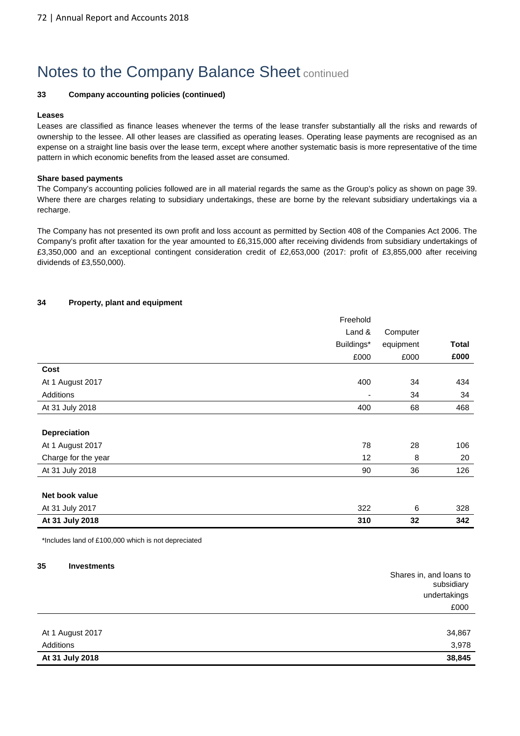# Notes to the Company Balance Sheet continued

**33 Company accounting policies (continued)**

**Leases**

Leases are classified as finance leases whenever the terms of the lease transfer substantially all the risks and rewards of ownership to the lessee. All other leases are classified as operating leases. Operating lease payments are recognised as an expense on a straight line basis over the lease term, except where another systematic basis is more representative of the time pattern in which economic benefits from the leased asset are consumed.

**Share based payments**

The Company's accounting policies followed are in all material regards the same as the Group's policy as shown on page 39. Where there are charges relating to subsidiary undertakings, these are borne by the relevant subsidiary undertakings via a recharge.

The Company has not presented its own profit and loss account as permitted by Section 408 of the Companies Act 2006. The Company's profit after taxation for the year amounted to £6,315,000 after receiving dividends from subsidiary undertakings of £3,350,000 and an exceptional contingent consideration credit of £2,653,000 (2017: profit of £3,855,000 after receiving dividends of £3,550,000).

**34 Property, plant and equipment**

| | Freehold Land & Buildings* | Computer equipment | **Total** |
|---|---|---|---|
| | £000 | £000 | **£000** |
| **Cost** | | | |
| At 1 August 2017 | 400 | 34 | 434 |
| Additions | - | 34 | 34 |
| At 31 July 2018 | 400 | 68 | 468 |
| **Depreciation** | | | |
| At 1 August 2017 | 78 | 28 | 106 |
| Charge for the year | 12 | 8 | 20 |
| At 31 July 2018 | 90 | 36 | 126 |
| **Net book value** | | | |
| At 31 July 2017 | 322 | 6 | 328 |
| **At 31 July 2018** | **310** | **32** | **342** |

*Includes land of £100,000 which is not depreciated

**35 Investments**

| | Shares in, and loans to subsidiary undertakings |
|---|---|
| | £000 |
| At 1 August 2017 | 34,867 |
| Additions | 3,978 |
| **At 31 July 2018** | **38,845** |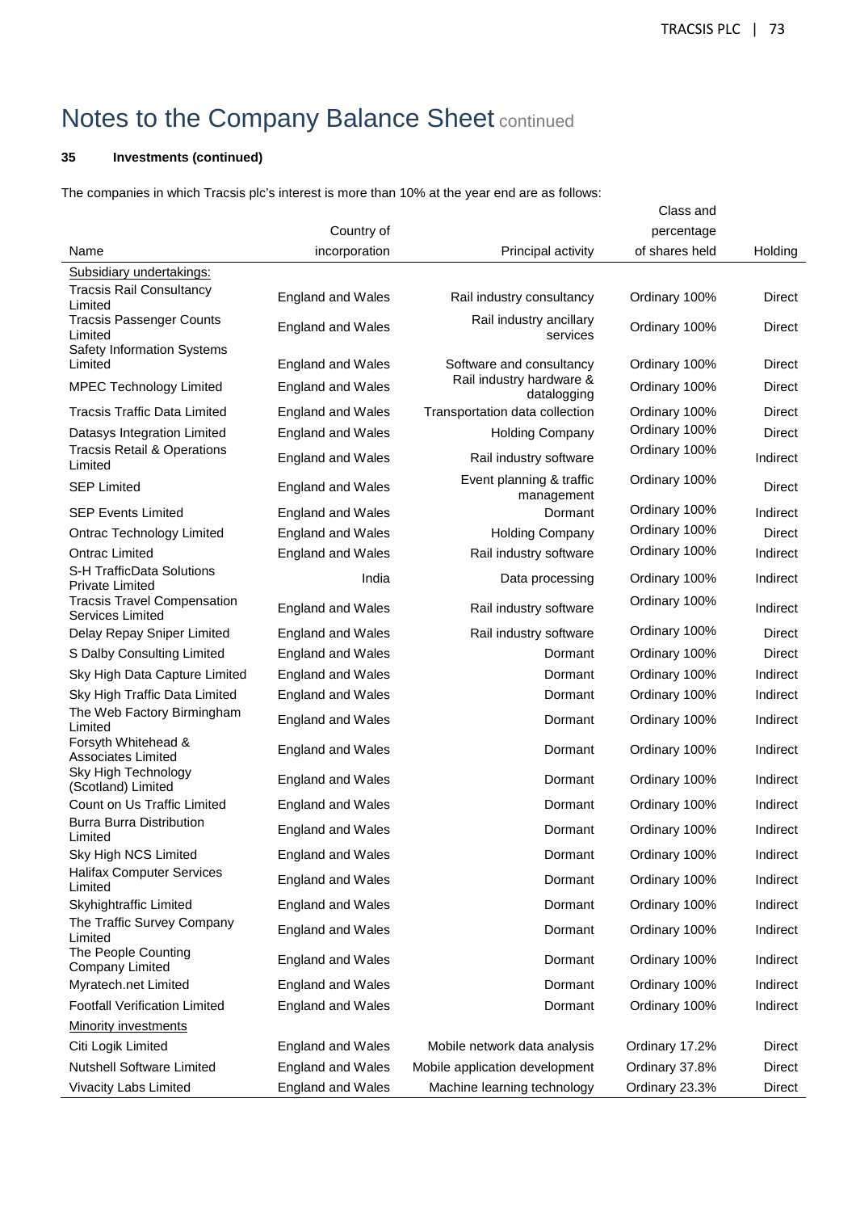# Notes to the Company Balance Sheet continued

**35 Investments (continued)**

The companies in which Tracsis plc's interest is more than 10% at the year end are as follows:

| Name | Country of incorporation | Principal activity | Class and percentage of shares held | Holding |
|---|---|---|---|---|
| Subsidiary undertakings: | | | | |
| Tracsis Rail Consultancy Limited | England and Wales | Rail industry consultancy | Ordinary 100% | Direct |
| Tracsis Passenger Counts Limited | England and Wales | Rail industry ancillary services | Ordinary 100% | Direct |
| Safety Information Systems Limited | England and Wales | Software and consultancy | Ordinary 100% | Direct |
| MPEC Technology Limited | England and Wales | Rail industry hardware & datalogging | Ordinary 100% | Direct |
| Tracsis Traffic Data Limited | England and Wales | Transportation data collection | Ordinary 100% | Direct |
| Datasys Integration Limited | England and Wales | Holding Company | Ordinary 100% | Direct |
| Tracsis Retail & Operations Limited | England and Wales | Rail industry software | Ordinary 100% | Indirect |
| SEP Limited | England and Wales | Event planning & traffic management | Ordinary 100% | Direct |
| SEP Events Limited | England and Wales | Dormant | Ordinary 100% | Indirect |
| Ontrac Technology Limited | England and Wales | Holding Company | Ordinary 100% | Direct |
| Ontrac Limited | England and Wales | Rail industry software | Ordinary 100% | Indirect |
| S-H TrafficData Solutions Private Limited | India | Data processing | Ordinary 100% | Indirect |
| Tracsis Travel Compensation Services Limited | England and Wales | Rail industry software | Ordinary 100% | Indirect |
| Delay Repay Sniper Limited | England and Wales | Rail industry software | Ordinary 100% | Direct |
| S Dalby Consulting Limited | England and Wales | Dormant | Ordinary 100% | Direct |
| Sky High Data Capture Limited | England and Wales | Dormant | Ordinary 100% | Indirect |
| Sky High Traffic Data Limited | England and Wales | Dormant | Ordinary 100% | Indirect |
| The Web Factory Birmingham Limited | England and Wales | Dormant | Ordinary 100% | Indirect |
| Forsyth Whitehead & Associates Limited | England and Wales | Dormant | Ordinary 100% | Indirect |
| Sky High Technology (Scotland) Limited | England and Wales | Dormant | Ordinary 100% | Indirect |
| Count on Us Traffic Limited | England and Wales | Dormant | Ordinary 100% | Indirect |
| Burra Burra Distribution Limited | England and Wales | Dormant | Ordinary 100% | Indirect |
| Sky High NCS Limited | England and Wales | Dormant | Ordinary 100% | Indirect |
| Halifax Computer Services Limited | England and Wales | Dormant | Ordinary 100% | Indirect |
| Skyhightraffic Limited | England and Wales | Dormant | Ordinary 100% | Indirect |
| The Traffic Survey Company Limited | England and Wales | Dormant | Ordinary 100% | Indirect |
| The People Counting Company Limited | England and Wales | Dormant | Ordinary 100% | Indirect |
| Myratech.net Limited | England and Wales | Dormant | Ordinary 100% | Indirect |
| Footfall Verification Limited | England and Wales | Dormant | Ordinary 100% | Indirect |
| Minority investments | | | | |
| Citi Logik Limited | England and Wales | Mobile network data analysis | Ordinary 17.2% | Direct |
| Nutshell Software Limited | England and Wales | Mobile application development | Ordinary 37.8% | Direct |
| Vivacity Labs Limited | England and Wales | Machine learning technology | Ordinary 23.3% | Direct |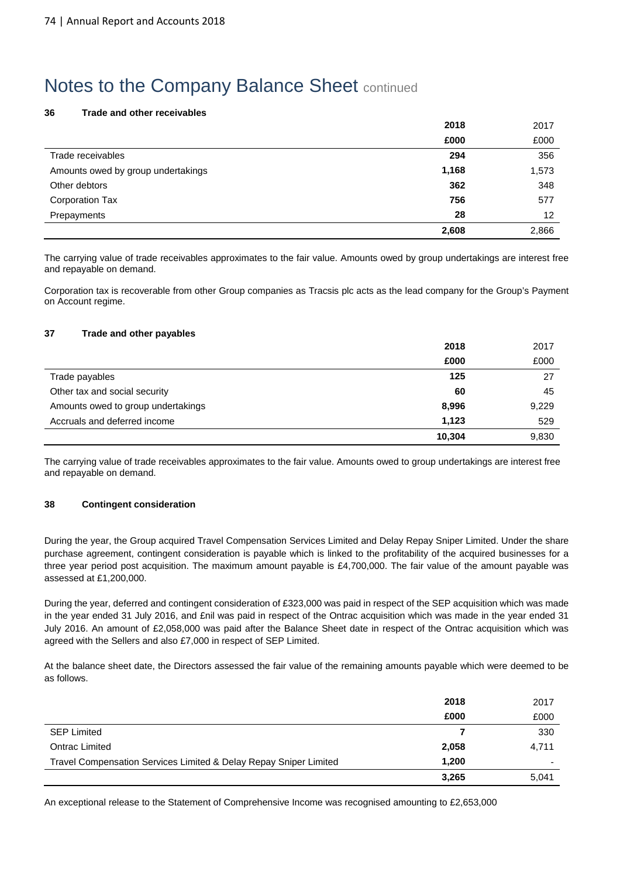# Notes to the Company Balance Sheet continued

### 36 Trade and other receivables

| | 2018 | 2017 |
|---|---|---|
| | £000 | £000 |
| Trade receivables | **294** | 356 |
| Amounts owed by group undertakings | **1,168** | 1,573 |
| Other debtors | **362** | 348 |
| Corporation Tax | **756** | 577 |
| Prepayments | **28** | 12 |
| | **2,608** | 2,866 |

The carrying value of trade receivables approximates to the fair value. Amounts owed by group undertakings are interest free and repayable on demand.

Corporation tax is recoverable from other Group companies as Tracsis plc acts as the lead company for the Group's Payment on Account regime.

### 37 Trade and other payables

| | 2018 | 2017 |
|---|---|---|
| | £000 | £000 |
| Trade payables | **125** | 27 |
| Other tax and social security | **60** | 45 |
| Amounts owed to group undertakings | **8,996** | 9,229 |
| Accruals and deferred income | **1,123** | 529 |
| | **10,304** | 9,830 |

The carrying value of trade receivables approximates to the fair value. Amounts owed to group undertakings are interest free and repayable on demand.

### 38 Contingent consideration

During the year, the Group acquired Travel Compensation Services Limited and Delay Repay Sniper Limited. Under the share purchase agreement, contingent consideration is payable which is linked to the profitability of the acquired businesses for a three year period post acquisition. The maximum amount payable is £4,700,000. The fair value of the amount payable was assessed at £1,200,000.

During the year, deferred and contingent consideration of £323,000 was paid in respect of the SEP acquisition which was made in the year ended 31 July 2016, and £nil was paid in respect of the Ontrac acquisition which was made in the year ended 31 July 2016. An amount of £2,058,000 was paid after the Balance Sheet date in respect of the Ontrac acquisition which was agreed with the Sellers and also £7,000 in respect of SEP Limited.

At the balance sheet date, the Directors assessed the fair value of the remaining amounts payable which were deemed to be as follows.

| | 2018 | 2017 |
|---|---|---|
| | £000 | £000 |
| SEP Limited | **7** | 330 |
| Ontrac Limited | **2,058** | 4,711 |
| Travel Compensation Services Limited & Delay Repay Sniper Limited | **1,200** | - |
| | **3,265** | 5,041 |

An exceptional release to the Statement of Comprehensive Income was recognised amounting to £2,653,000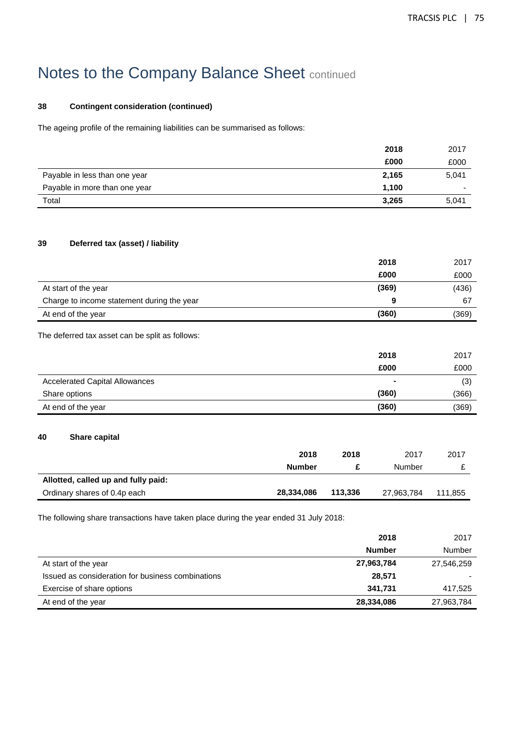# Notes to the Company Balance Sheet continued

### 38 Contingent consideration (continued)

The ageing profile of the remaining liabilities can be summarised as follows:

| | **2018** | 2017 |
|---|---|---|
| | **£000** | £000 |
| Payable in less than one year | **2,165** | 5,041 |
| Payable in more than one year | **1,100** | - |
| Total | **3,265** | 5,041 |

### 39 Deferred tax (asset) / liability

| | **2018** | 2017 |
|---|---|---|
| | **£000** | £000 |
| At start of the year | **(369)** | (436) |
| Charge to income statement during the year | **9** | 67 |
| At end of the year | **(360)** | (369) |

The deferred tax asset can be split as follows:

| | **2018** | 2017 |
|---|---|---|
| | **£000** | £000 |
| Accelerated Capital Allowances | **-** | (3) |
| Share options | **(360)** | (366) |
| At end of the year | **(360)** | (369) |

### 40 Share capital

| | **2018** | **2018** | 2017 | 2017 |
|---|---|---|---|---|
| | **Number** | **£** | Number | £ |
| **Allotted, called up and fully paid:** | | | | |
| Ordinary shares of 0.4p each | **28,334,086** | **113,336** | 27,963,784 | 111,855 |

The following share transactions have taken place during the year ended 31 July 2018:

| | **2018** | 2017 |
|---|---|---|
| | **Number** | Number |
| At start of the year | **27,963,784** | 27,546,259 |
| Issued as consideration for business combinations | **28,571** | - |
| Exercise of share options | **341,731** | 417,525 |
| At end of the year | **28,334,086** | 27,963,784 |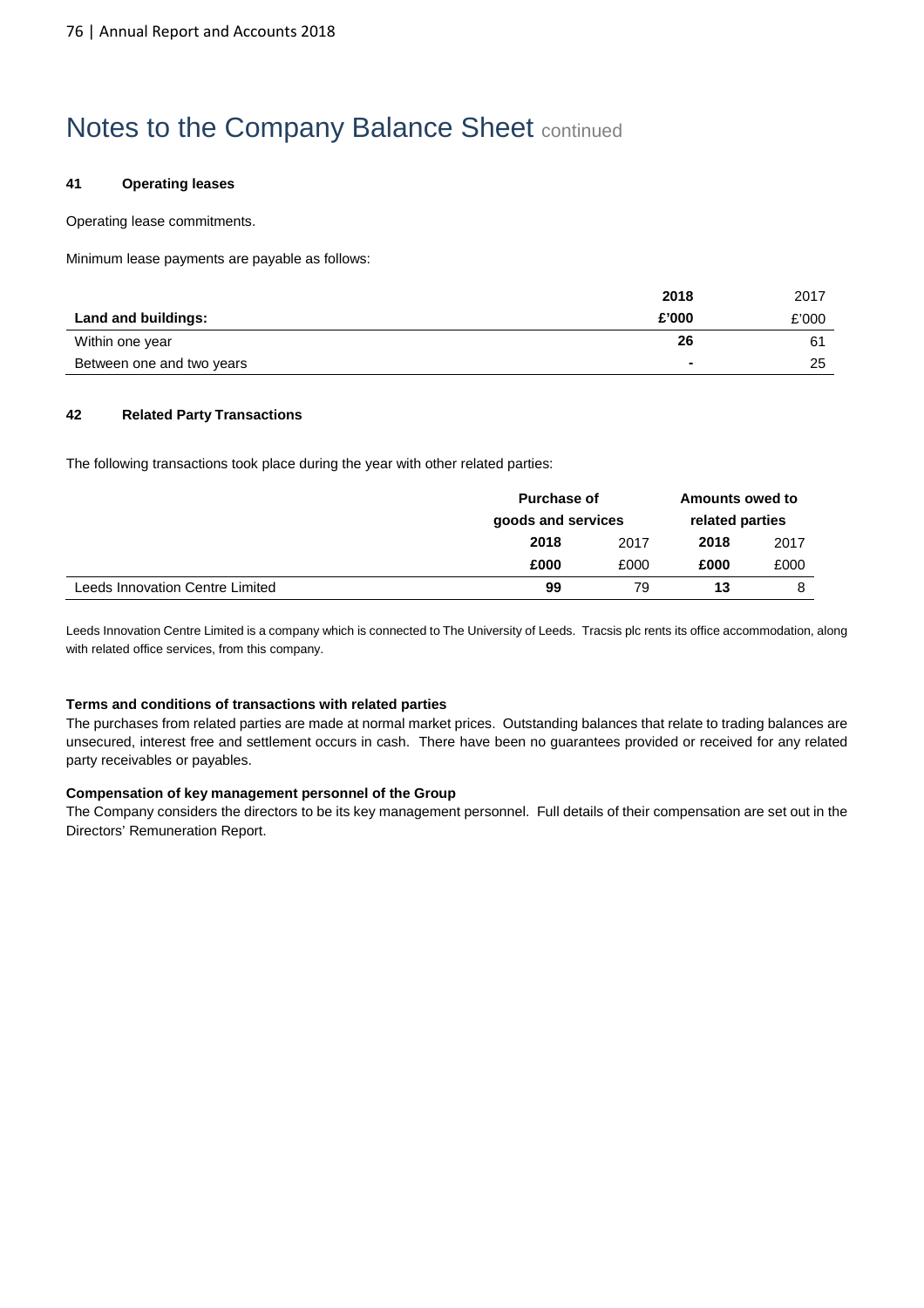# Notes to the Company Balance Sheet continued

#### 41 Operating leases

Operating lease commitments.

Minimum lease payments are payable as follows:

| | **2018** | 2017 |
|---|---|---|
| **Land and buildings:** | **£'000** | £'000 |
| Within one year | **26** | 61 |
| Between one and two years | **-** | 25 |

#### 42 Related Party Transactions

The following transactions took place during the year with other related parties:

| | **Purchase of goods and services** | | **Amounts owed to related parties** | |
|---|---|---|---|---|
| | **2018** | 2017 | **2018** | 2017 |
| | **£000** | £000 | **£000** | £000 |
| Leeds Innovation Centre Limited | **99** | 79 | **13** | 8 |

Leeds Innovation Centre Limited is a company which is connected to The University of Leeds. Tracsis plc rents its office accommodation, along with related office services, from this company.

**Terms and conditions of transactions with related parties**

The purchases from related parties are made at normal market prices. Outstanding balances that relate to trading balances are unsecured, interest free and settlement occurs in cash. There have been no guarantees provided or received for any related party receivables or payables.

**Compensation of key management personnel of the Group**

The Company considers the directors to be its key management personnel. Full details of their compensation are set out in the Directors' Remuneration Report.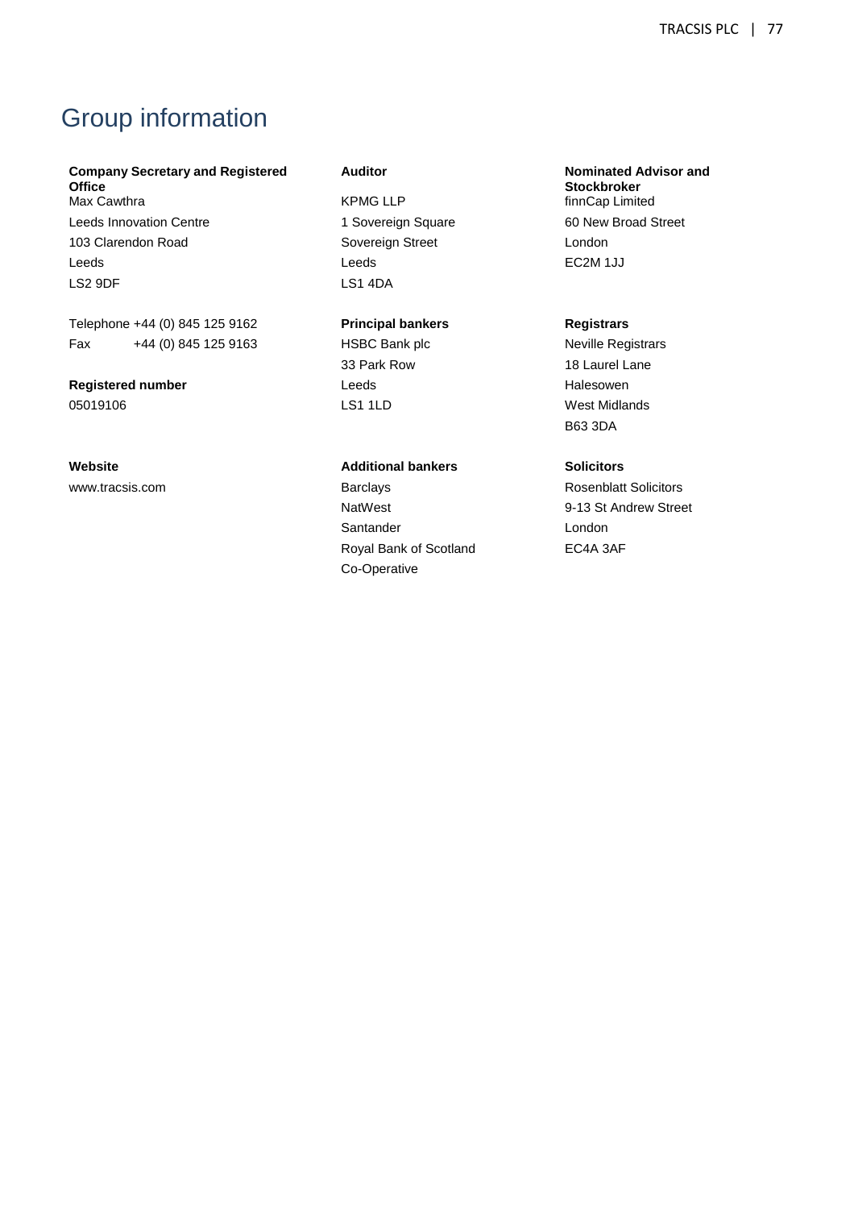# Group information

**Company Secretary and Registered Office**
Max Cawthra
Leeds Innovation Centre
103 Clarendon Road
Leeds
LS2 9DF

Telephone +44 (0) 845 125 9162
Fax +44 (0) 845 125 9163

**Registered number**
05019106

**Website**
www.tracsis.com

**Auditor**
KPMG LLP
1 Sovereign Square
Sovereign Street
Leeds
LS1 4DA

**Principal bankers**
HSBC Bank plc
33 Park Row
Leeds
LS1 1LD

**Additional bankers**
Barclays
NatWest
Santander
Royal Bank of Scotland
Co-Operative

**Nominated Advisor and Stockbroker**
finnCap Limited
60 New Broad Street
London
EC2M 1JJ

**Registrars**
Neville Registrars
18 Laurel Lane
Halesowen
West Midlands
B63 3DA

**Solicitors**
Rosenblatt Solicitors
9-13 St Andrew Street
London
EC4A 3AF